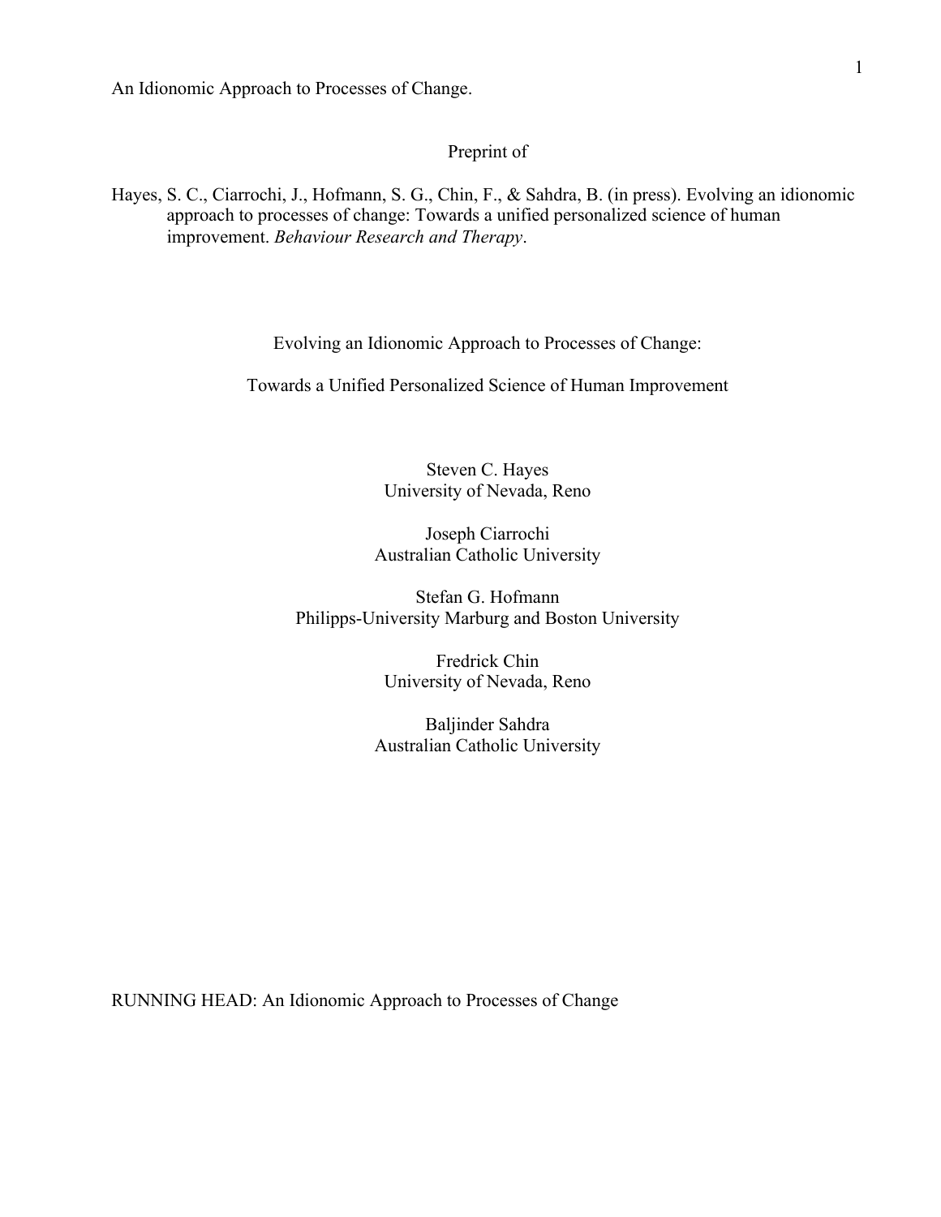Preprint of

Hayes, S. C., Ciarrochi, J., Hofmann, S. G., Chin, F., & Sahdra, B. (in press). Evolving an idionomic approach to processes of change: Towards a unified personalized science of human improvement. *Behaviour Research and Therapy*.

# Evolving an Idionomic Approach to Processes of Change:

# Towards a Unified Personalized Science of Human Improvement

Steven C. Hayes
University of Nevada, Reno

Joseph Ciarrochi
Australian Catholic University

Stefan G. Hofmann
Philipps-University Marburg and Boston University

Fredrick Chin
University of Nevada, Reno

Baljinder Sahdra
Australian Catholic University

RUNNING HEAD: An Idionomic Approach to Processes of Change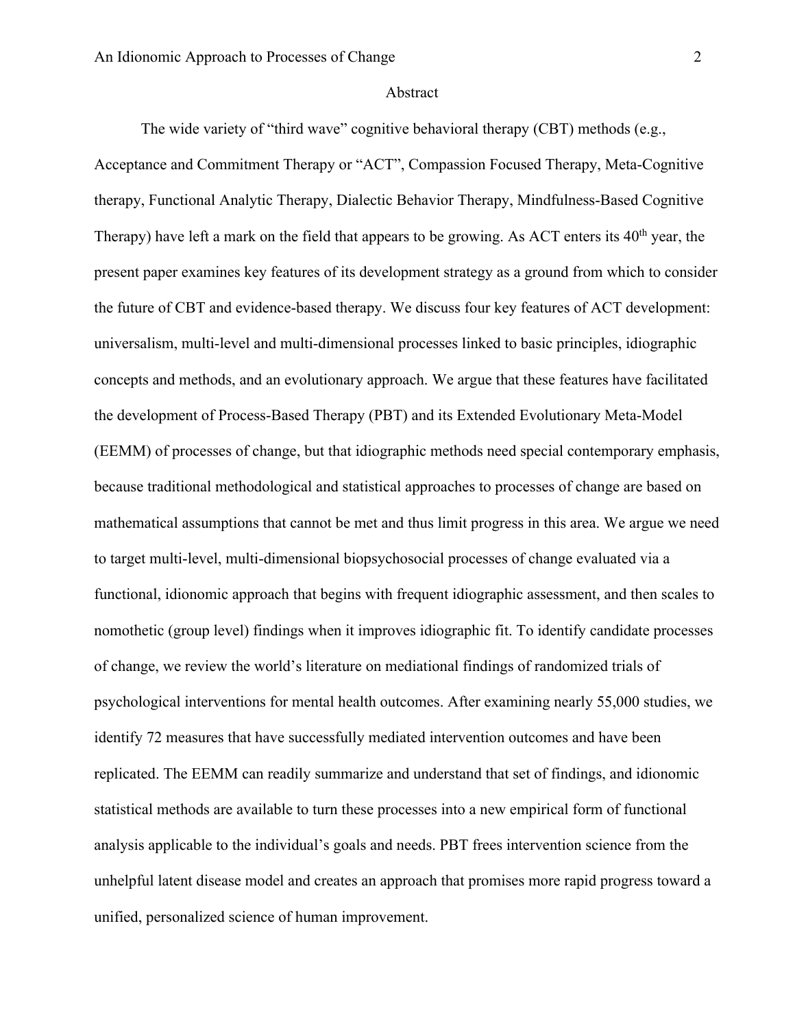## Abstract

The wide variety of "third wave" cognitive behavioral therapy (CBT) methods (e.g., Acceptance and Commitment Therapy or "ACT", Compassion Focused Therapy, Meta-Cognitive therapy, Functional Analytic Therapy, Dialectic Behavior Therapy, Mindfulness-Based Cognitive Therapy) have left a mark on the field that appears to be growing. As ACT enters its 40th year, the present paper examines key features of its development strategy as a ground from which to consider the future of CBT and evidence-based therapy. We discuss four key features of ACT development: universalism, multi-level and multi-dimensional processes linked to basic principles, idiographic concepts and methods, and an evolutionary approach. We argue that these features have facilitated the development of Process-Based Therapy (PBT) and its Extended Evolutionary Meta-Model (EEMM) of processes of change, but that idiographic methods need special contemporary emphasis, because traditional methodological and statistical approaches to processes of change are based on mathematical assumptions that cannot be met and thus limit progress in this area. We argue we need to target multi-level, multi-dimensional biopsychosocial processes of change evaluated via a functional, idionomic approach that begins with frequent idiographic assessment, and then scales to nomothetic (group level) findings when it improves idiographic fit. To identify candidate processes of change, we review the world's literature on mediational findings of randomized trials of psychological interventions for mental health outcomes. After examining nearly 55,000 studies, we identify 72 measures that have successfully mediated intervention outcomes and have been replicated. The EEMM can readily summarize and understand that set of findings, and idionomic statistical methods are available to turn these processes into a new empirical form of functional analysis applicable to the individual's goals and needs. PBT frees intervention science from the unhelpful latent disease model and creates an approach that promises more rapid progress toward a unified, personalized science of human improvement.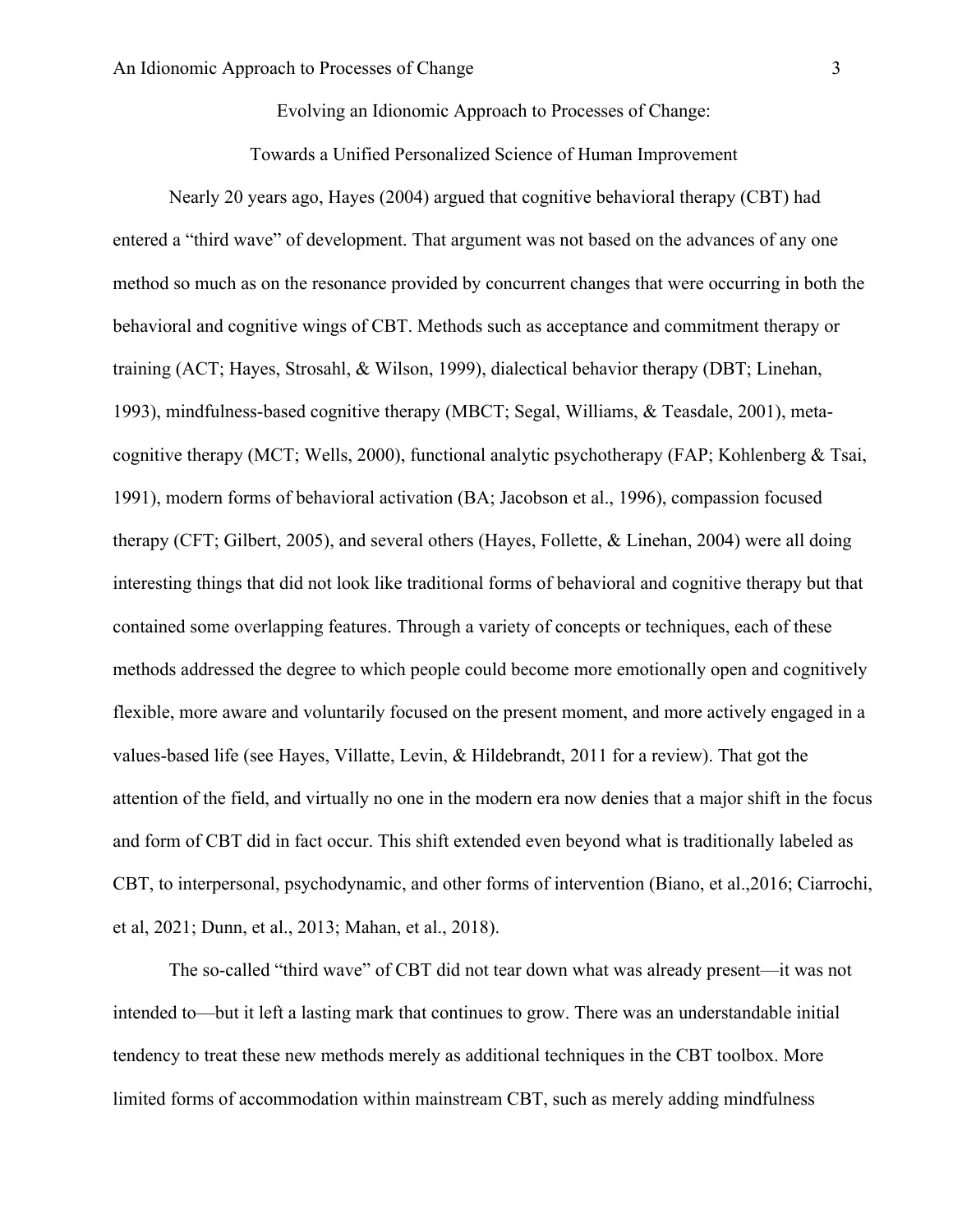# Evolving an Idionomic Approach to Processes of Change:

## Towards a Unified Personalized Science of Human Improvement

Nearly 20 years ago, Hayes (2004) argued that cognitive behavioral therapy (CBT) had entered a "third wave" of development. That argument was not based on the advances of any one method so much as on the resonance provided by concurrent changes that were occurring in both the behavioral and cognitive wings of CBT. Methods such as acceptance and commitment therapy or training (ACT; Hayes, Strosahl, & Wilson, 1999), dialectical behavior therapy (DBT; Linehan, 1993), mindfulness-based cognitive therapy (MBCT; Segal, Williams, & Teasdale, 2001), meta-cognitive therapy (MCT; Wells, 2000), functional analytic psychotherapy (FAP; Kohlenberg & Tsai, 1991), modern forms of behavioral activation (BA; Jacobson et al., 1996), compassion focused therapy (CFT; Gilbert, 2005), and several others (Hayes, Follette, & Linehan, 2004) were all doing interesting things that did not look like traditional forms of behavioral and cognitive therapy but that contained some overlapping features. Through a variety of concepts or techniques, each of these methods addressed the degree to which people could become more emotionally open and cognitively flexible, more aware and voluntarily focused on the present moment, and more actively engaged in a values-based life (see Hayes, Villatte, Levin, & Hildebrandt, 2011 for a review). That got the attention of the field, and virtually no one in the modern era now denies that a major shift in the focus and form of CBT did in fact occur. This shift extended even beyond what is traditionally labeled as CBT, to interpersonal, psychodynamic, and other forms of intervention (Biano, et al.,2016; Ciarrochi, et al, 2021; Dunn, et al., 2013; Mahan, et al., 2018).

The so-called "third wave" of CBT did not tear down what was already present—it was not intended to—but it left a lasting mark that continues to grow. There was an understandable initial tendency to treat these new methods merely as additional techniques in the CBT toolbox. More limited forms of accommodation within mainstream CBT, such as merely adding mindfulness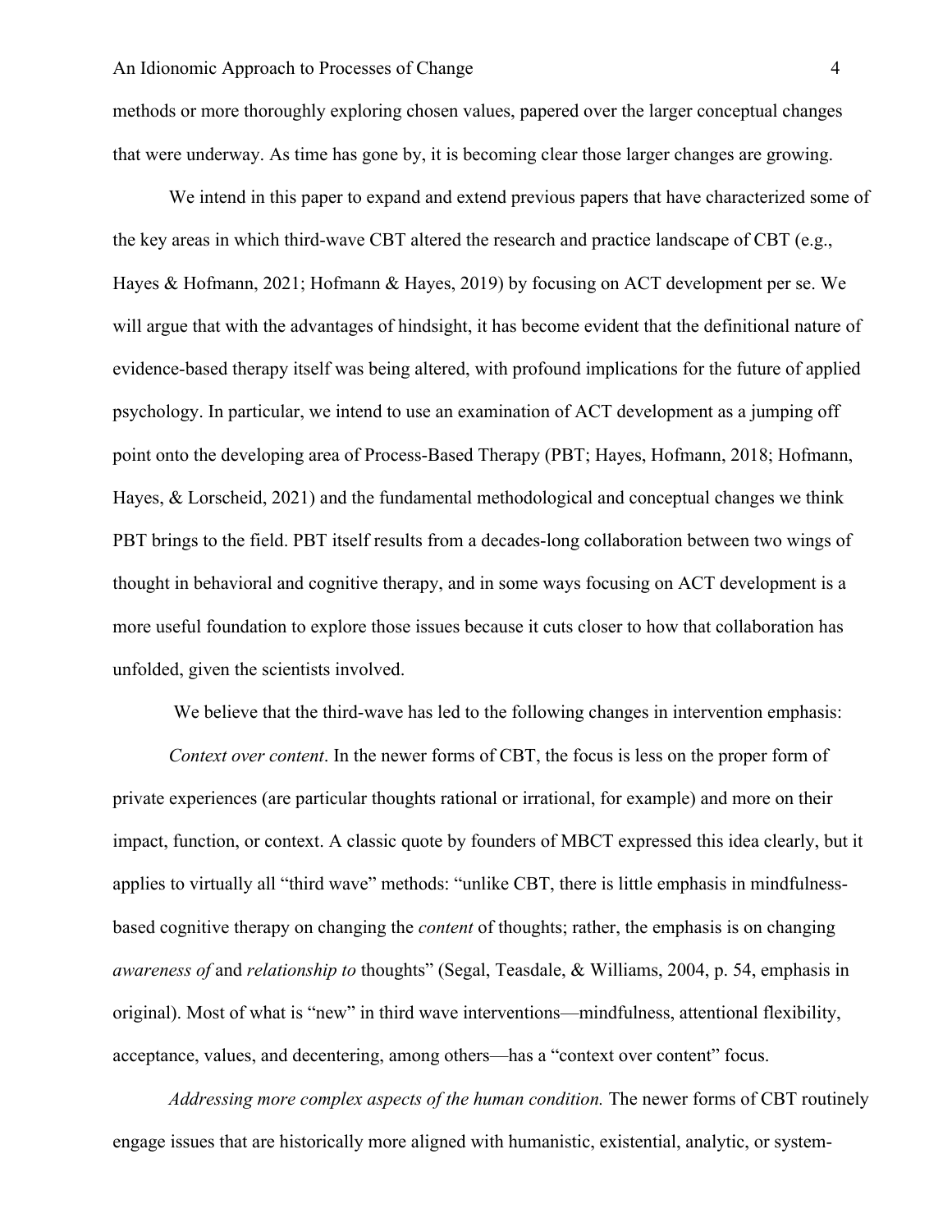methods or more thoroughly exploring chosen values, papered over the larger conceptual changes that were underway. As time has gone by, it is becoming clear those larger changes are growing.

We intend in this paper to expand and extend previous papers that have characterized some of the key areas in which third-wave CBT altered the research and practice landscape of CBT (e.g., Hayes & Hofmann, 2021; Hofmann & Hayes, 2019) by focusing on ACT development per se. We will argue that with the advantages of hindsight, it has become evident that the definitional nature of evidence-based therapy itself was being altered, with profound implications for the future of applied psychology. In particular, we intend to use an examination of ACT development as a jumping off point onto the developing area of Process-Based Therapy (PBT; Hayes, Hofmann, 2018; Hofmann, Hayes, & Lorscheid, 2021) and the fundamental methodological and conceptual changes we think PBT brings to the field. PBT itself results from a decades-long collaboration between two wings of thought in behavioral and cognitive therapy, and in some ways focusing on ACT development is a more useful foundation to explore those issues because it cuts closer to how that collaboration has unfolded, given the scientists involved.

We believe that the third-wave has led to the following changes in intervention emphasis:

*Context over content*. In the newer forms of CBT, the focus is less on the proper form of private experiences (are particular thoughts rational or irrational, for example) and more on their impact, function, or context. A classic quote by founders of MBCT expressed this idea clearly, but it applies to virtually all "third wave" methods: "unlike CBT, there is little emphasis in mindfulness-based cognitive therapy on changing the *content* of thoughts; rather, the emphasis is on changing *awareness of* and *relationship to* thoughts" (Segal, Teasdale, & Williams, 2004, p. 54, emphasis in original). Most of what is "new" in third wave interventions—mindfulness, attentional flexibility, acceptance, values, and decentering, among others—has a "context over content" focus.

*Addressing more complex aspects of the human condition.* The newer forms of CBT routinely engage issues that are historically more aligned with humanistic, existential, analytic, or system-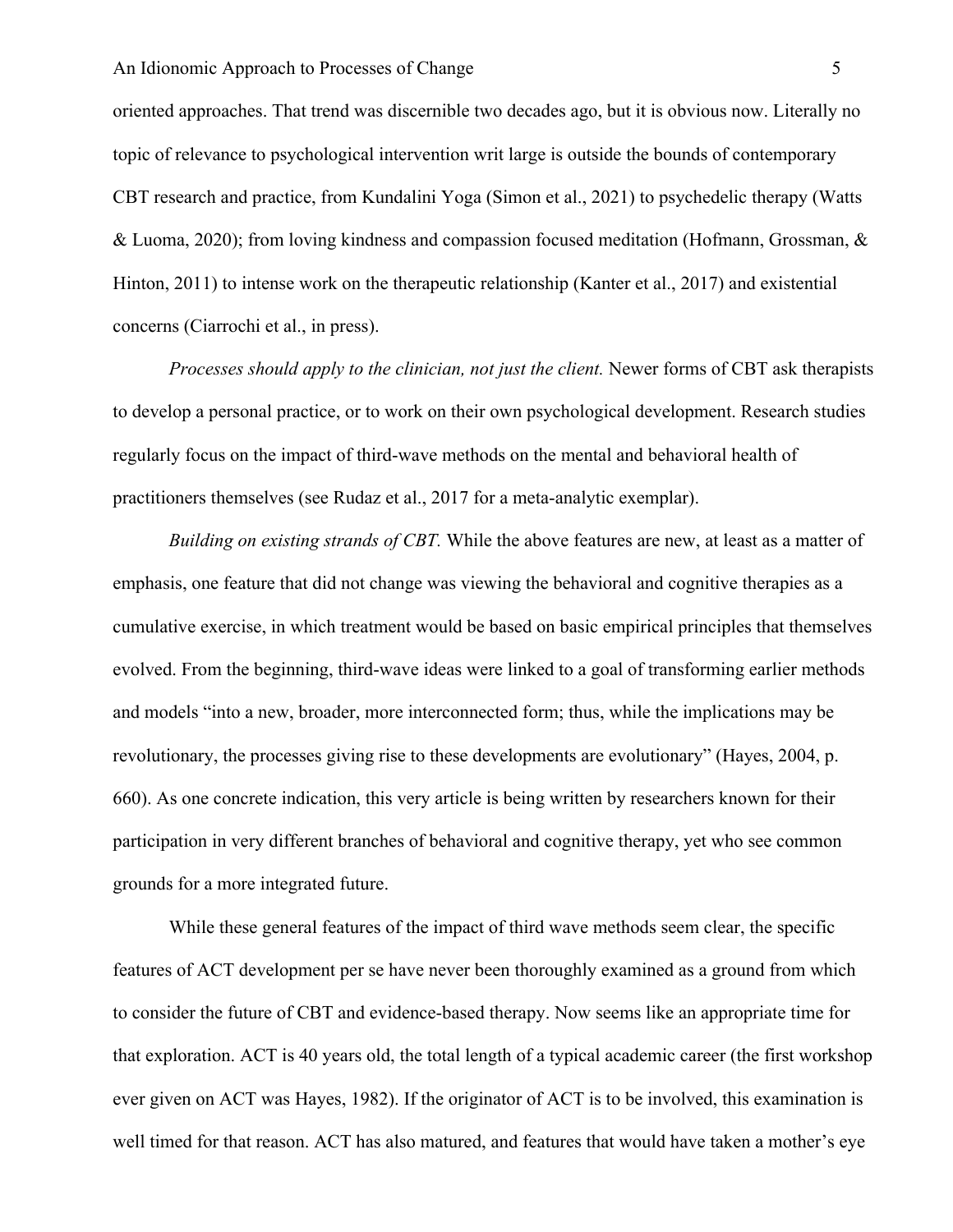oriented approaches. That trend was discernible two decades ago, but it is obvious now. Literally no topic of relevance to psychological intervention writ large is outside the bounds of contemporary CBT research and practice, from Kundalini Yoga (Simon et al., 2021) to psychedelic therapy (Watts & Luoma, 2020); from loving kindness and compassion focused meditation (Hofmann, Grossman, & Hinton, 2011) to intense work on the therapeutic relationship (Kanter et al., 2017) and existential concerns (Ciarrochi et al., in press).

*Processes should apply to the clinician, not just the client.* Newer forms of CBT ask therapists to develop a personal practice, or to work on their own psychological development. Research studies regularly focus on the impact of third-wave methods on the mental and behavioral health of practitioners themselves (see Rudaz et al., 2017 for a meta-analytic exemplar).

*Building on existing strands of CBT.* While the above features are new, at least as a matter of emphasis, one feature that did not change was viewing the behavioral and cognitive therapies as a cumulative exercise, in which treatment would be based on basic empirical principles that themselves evolved. From the beginning, third-wave ideas were linked to a goal of transforming earlier methods and models "into a new, broader, more interconnected form; thus, while the implications may be revolutionary, the processes giving rise to these developments are evolutionary" (Hayes, 2004, p. 660). As one concrete indication, this very article is being written by researchers known for their participation in very different branches of behavioral and cognitive therapy, yet who see common grounds for a more integrated future.

While these general features of the impact of third wave methods seem clear, the specific features of ACT development per se have never been thoroughly examined as a ground from which to consider the future of CBT and evidence-based therapy. Now seems like an appropriate time for that exploration. ACT is 40 years old, the total length of a typical academic career (the first workshop ever given on ACT was Hayes, 1982). If the originator of ACT is to be involved, this examination is well timed for that reason. ACT has also matured, and features that would have taken a mother's eye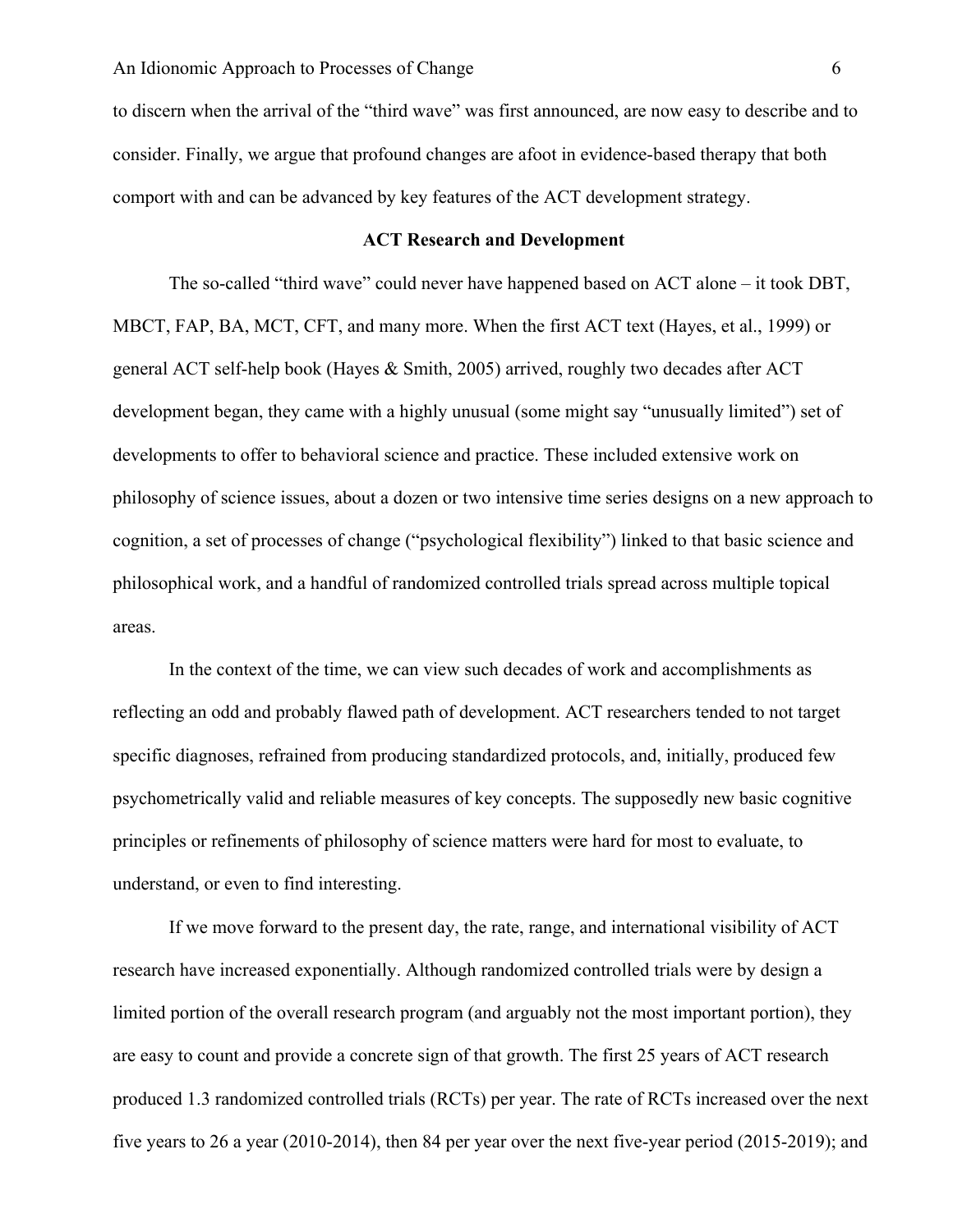to discern when the arrival of the "third wave" was first announced, are now easy to describe and to consider. Finally, we argue that profound changes are afoot in evidence-based therapy that both comport with and can be advanced by key features of the ACT development strategy.

## ACT Research and Development

The so-called "third wave" could never have happened based on ACT alone – it took DBT, MBCT, FAP, BA, MCT, CFT, and many more. When the first ACT text (Hayes, et al., 1999) or general ACT self-help book (Hayes & Smith, 2005) arrived, roughly two decades after ACT development began, they came with a highly unusual (some might say "unusually limited") set of developments to offer to behavioral science and practice. These included extensive work on philosophy of science issues, about a dozen or two intensive time series designs on a new approach to cognition, a set of processes of change ("psychological flexibility") linked to that basic science and philosophical work, and a handful of randomized controlled trials spread across multiple topical areas.

In the context of the time, we can view such decades of work and accomplishments as reflecting an odd and probably flawed path of development. ACT researchers tended to not target specific diagnoses, refrained from producing standardized protocols, and, initially, produced few psychometrically valid and reliable measures of key concepts. The supposedly new basic cognitive principles or refinements of philosophy of science matters were hard for most to evaluate, to understand, or even to find interesting.

If we move forward to the present day, the rate, range, and international visibility of ACT research have increased exponentially. Although randomized controlled trials were by design a limited portion of the overall research program (and arguably not the most important portion), they are easy to count and provide a concrete sign of that growth. The first 25 years of ACT research produced 1.3 randomized controlled trials (RCTs) per year. The rate of RCTs increased over the next five years to 26 a year (2010-2014), then 84 per year over the next five-year period (2015-2019); and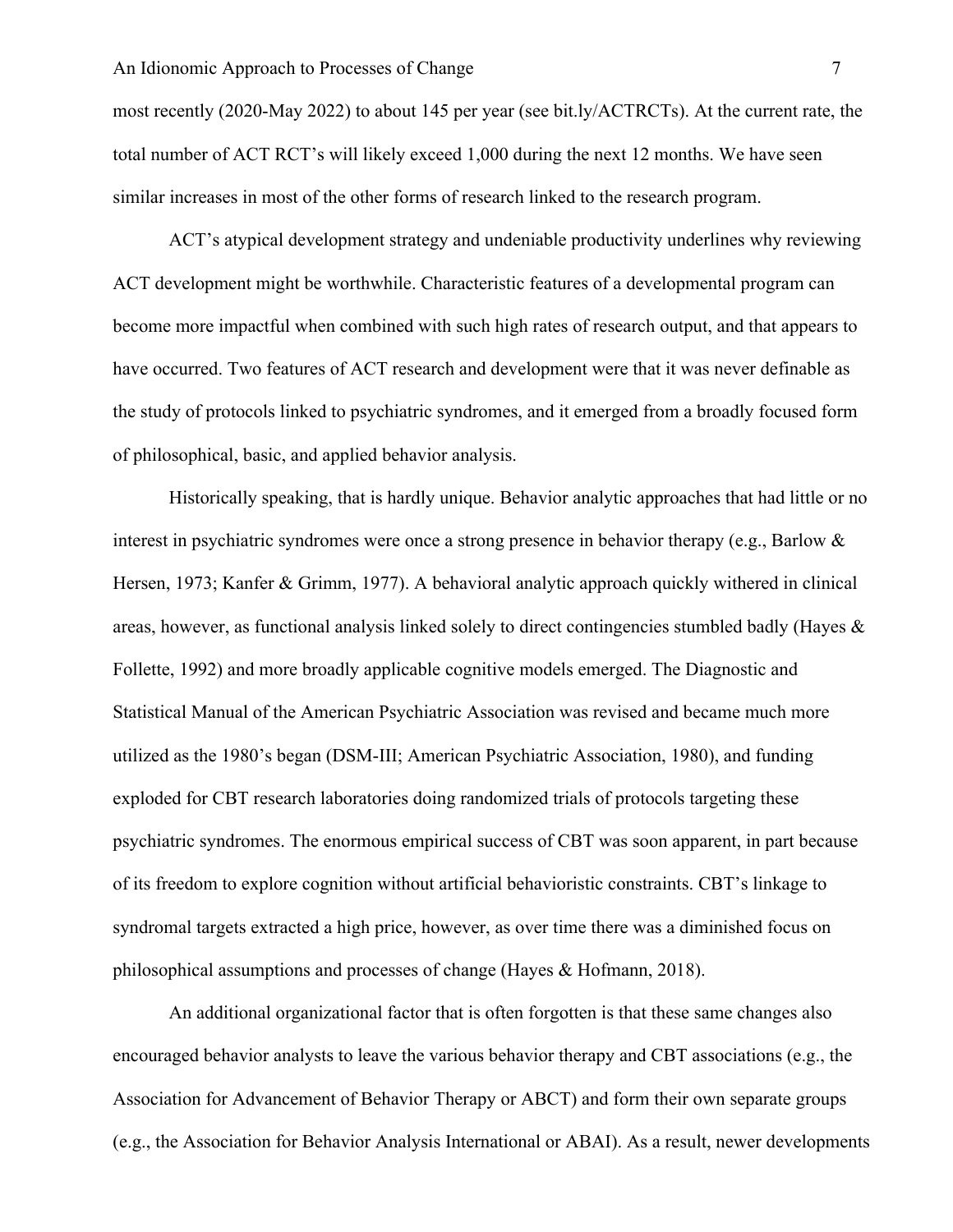most recently (2020-May 2022) to about 145 per year (see bit.ly/ACTRCTs). At the current rate, the total number of ACT RCT's will likely exceed 1,000 during the next 12 months. We have seen similar increases in most of the other forms of research linked to the research program.

ACT's atypical development strategy and undeniable productivity underlines why reviewing ACT development might be worthwhile. Characteristic features of a developmental program can become more impactful when combined with such high rates of research output, and that appears to have occurred. Two features of ACT research and development were that it was never definable as the study of protocols linked to psychiatric syndromes, and it emerged from a broadly focused form of philosophical, basic, and applied behavior analysis.

Historically speaking, that is hardly unique. Behavior analytic approaches that had little or no interest in psychiatric syndromes were once a strong presence in behavior therapy (e.g., Barlow & Hersen, 1973; Kanfer & Grimm, 1977). A behavioral analytic approach quickly withered in clinical areas, however, as functional analysis linked solely to direct contingencies stumbled badly (Hayes & Follette, 1992) and more broadly applicable cognitive models emerged. The Diagnostic and Statistical Manual of the American Psychiatric Association was revised and became much more utilized as the 1980's began (DSM-III; American Psychiatric Association, 1980), and funding exploded for CBT research laboratories doing randomized trials of protocols targeting these psychiatric syndromes. The enormous empirical success of CBT was soon apparent, in part because of its freedom to explore cognition without artificial behavioristic constraints. CBT's linkage to syndromal targets extracted a high price, however, as over time there was a diminished focus on philosophical assumptions and processes of change (Hayes & Hofmann, 2018).

An additional organizational factor that is often forgotten is that these same changes also encouraged behavior analysts to leave the various behavior therapy and CBT associations (e.g., the Association for Advancement of Behavior Therapy or ABCT) and form their own separate groups (e.g., the Association for Behavior Analysis International or ABAI). As a result, newer developments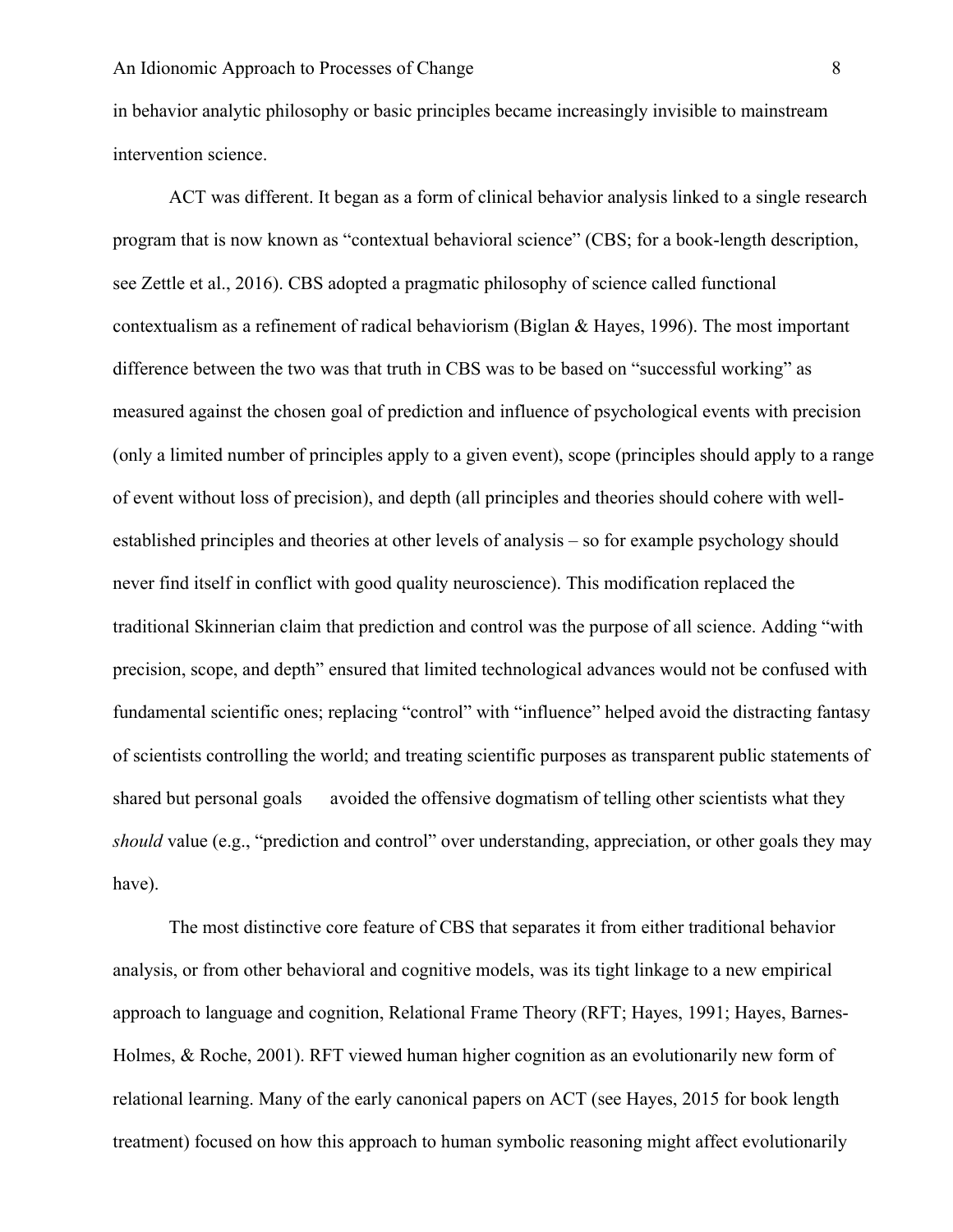in behavior analytic philosophy or basic principles became increasingly invisible to mainstream intervention science.

ACT was different. It began as a form of clinical behavior analysis linked to a single research program that is now known as "contextual behavioral science" (CBS; for a book-length description, see Zettle et al., 2016). CBS adopted a pragmatic philosophy of science called functional contextualism as a refinement of radical behaviorism (Biglan & Hayes, 1996). The most important difference between the two was that truth in CBS was to be based on "successful working" as measured against the chosen goal of prediction and influence of psychological events with precision (only a limited number of principles apply to a given event), scope (principles should apply to a range of event without loss of precision), and depth (all principles and theories should cohere with well-established principles and theories at other levels of analysis – so for example psychology should never find itself in conflict with good quality neuroscience). This modification replaced the traditional Skinnerian claim that prediction and control was the purpose of all science. Adding "with precision, scope, and depth" ensured that limited technological advances would not be confused with fundamental scientific ones; replacing "control" with "influence" helped avoid the distracting fantasy of scientists controlling the world; and treating scientific purposes as transparent public statements of shared but personal goals avoided the offensive dogmatism of telling other scientists what they *should* value (e.g., "prediction and control" over understanding, appreciation, or other goals they may have).

The most distinctive core feature of CBS that separates it from either traditional behavior analysis, or from other behavioral and cognitive models, was its tight linkage to a new empirical approach to language and cognition, Relational Frame Theory (RFT; Hayes, 1991; Hayes, Barnes-Holmes, & Roche, 2001). RFT viewed human higher cognition as an evolutionarily new form of relational learning. Many of the early canonical papers on ACT (see Hayes, 2015 for book length treatment) focused on how this approach to human symbolic reasoning might affect evolutionarily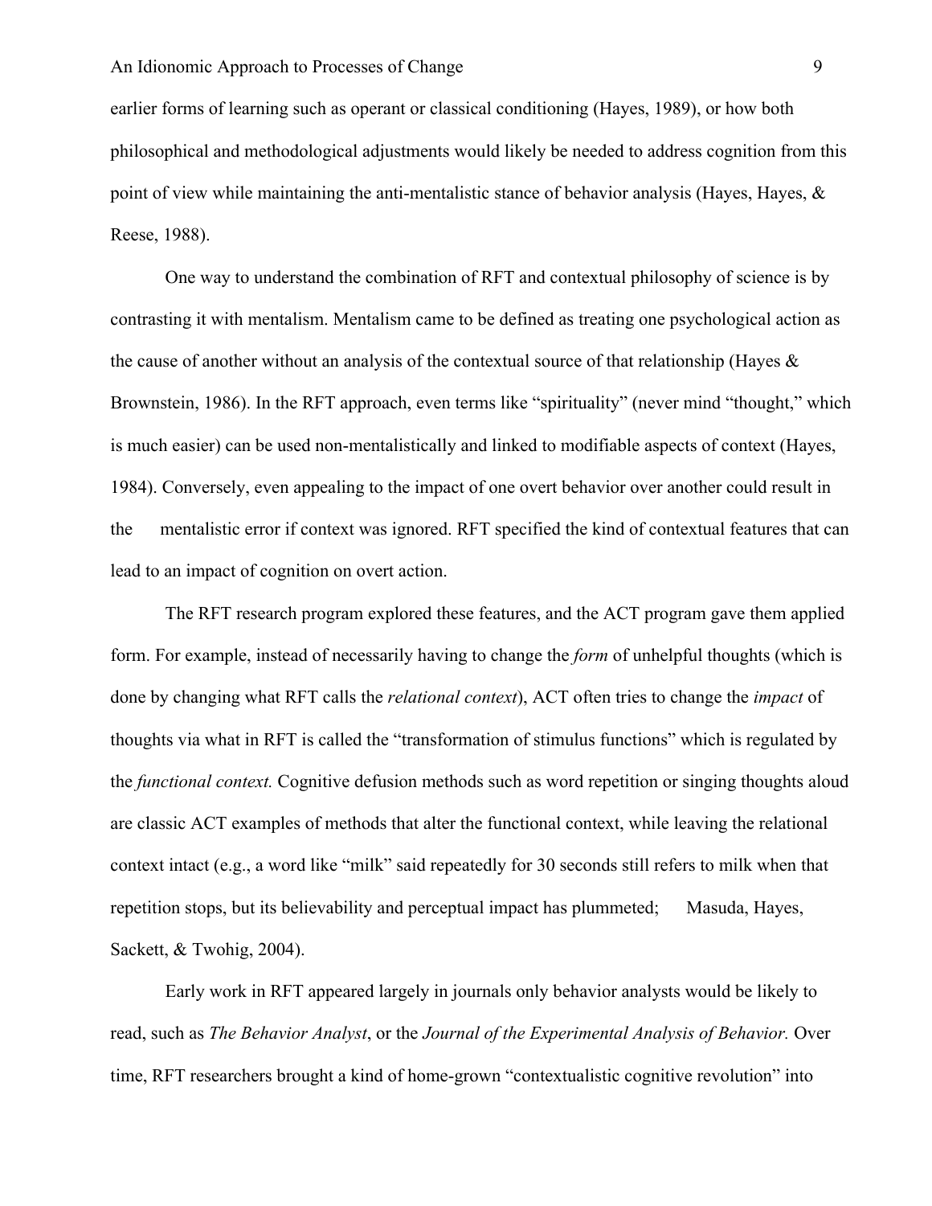earlier forms of learning such as operant or classical conditioning (Hayes, 1989), or how both philosophical and methodological adjustments would likely be needed to address cognition from this point of view while maintaining the anti-mentalistic stance of behavior analysis (Hayes, Hayes, & Reese, 1988).

One way to understand the combination of RFT and contextual philosophy of science is by contrasting it with mentalism. Mentalism came to be defined as treating one psychological action as the cause of another without an analysis of the contextual source of that relationship (Hayes & Brownstein, 1986). In the RFT approach, even terms like "spirituality" (never mind "thought," which is much easier) can be used non-mentalistically and linked to modifiable aspects of context (Hayes, 1984). Conversely, even appealing to the impact of one overt behavior over another could result in the mentalistic error if context was ignored. RFT specified the kind of contextual features that can lead to an impact of cognition on overt action.

The RFT research program explored these features, and the ACT program gave them applied form. For example, instead of necessarily having to change the *form* of unhelpful thoughts (which is done by changing what RFT calls the *relational context*), ACT often tries to change the *impact* of thoughts via what in RFT is called the "transformation of stimulus functions" which is regulated by the *functional context.* Cognitive defusion methods such as word repetition or singing thoughts aloud are classic ACT examples of methods that alter the functional context, while leaving the relational context intact (e.g., a word like "milk" said repeatedly for 30 seconds still refers to milk when that repetition stops, but its believability and perceptual impact has plummeted; Masuda, Hayes, Sackett, & Twohig, 2004).

Early work in RFT appeared largely in journals only behavior analysts would be likely to read, such as *The Behavior Analyst*, or the *Journal of the Experimental Analysis of Behavior.* Over time, RFT researchers brought a kind of home-grown "contextualistic cognitive revolution" into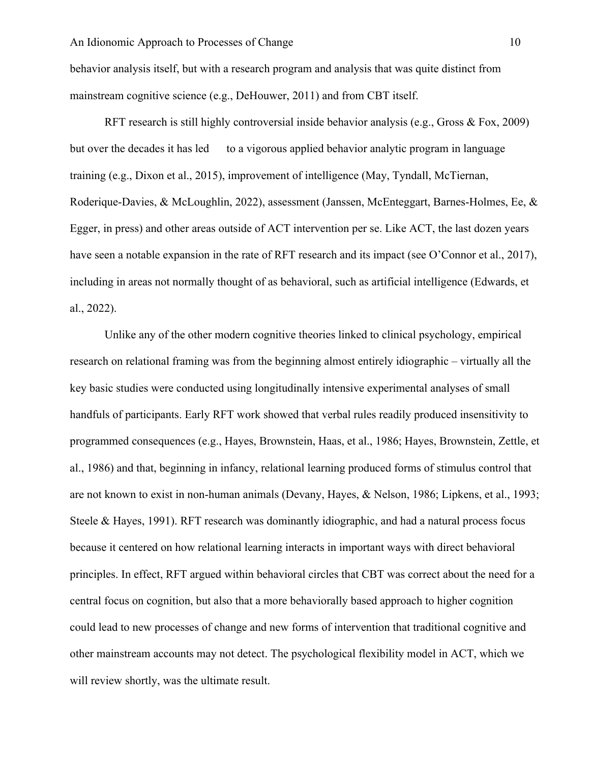behavior analysis itself, but with a research program and analysis that was quite distinct from mainstream cognitive science (e.g., DeHouwer, 2011) and from CBT itself.

RFT research is still highly controversial inside behavior analysis (e.g., Gross & Fox, 2009) but over the decades it has led to a vigorous applied behavior analytic program in language training (e.g., Dixon et al., 2015), improvement of intelligence (May, Tyndall, McTiernan, Roderique-Davies, & McLoughlin, 2022), assessment (Janssen, McEnteggart, Barnes-Holmes, Ee, & Egger, in press) and other areas outside of ACT intervention per se. Like ACT, the last dozen years have seen a notable expansion in the rate of RFT research and its impact (see O'Connor et al., 2017), including in areas not normally thought of as behavioral, such as artificial intelligence (Edwards, et al., 2022).

Unlike any of the other modern cognitive theories linked to clinical psychology, empirical research on relational framing was from the beginning almost entirely idiographic – virtually all the key basic studies were conducted using longitudinally intensive experimental analyses of small handfuls of participants. Early RFT work showed that verbal rules readily produced insensitivity to programmed consequences (e.g., Hayes, Brownstein, Haas, et al., 1986; Hayes, Brownstein, Zettle, et al., 1986) and that, beginning in infancy, relational learning produced forms of stimulus control that are not known to exist in non-human animals (Devany, Hayes, & Nelson, 1986; Lipkens, et al., 1993; Steele & Hayes, 1991). RFT research was dominantly idiographic, and had a natural process focus because it centered on how relational learning interacts in important ways with direct behavioral principles. In effect, RFT argued within behavioral circles that CBT was correct about the need for a central focus on cognition, but also that a more behaviorally based approach to higher cognition could lead to new processes of change and new forms of intervention that traditional cognitive and other mainstream accounts may not detect. The psychological flexibility model in ACT, which we will review shortly, was the ultimate result.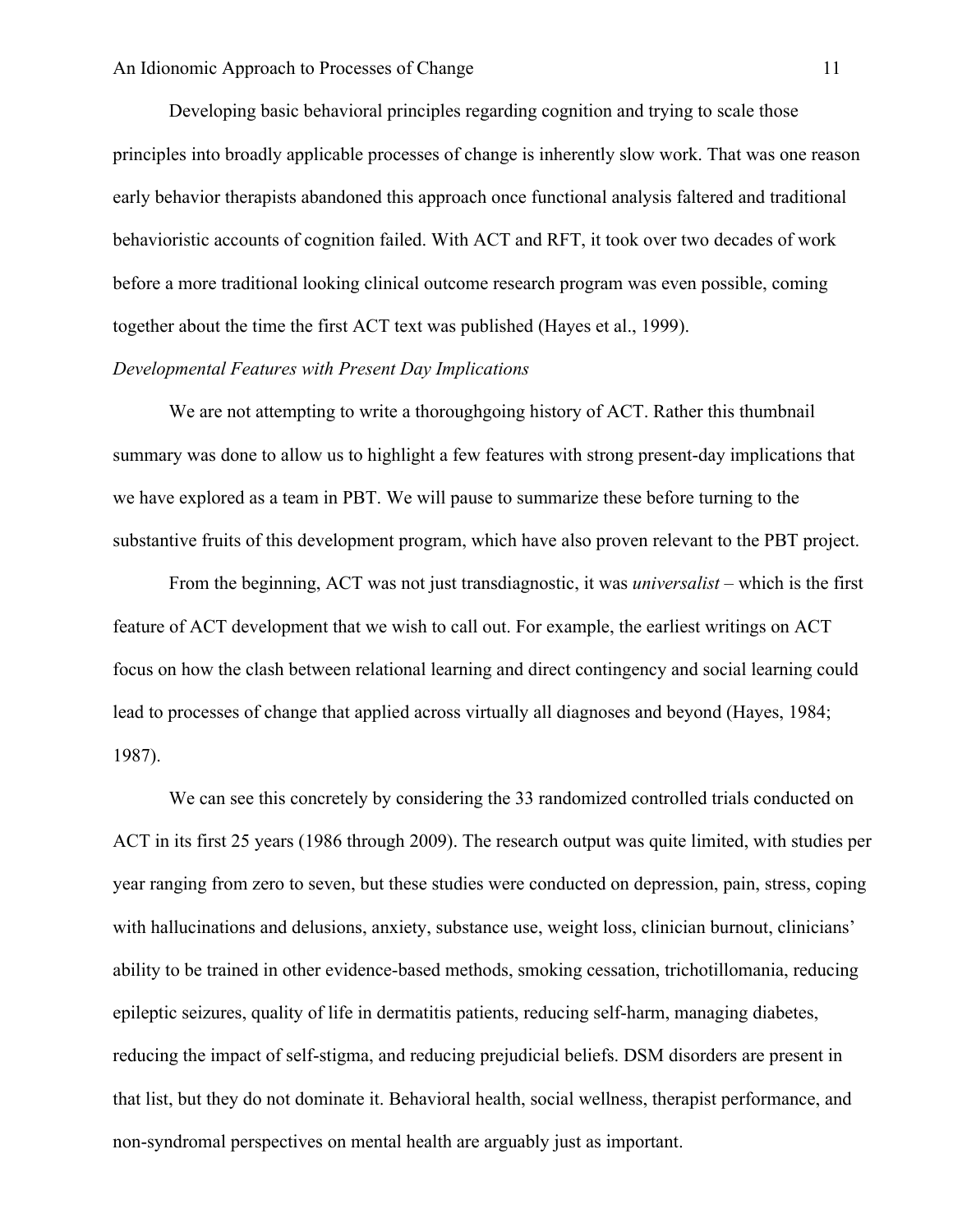Developing basic behavioral principles regarding cognition and trying to scale those principles into broadly applicable processes of change is inherently slow work. That was one reason early behavior therapists abandoned this approach once functional analysis faltered and traditional behavioristic accounts of cognition failed. With ACT and RFT, it took over two decades of work before a more traditional looking clinical outcome research program was even possible, coming together about the time the first ACT text was published (Hayes et al., 1999).

*Developmental Features with Present Day Implications*

We are not attempting to write a thoroughgoing history of ACT. Rather this thumbnail summary was done to allow us to highlight a few features with strong present-day implications that we have explored as a team in PBT. We will pause to summarize these before turning to the substantive fruits of this development program, which have also proven relevant to the PBT project.

From the beginning, ACT was not just transdiagnostic, it was *universalist* – which is the first feature of ACT development that we wish to call out. For example, the earliest writings on ACT focus on how the clash between relational learning and direct contingency and social learning could lead to processes of change that applied across virtually all diagnoses and beyond (Hayes, 1984; 1987).

We can see this concretely by considering the 33 randomized controlled trials conducted on ACT in its first 25 years (1986 through 2009). The research output was quite limited, with studies per year ranging from zero to seven, but these studies were conducted on depression, pain, stress, coping with hallucinations and delusions, anxiety, substance use, weight loss, clinician burnout, clinicians' ability to be trained in other evidence-based methods, smoking cessation, trichotillomania, reducing epileptic seizures, quality of life in dermatitis patients, reducing self-harm, managing diabetes, reducing the impact of self-stigma, and reducing prejudicial beliefs. DSM disorders are present in that list, but they do not dominate it. Behavioral health, social wellness, therapist performance, and non-syndromal perspectives on mental health are arguably just as important.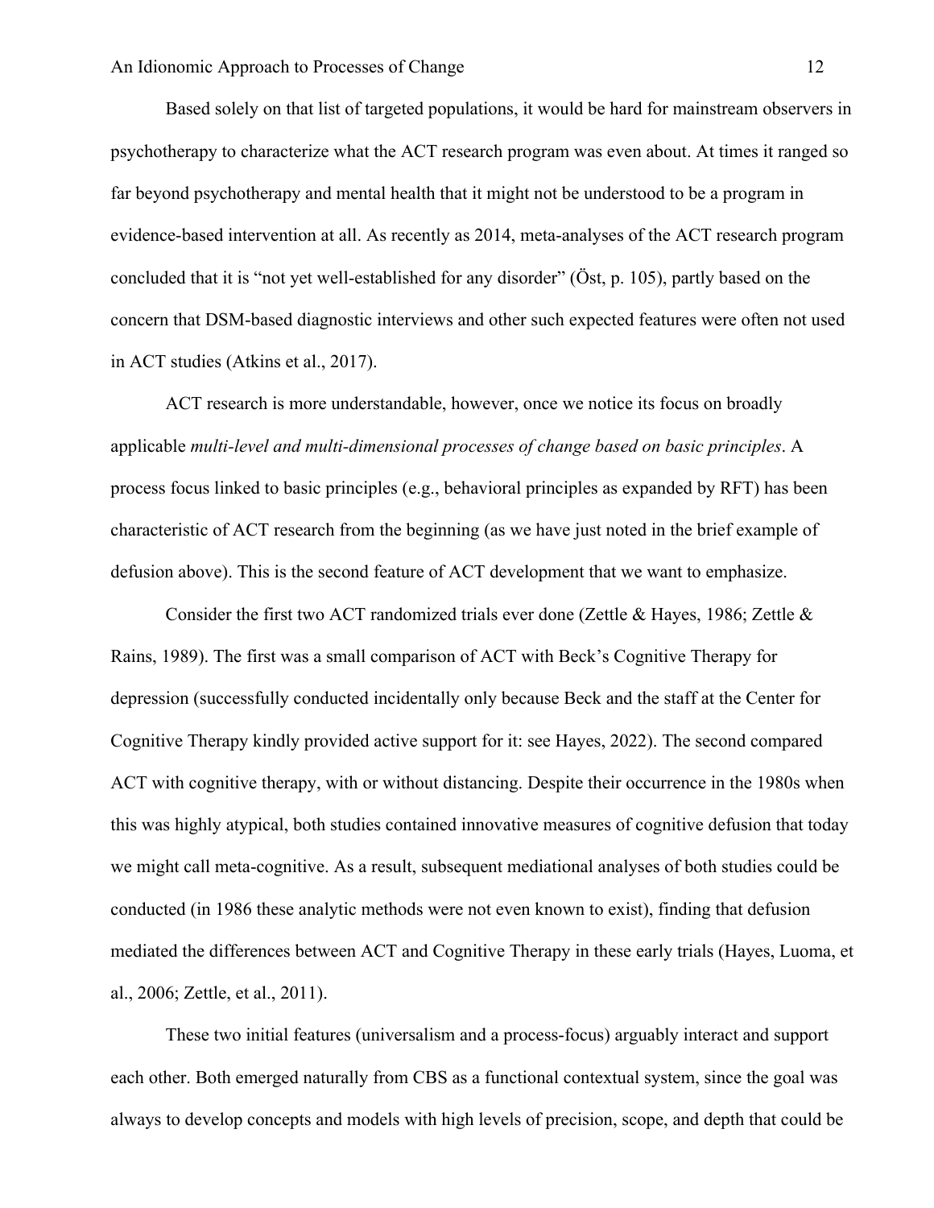Based solely on that list of targeted populations, it would be hard for mainstream observers in psychotherapy to characterize what the ACT research program was even about. At times it ranged so far beyond psychotherapy and mental health that it might not be understood to be a program in evidence-based intervention at all. As recently as 2014, meta-analyses of the ACT research program concluded that it is "not yet well-established for any disorder" (Öst, p. 105), partly based on the concern that DSM-based diagnostic interviews and other such expected features were often not used in ACT studies (Atkins et al., 2017).

ACT research is more understandable, however, once we notice its focus on broadly applicable *multi-level and multi-dimensional processes of change based on basic principles*. A process focus linked to basic principles (e.g., behavioral principles as expanded by RFT) has been characteristic of ACT research from the beginning (as we have just noted in the brief example of defusion above). This is the second feature of ACT development that we want to emphasize.

Consider the first two ACT randomized trials ever done (Zettle & Hayes, 1986; Zettle & Rains, 1989). The first was a small comparison of ACT with Beck's Cognitive Therapy for depression (successfully conducted incidentally only because Beck and the staff at the Center for Cognitive Therapy kindly provided active support for it: see Hayes, 2022). The second compared ACT with cognitive therapy, with or without distancing. Despite their occurrence in the 1980s when this was highly atypical, both studies contained innovative measures of cognitive defusion that today we might call meta-cognitive. As a result, subsequent mediational analyses of both studies could be conducted (in 1986 these analytic methods were not even known to exist), finding that defusion mediated the differences between ACT and Cognitive Therapy in these early trials (Hayes, Luoma, et al., 2006; Zettle, et al., 2011).

These two initial features (universalism and a process-focus) arguably interact and support each other. Both emerged naturally from CBS as a functional contextual system, since the goal was always to develop concepts and models with high levels of precision, scope, and depth that could be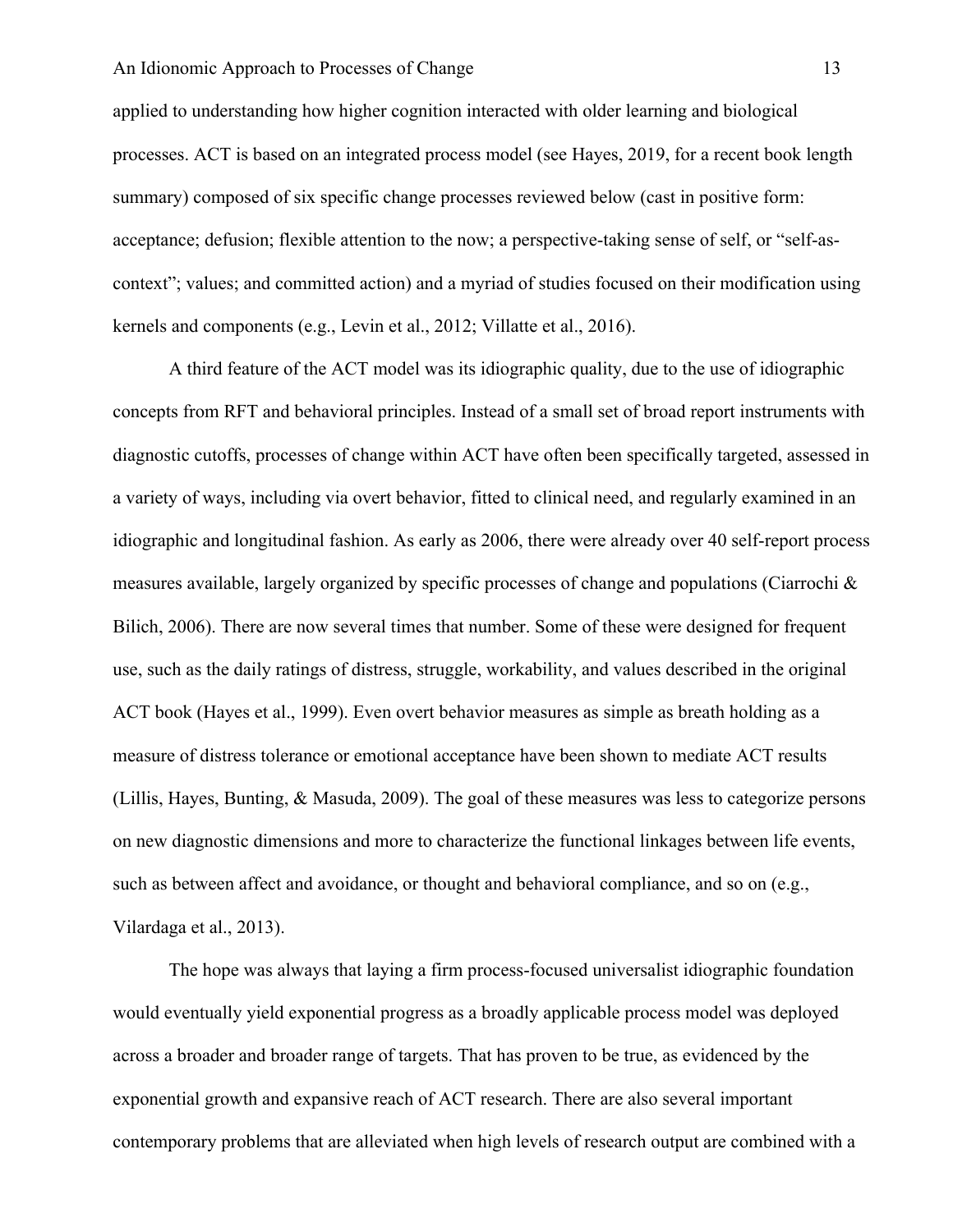applied to understanding how higher cognition interacted with older learning and biological processes. ACT is based on an integrated process model (see Hayes, 2019, for a recent book length summary) composed of six specific change processes reviewed below (cast in positive form: acceptance; defusion; flexible attention to the now; a perspective-taking sense of self, or "self-as-context"; values; and committed action) and a myriad of studies focused on their modification using kernels and components (e.g., Levin et al., 2012; Villatte et al., 2016).

A third feature of the ACT model was its idiographic quality, due to the use of idiographic concepts from RFT and behavioral principles. Instead of a small set of broad report instruments with diagnostic cutoffs, processes of change within ACT have often been specifically targeted, assessed in a variety of ways, including via overt behavior, fitted to clinical need, and regularly examined in an idiographic and longitudinal fashion. As early as 2006, there were already over 40 self-report process measures available, largely organized by specific processes of change and populations (Ciarrochi & Bilich, 2006). There are now several times that number. Some of these were designed for frequent use, such as the daily ratings of distress, struggle, workability, and values described in the original ACT book (Hayes et al., 1999). Even overt behavior measures as simple as breath holding as a measure of distress tolerance or emotional acceptance have been shown to mediate ACT results (Lillis, Hayes, Bunting, & Masuda, 2009). The goal of these measures was less to categorize persons on new diagnostic dimensions and more to characterize the functional linkages between life events, such as between affect and avoidance, or thought and behavioral compliance, and so on (e.g., Vilardaga et al., 2013).

The hope was always that laying a firm process-focused universalist idiographic foundation would eventually yield exponential progress as a broadly applicable process model was deployed across a broader and broader range of targets. That has proven to be true, as evidenced by the exponential growth and expansive reach of ACT research. There are also several important contemporary problems that are alleviated when high levels of research output are combined with a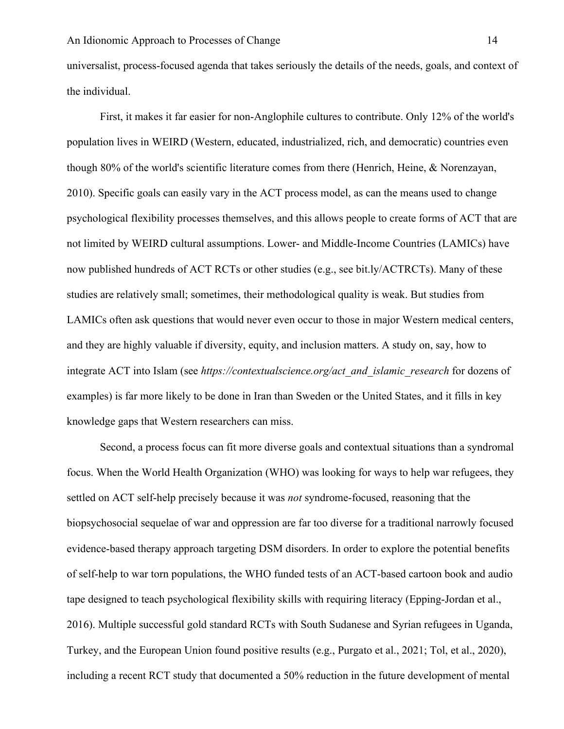universalist, process-focused agenda that takes seriously the details of the needs, goals, and context of the individual.

First, it makes it far easier for non-Anglophile cultures to contribute. Only 12% of the world's population lives in WEIRD (Western, educated, industrialized, rich, and democratic) countries even though 80% of the world's scientific literature comes from there (Henrich, Heine, & Norenzayan, 2010). Specific goals can easily vary in the ACT process model, as can the means used to change psychological flexibility processes themselves, and this allows people to create forms of ACT that are not limited by WEIRD cultural assumptions. Lower- and Middle-Income Countries (LAMICs) have now published hundreds of ACT RCTs or other studies (e.g., see bit.ly/ACTRCTs). Many of these studies are relatively small; sometimes, their methodological quality is weak. But studies from LAMICs often ask questions that would never even occur to those in major Western medical centers, and they are highly valuable if diversity, equity, and inclusion matters. A study on, say, how to integrate ACT into Islam (see *https://contextualscience.org/act_and_islamic_research* for dozens of examples) is far more likely to be done in Iran than Sweden or the United States, and it fills in key knowledge gaps that Western researchers can miss.

Second, a process focus can fit more diverse goals and contextual situations than a syndromal focus. When the World Health Organization (WHO) was looking for ways to help war refugees, they settled on ACT self-help precisely because it was *not* syndrome-focused, reasoning that the biopsychosocial sequelae of war and oppression are far too diverse for a traditional narrowly focused evidence-based therapy approach targeting DSM disorders. In order to explore the potential benefits of self-help to war torn populations, the WHO funded tests of an ACT-based cartoon book and audio tape designed to teach psychological flexibility skills with requiring literacy (Epping-Jordan et al., 2016). Multiple successful gold standard RCTs with South Sudanese and Syrian refugees in Uganda, Turkey, and the European Union found positive results (e.g., Purgato et al., 2021; Tol, et al., 2020), including a recent RCT study that documented a 50% reduction in the future development of mental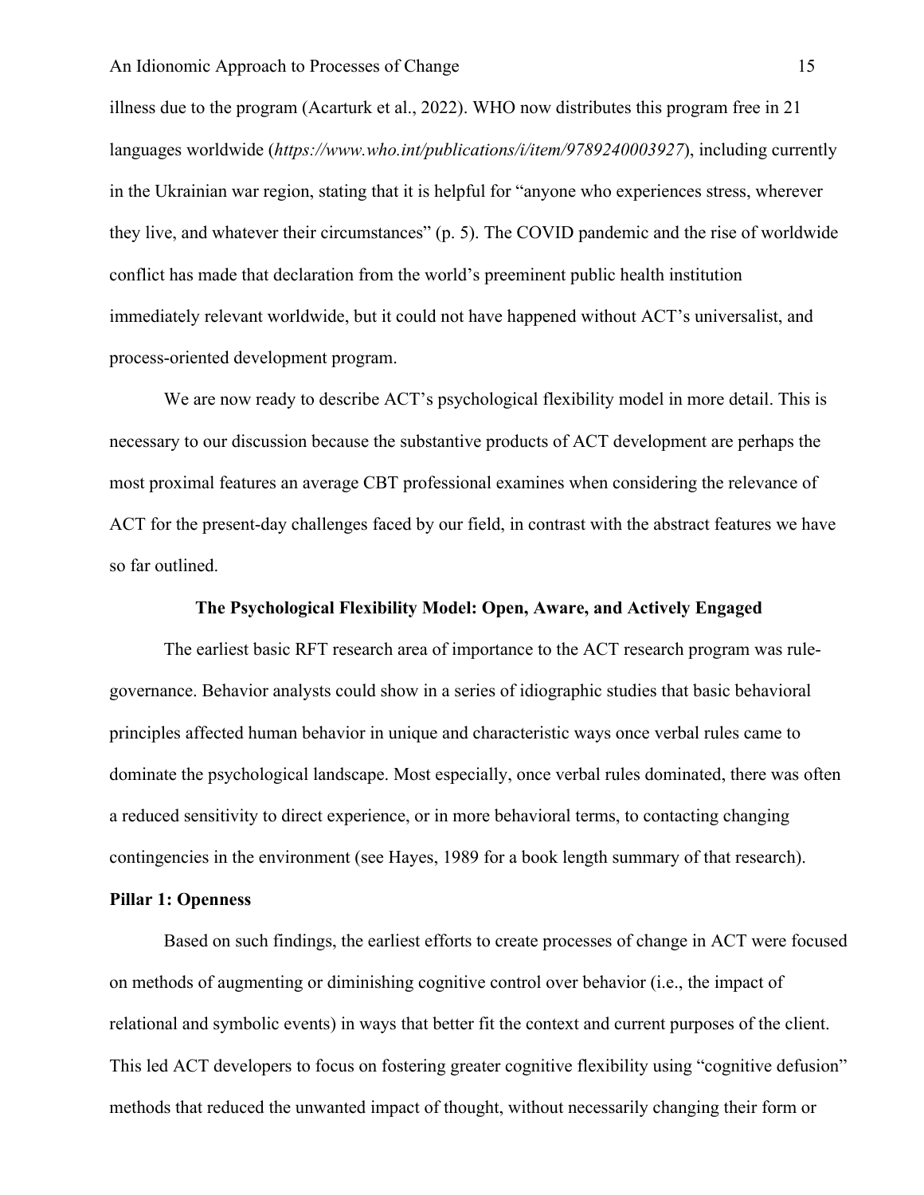illness due to the program (Acarturk et al., 2022). WHO now distributes this program free in 21 languages worldwide (*https://www.who.int/publications/i/item/9789240003927*), including currently in the Ukrainian war region, stating that it is helpful for "anyone who experiences stress, wherever they live, and whatever their circumstances" (p. 5). The COVID pandemic and the rise of worldwide conflict has made that declaration from the world's preeminent public health institution immediately relevant worldwide, but it could not have happened without ACT's universalist, and process-oriented development program.

We are now ready to describe ACT's psychological flexibility model in more detail. This is necessary to our discussion because the substantive products of ACT development are perhaps the most proximal features an average CBT professional examines when considering the relevance of ACT for the present-day challenges faced by our field, in contrast with the abstract features we have so far outlined.

## The Psychological Flexibility Model: Open, Aware, and Actively Engaged

The earliest basic RFT research area of importance to the ACT research program was rule-governance. Behavior analysts could show in a series of idiographic studies that basic behavioral principles affected human behavior in unique and characteristic ways once verbal rules came to dominate the psychological landscape. Most especially, once verbal rules dominated, there was often a reduced sensitivity to direct experience, or in more behavioral terms, to contacting changing contingencies in the environment (see Hayes, 1989 for a book length summary of that research).

### Pillar 1: Openness

Based on such findings, the earliest efforts to create processes of change in ACT were focused on methods of augmenting or diminishing cognitive control over behavior (i.e., the impact of relational and symbolic events) in ways that better fit the context and current purposes of the client. This led ACT developers to focus on fostering greater cognitive flexibility using "cognitive defusion" methods that reduced the unwanted impact of thought, without necessarily changing their form or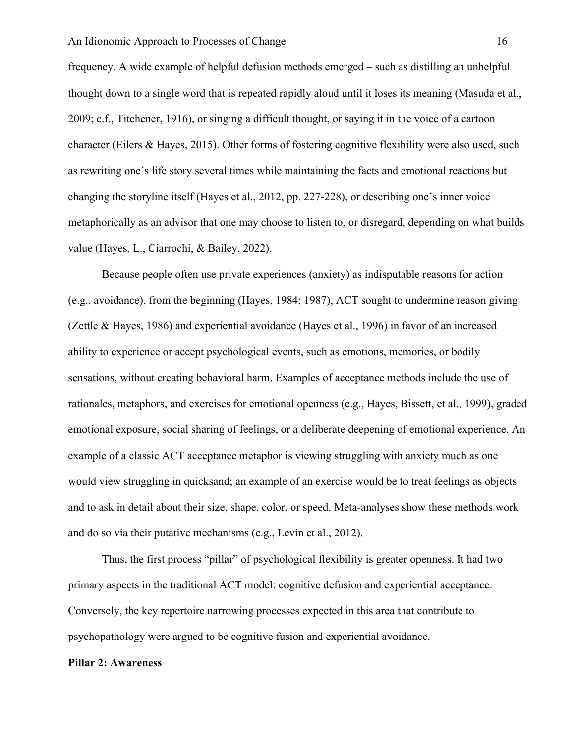frequency. A wide example of helpful defusion methods emerged – such as distilling an unhelpful thought down to a single word that is repeated rapidly aloud until it loses its meaning (Masuda et al., 2009; c.f., Titchener, 1916), or singing a difficult thought, or saying it in the voice of a cartoon character (Eilers & Hayes, 2015). Other forms of fostering cognitive flexibility were also used, such as rewriting one's life story several times while maintaining the facts and emotional reactions but changing the storyline itself (Hayes et al., 2012, pp. 227-228), or describing one's inner voice metaphorically as an advisor that one may choose to listen to, or disregard, depending on what builds value (Hayes, L., Ciarrochi, & Bailey, 2022).

Because people often use private experiences (anxiety) as indisputable reasons for action (e.g., avoidance), from the beginning (Hayes, 1984; 1987), ACT sought to undermine reason giving (Zettle & Hayes, 1986) and experiential avoidance (Hayes et al., 1996) in favor of an increased ability to experience or accept psychological events, such as emotions, memories, or bodily sensations, without creating behavioral harm. Examples of acceptance methods include the use of rationales, metaphors, and exercises for emotional openness (e.g., Hayes, Bissett, et al., 1999), graded emotional exposure, social sharing of feelings, or a deliberate deepening of emotional experience. An example of a classic ACT acceptance metaphor is viewing struggling with anxiety much as one would view struggling in quicksand; an example of an exercise would be to treat feelings as objects and to ask in detail about their size, shape, color, or speed. Meta-analyses show these methods work and do so via their putative mechanisms (e.g., Levin et al., 2012).

Thus, the first process "pillar" of psychological flexibility is greater openness. It had two primary aspects in the traditional ACT model: cognitive defusion and experiential acceptance. Conversely, the key repertoire narrowing processes expected in this area that contribute to psychopathology were argued to be cognitive fusion and experiential avoidance.

**Pillar 2: Awareness**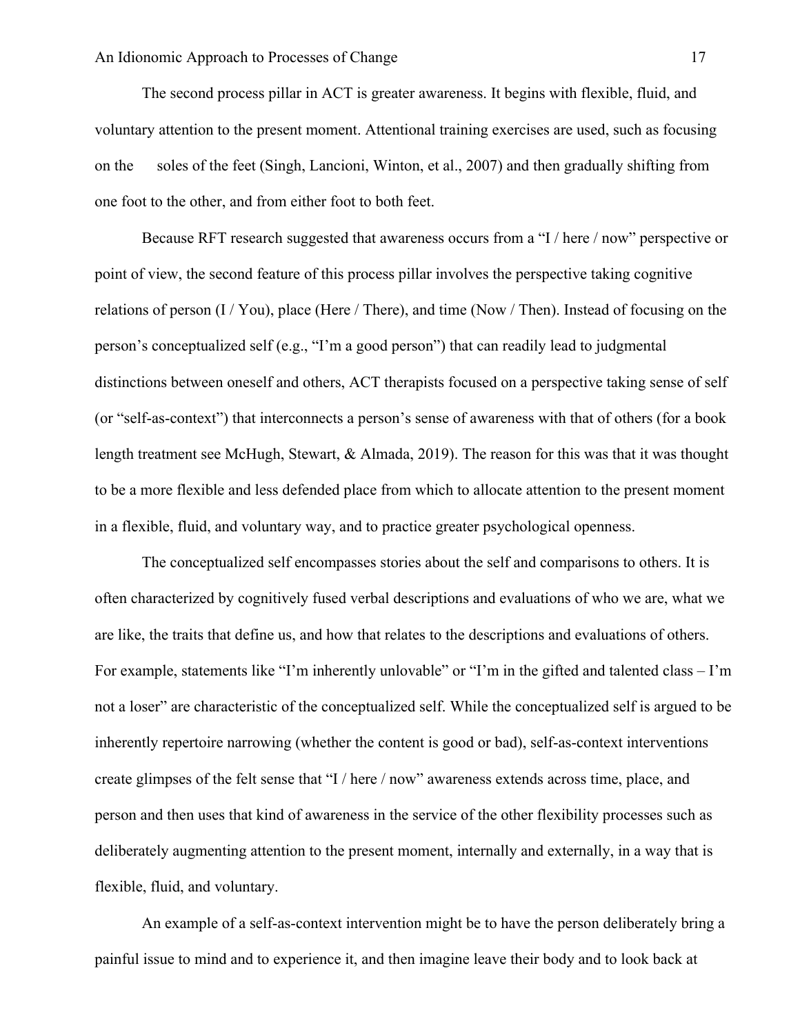The second process pillar in ACT is greater awareness. It begins with flexible, fluid, and voluntary attention to the present moment. Attentional training exercises are used, such as focusing on the soles of the feet (Singh, Lancioni, Winton, et al., 2007) and then gradually shifting from one foot to the other, and from either foot to both feet.

Because RFT research suggested that awareness occurs from a "I / here / now" perspective or point of view, the second feature of this process pillar involves the perspective taking cognitive relations of person (I / You), place (Here / There), and time (Now / Then). Instead of focusing on the person's conceptualized self (e.g., "I'm a good person") that can readily lead to judgmental distinctions between oneself and others, ACT therapists focused on a perspective taking sense of self (or "self-as-context") that interconnects a person's sense of awareness with that of others (for a book length treatment see McHugh, Stewart, & Almada, 2019). The reason for this was that it was thought to be a more flexible and less defended place from which to allocate attention to the present moment in a flexible, fluid, and voluntary way, and to practice greater psychological openness.

The conceptualized self encompasses stories about the self and comparisons to others. It is often characterized by cognitively fused verbal descriptions and evaluations of who we are, what we are like, the traits that define us, and how that relates to the descriptions and evaluations of others. For example, statements like "I'm inherently unlovable" or "I'm in the gifted and talented class – I'm not a loser" are characteristic of the conceptualized self. While the conceptualized self is argued to be inherently repertoire narrowing (whether the content is good or bad), self-as-context interventions create glimpses of the felt sense that "I / here / now" awareness extends across time, place, and person and then uses that kind of awareness in the service of the other flexibility processes such as deliberately augmenting attention to the present moment, internally and externally, in a way that is flexible, fluid, and voluntary.

An example of a self-as-context intervention might be to have the person deliberately bring a painful issue to mind and to experience it, and then imagine leave their body and to look back at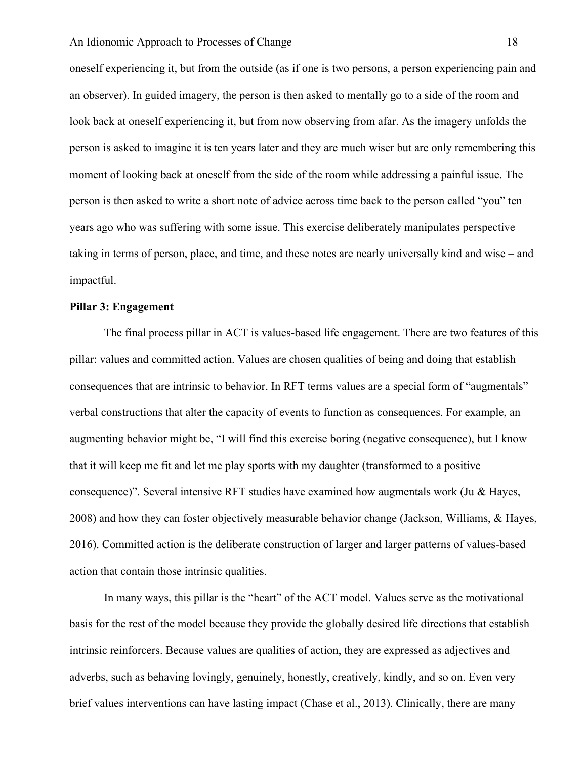oneself experiencing it, but from the outside (as if one is two persons, a person experiencing pain and an observer). In guided imagery, the person is then asked to mentally go to a side of the room and look back at oneself experiencing it, but from now observing from afar. As the imagery unfolds the person is asked to imagine it is ten years later and they are much wiser but are only remembering this moment of looking back at oneself from the side of the room while addressing a painful issue. The person is then asked to write a short note of advice across time back to the person called "you" ten years ago who was suffering with some issue. This exercise deliberately manipulates perspective taking in terms of person, place, and time, and these notes are nearly universally kind and wise – and impactful.

**Pillar 3: Engagement**

The final process pillar in ACT is values-based life engagement. There are two features of this pillar: values and committed action. Values are chosen qualities of being and doing that establish consequences that are intrinsic to behavior. In RFT terms values are a special form of "augmentals" – verbal constructions that alter the capacity of events to function as consequences. For example, an augmenting behavior might be, "I will find this exercise boring (negative consequence), but I know that it will keep me fit and let me play sports with my daughter (transformed to a positive consequence)". Several intensive RFT studies have examined how augmentals work (Ju & Hayes, 2008) and how they can foster objectively measurable behavior change (Jackson, Williams, & Hayes, 2016). Committed action is the deliberate construction of larger and larger patterns of values-based action that contain those intrinsic qualities.

In many ways, this pillar is the "heart" of the ACT model. Values serve as the motivational basis for the rest of the model because they provide the globally desired life directions that establish intrinsic reinforcers. Because values are qualities of action, they are expressed as adjectives and adverbs, such as behaving lovingly, genuinely, honestly, creatively, kindly, and so on. Even very brief values interventions can have lasting impact (Chase et al., 2013). Clinically, there are many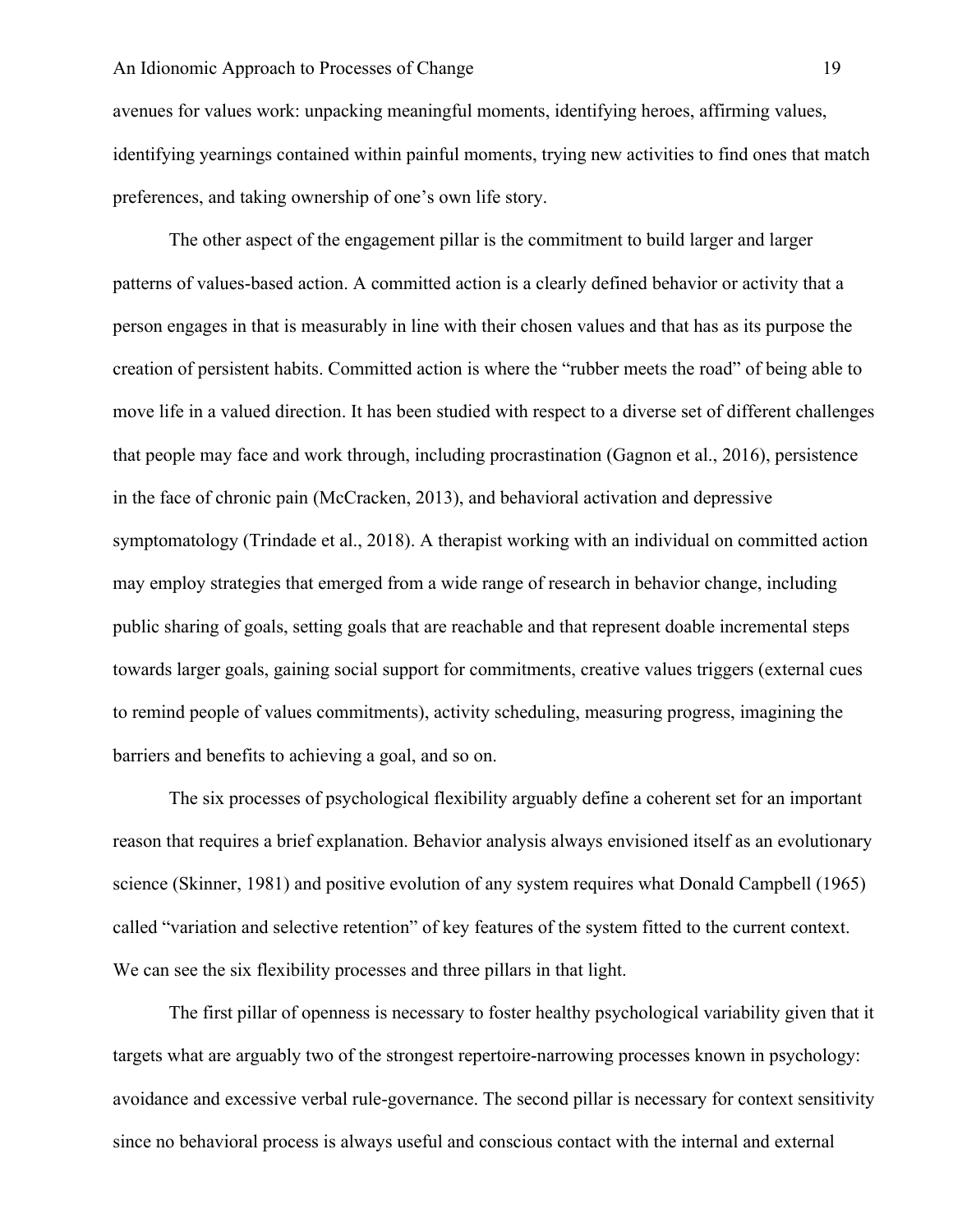avenues for values work: unpacking meaningful moments, identifying heroes, affirming values, identifying yearnings contained within painful moments, trying new activities to find ones that match preferences, and taking ownership of one's own life story.

The other aspect of the engagement pillar is the commitment to build larger and larger patterns of values-based action. A committed action is a clearly defined behavior or activity that a person engages in that is measurably in line with their chosen values and that has as its purpose the creation of persistent habits. Committed action is where the "rubber meets the road" of being able to move life in a valued direction. It has been studied with respect to a diverse set of different challenges that people may face and work through, including procrastination (Gagnon et al., 2016), persistence in the face of chronic pain (McCracken, 2013), and behavioral activation and depressive symptomatology (Trindade et al., 2018). A therapist working with an individual on committed action may employ strategies that emerged from a wide range of research in behavior change, including public sharing of goals, setting goals that are reachable and that represent doable incremental steps towards larger goals, gaining social support for commitments, creative values triggers (external cues to remind people of values commitments), activity scheduling, measuring progress, imagining the barriers and benefits to achieving a goal, and so on.

The six processes of psychological flexibility arguably define a coherent set for an important reason that requires a brief explanation. Behavior analysis always envisioned itself as an evolutionary science (Skinner, 1981) and positive evolution of any system requires what Donald Campbell (1965) called "variation and selective retention" of key features of the system fitted to the current context. We can see the six flexibility processes and three pillars in that light.

The first pillar of openness is necessary to foster healthy psychological variability given that it targets what are arguably two of the strongest repertoire-narrowing processes known in psychology: avoidance and excessive verbal rule-governance. The second pillar is necessary for context sensitivity since no behavioral process is always useful and conscious contact with the internal and external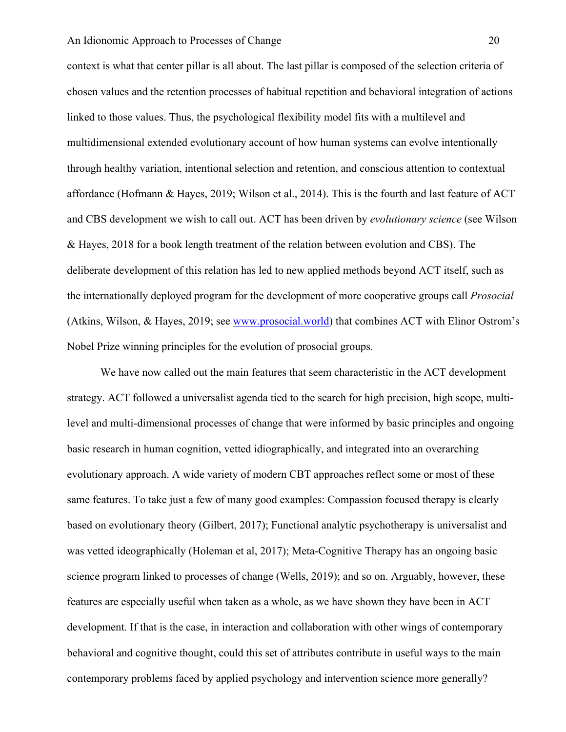context is what that center pillar is all about. The last pillar is composed of the selection criteria of chosen values and the retention processes of habitual repetition and behavioral integration of actions linked to those values. Thus, the psychological flexibility model fits with a multilevel and multidimensional extended evolutionary account of how human systems can evolve intentionally through healthy variation, intentional selection and retention, and conscious attention to contextual affordance (Hofmann & Hayes, 2019; Wilson et al., 2014). This is the fourth and last feature of ACT and CBS development we wish to call out. ACT has been driven by *evolutionary science* (see Wilson & Hayes, 2018 for a book length treatment of the relation between evolution and CBS). The deliberate development of this relation has led to new applied methods beyond ACT itself, such as the internationally deployed program for the development of more cooperative groups call *Prosocial* (Atkins, Wilson, & Hayes, 2019; see [www.prosocial.world](http://www.prosocial.world)) that combines ACT with Elinor Ostrom's Nobel Prize winning principles for the evolution of prosocial groups.

We have now called out the main features that seem characteristic in the ACT development strategy. ACT followed a universalist agenda tied to the search for high precision, high scope, multi-level and multi-dimensional processes of change that were informed by basic principles and ongoing basic research in human cognition, vetted idiographically, and integrated into an overarching evolutionary approach. A wide variety of modern CBT approaches reflect some or most of these same features. To take just a few of many good examples: Compassion focused therapy is clearly based on evolutionary theory (Gilbert, 2017); Functional analytic psychotherapy is universalist and was vetted ideographically (Holeman et al, 2017); Meta-Cognitive Therapy has an ongoing basic science program linked to processes of change (Wells, 2019); and so on. Arguably, however, these features are especially useful when taken as a whole, as we have shown they have been in ACT development. If that is the case, in interaction and collaboration with other wings of contemporary behavioral and cognitive thought, could this set of attributes contribute in useful ways to the main contemporary problems faced by applied psychology and intervention science more generally?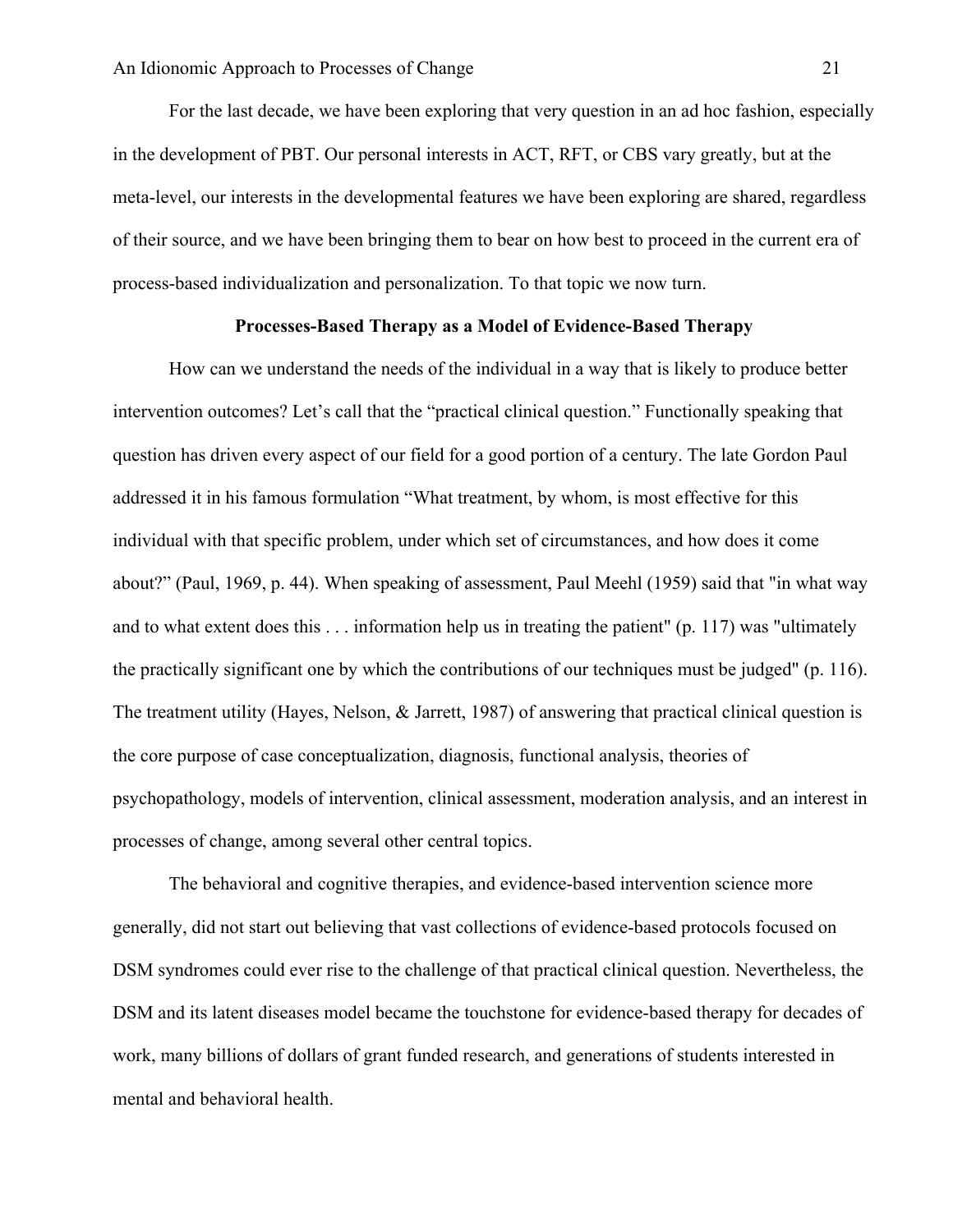For the last decade, we have been exploring that very question in an ad hoc fashion, especially in the development of PBT. Our personal interests in ACT, RFT, or CBS vary greatly, but at the meta-level, our interests in the developmental features we have been exploring are shared, regardless of their source, and we have been bringing them to bear on how best to proceed in the current era of process-based individualization and personalization. To that topic we now turn.

## Processes-Based Therapy as a Model of Evidence-Based Therapy

How can we understand the needs of the individual in a way that is likely to produce better intervention outcomes? Let's call that the "practical clinical question." Functionally speaking that question has driven every aspect of our field for a good portion of a century. The late Gordon Paul addressed it in his famous formulation "What treatment, by whom, is most effective for this individual with that specific problem, under which set of circumstances, and how does it come about?" (Paul, 1969, p. 44). When speaking of assessment, Paul Meehl (1959) said that "in what way and to what extent does this . . . information help us in treating the patient" (p. 117) was "ultimately the practically significant one by which the contributions of our techniques must be judged" (p. 116). The treatment utility (Hayes, Nelson, & Jarrett, 1987) of answering that practical clinical question is the core purpose of case conceptualization, diagnosis, functional analysis, theories of psychopathology, models of intervention, clinical assessment, moderation analysis, and an interest in processes of change, among several other central topics.

The behavioral and cognitive therapies, and evidence-based intervention science more generally, did not start out believing that vast collections of evidence-based protocols focused on DSM syndromes could ever rise to the challenge of that practical clinical question. Nevertheless, the DSM and its latent diseases model became the touchstone for evidence-based therapy for decades of work, many billions of dollars of grant funded research, and generations of students interested in mental and behavioral health.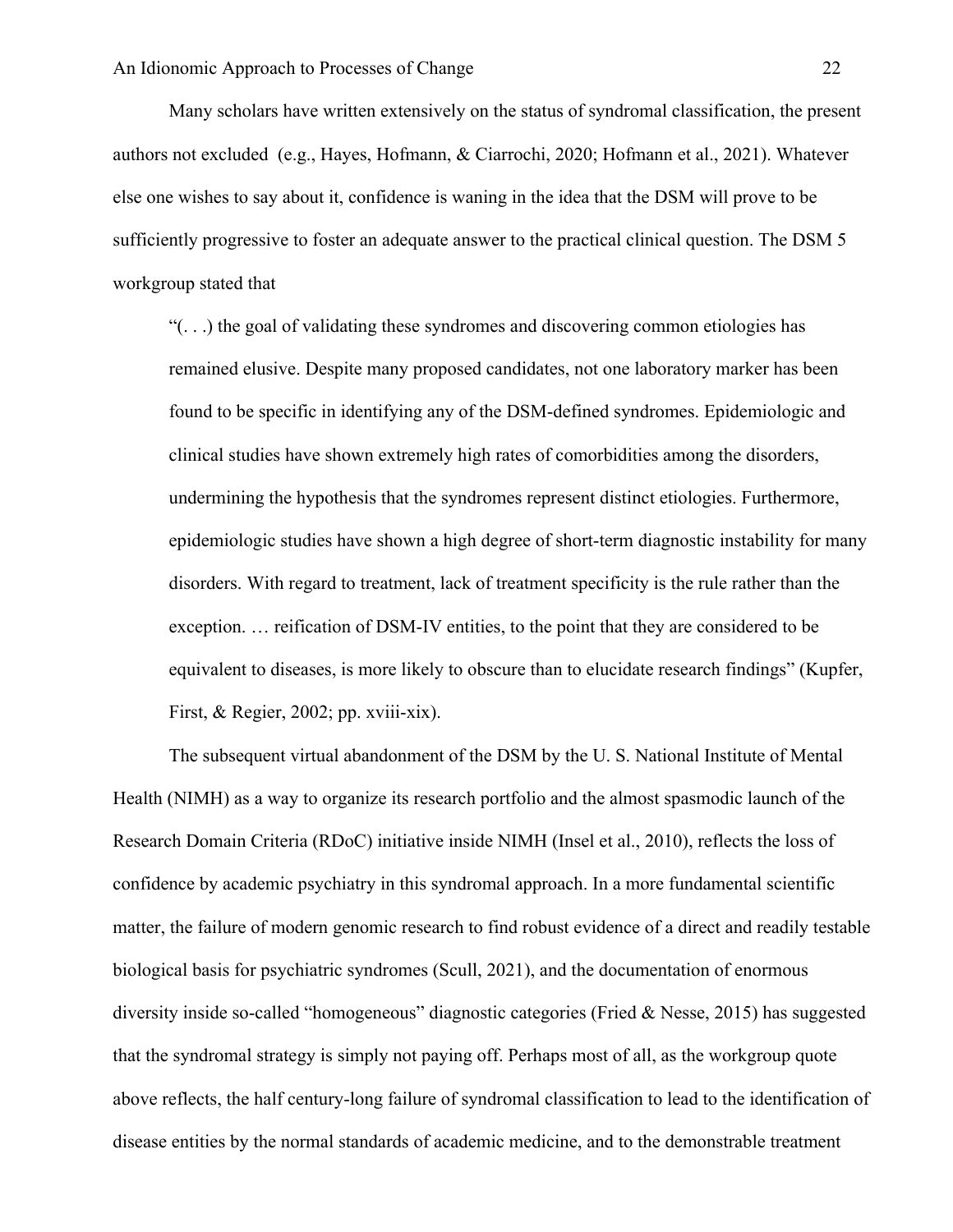Many scholars have written extensively on the status of syndromal classification, the present authors not excluded (e.g., Hayes, Hofmann, & Ciarrochi, 2020; Hofmann et al., 2021). Whatever else one wishes to say about it, confidence is waning in the idea that the DSM will prove to be sufficiently progressive to foster an adequate answer to the practical clinical question. The DSM 5 workgroup stated that

> "(. . .) the goal of validating these syndromes and discovering common etiologies has remained elusive. Despite many proposed candidates, not one laboratory marker has been found to be specific in identifying any of the DSM-defined syndromes. Epidemiologic and clinical studies have shown extremely high rates of comorbidities among the disorders, undermining the hypothesis that the syndromes represent distinct etiologies. Furthermore, epidemiologic studies have shown a high degree of short-term diagnostic instability for many disorders. With regard to treatment, lack of treatment specificity is the rule rather than the exception. … reification of DSM-IV entities, to the point that they are considered to be equivalent to diseases, is more likely to obscure than to elucidate research findings" (Kupfer, First, & Regier, 2002; pp. xviii-xix).

The subsequent virtual abandonment of the DSM by the U. S. National Institute of Mental Health (NIMH) as a way to organize its research portfolio and the almost spasmodic launch of the Research Domain Criteria (RDoC) initiative inside NIMH (Insel et al., 2010), reflects the loss of confidence by academic psychiatry in this syndromal approach. In a more fundamental scientific matter, the failure of modern genomic research to find robust evidence of a direct and readily testable biological basis for psychiatric syndromes (Scull, 2021), and the documentation of enormous diversity inside so-called "homogeneous" diagnostic categories (Fried & Nesse, 2015) has suggested that the syndromal strategy is simply not paying off. Perhaps most of all, as the workgroup quote above reflects, the half century-long failure of syndromal classification to lead to the identification of disease entities by the normal standards of academic medicine, and to the demonstrable treatment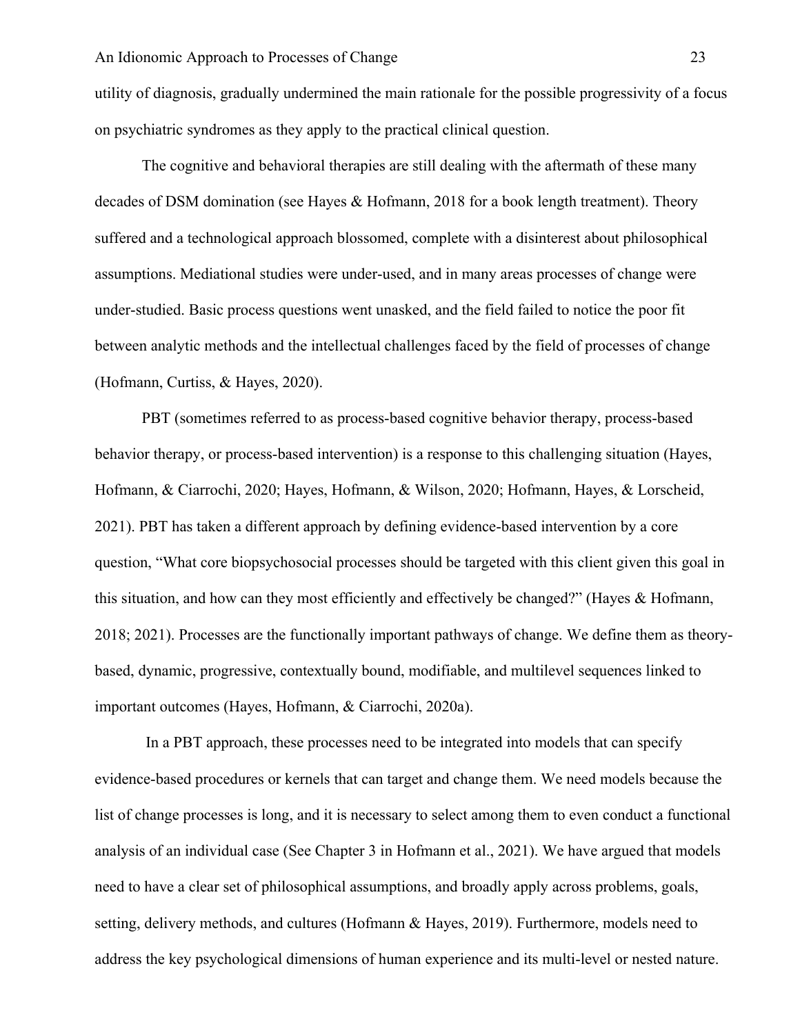utility of diagnosis, gradually undermined the main rationale for the possible progressivity of a focus on psychiatric syndromes as they apply to the practical clinical question.

The cognitive and behavioral therapies are still dealing with the aftermath of these many decades of DSM domination (see Hayes & Hofmann, 2018 for a book length treatment). Theory suffered and a technological approach blossomed, complete with a disinterest about philosophical assumptions. Mediational studies were under-used, and in many areas processes of change were under-studied. Basic process questions went unasked, and the field failed to notice the poor fit between analytic methods and the intellectual challenges faced by the field of processes of change (Hofmann, Curtiss, & Hayes, 2020).

PBT (sometimes referred to as process-based cognitive behavior therapy, process-based behavior therapy, or process-based intervention) is a response to this challenging situation (Hayes, Hofmann, & Ciarrochi, 2020; Hayes, Hofmann, & Wilson, 2020; Hofmann, Hayes, & Lorscheid, 2021). PBT has taken a different approach by defining evidence-based intervention by a core question, "What core biopsychosocial processes should be targeted with this client given this goal in this situation, and how can they most efficiently and effectively be changed?" (Hayes & Hofmann, 2018; 2021). Processes are the functionally important pathways of change. We define them as theory-based, dynamic, progressive, contextually bound, modifiable, and multilevel sequences linked to important outcomes (Hayes, Hofmann, & Ciarrochi, 2020a).

In a PBT approach, these processes need to be integrated into models that can specify evidence-based procedures or kernels that can target and change them. We need models because the list of change processes is long, and it is necessary to select among them to even conduct a functional analysis of an individual case (See Chapter 3 in Hofmann et al., 2021). We have argued that models need to have a clear set of philosophical assumptions, and broadly apply across problems, goals, setting, delivery methods, and cultures (Hofmann & Hayes, 2019). Furthermore, models need to address the key psychological dimensions of human experience and its multi-level or nested nature.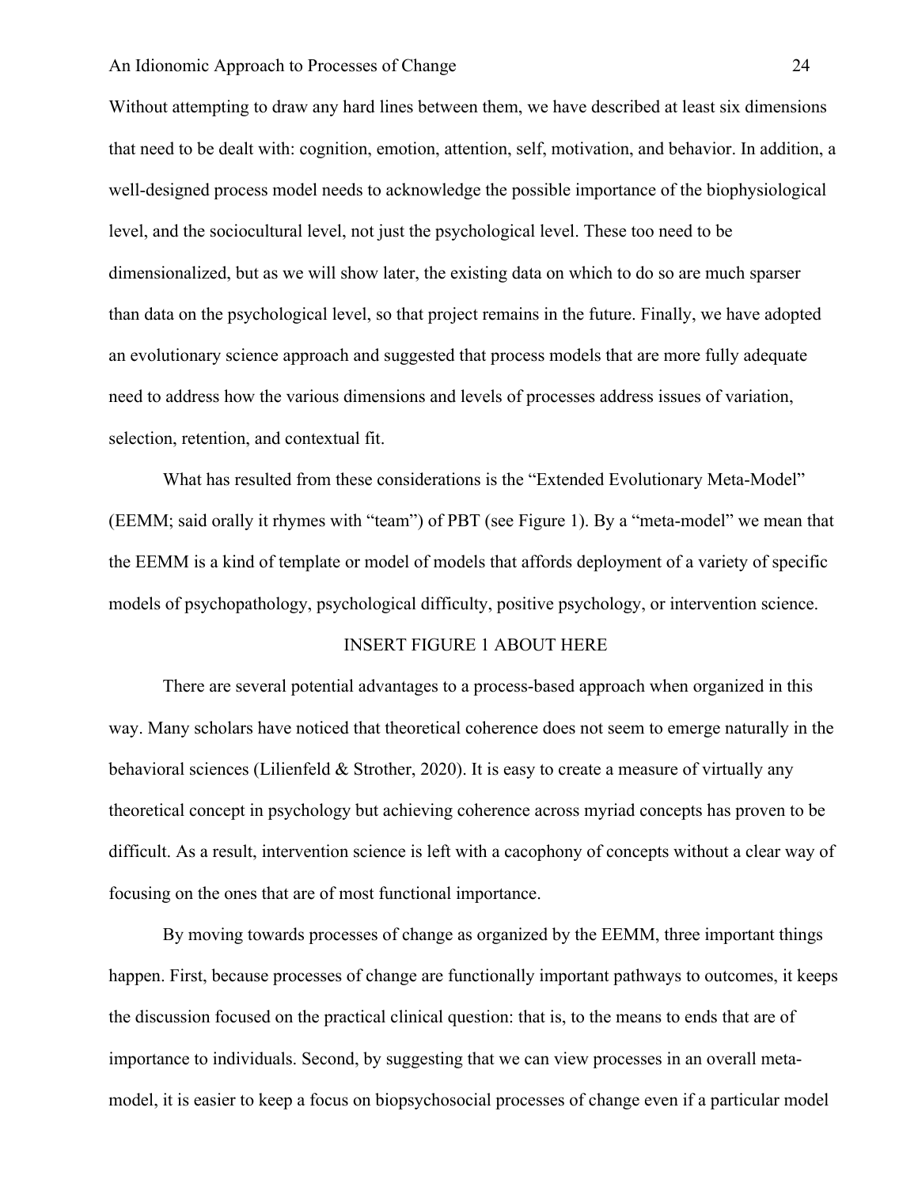Without attempting to draw any hard lines between them, we have described at least six dimensions that need to be dealt with: cognition, emotion, attention, self, motivation, and behavior. In addition, a well-designed process model needs to acknowledge the possible importance of the biophysiological level, and the sociocultural level, not just the psychological level. These too need to be dimensionalized, but as we will show later, the existing data on which to do so are much sparser than data on the psychological level, so that project remains in the future. Finally, we have adopted an evolutionary science approach and suggested that process models that are more fully adequate need to address how the various dimensions and levels of processes address issues of variation, selection, retention, and contextual fit.

What has resulted from these considerations is the "Extended Evolutionary Meta-Model" (EEMM; said orally it rhymes with "team") of PBT (see Figure 1). By a "meta-model" we mean that the EEMM is a kind of template or model of models that affords deployment of a variety of specific models of psychopathology, psychological difficulty, positive psychology, or intervention science.

INSERT FIGURE 1 ABOUT HERE

There are several potential advantages to a process-based approach when organized in this way. Many scholars have noticed that theoretical coherence does not seem to emerge naturally in the behavioral sciences (Lilienfeld & Strother, 2020). It is easy to create a measure of virtually any theoretical concept in psychology but achieving coherence across myriad concepts has proven to be difficult. As a result, intervention science is left with a cacophony of concepts without a clear way of focusing on the ones that are of most functional importance.

By moving towards processes of change as organized by the EEMM, three important things happen. First, because processes of change are functionally important pathways to outcomes, it keeps the discussion focused on the practical clinical question: that is, to the means to ends that are of importance to individuals. Second, by suggesting that we can view processes in an overall meta-model, it is easier to keep a focus on biopsychosocial processes of change even if a particular model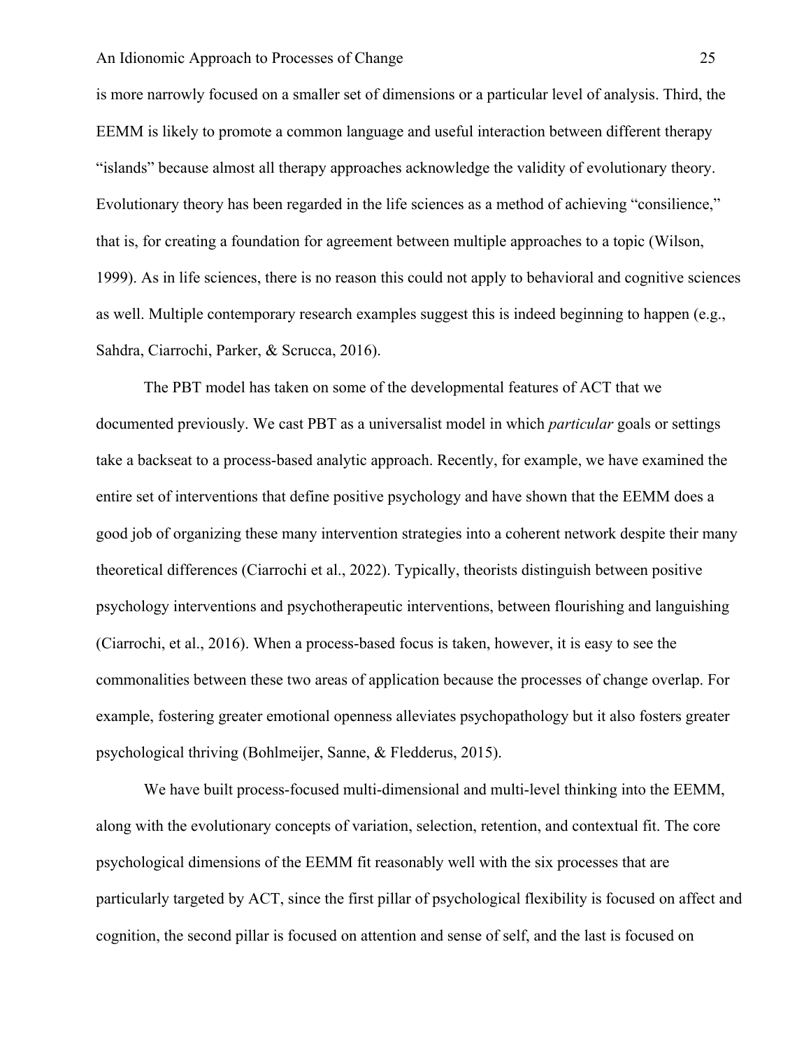is more narrowly focused on a smaller set of dimensions or a particular level of analysis. Third, the EEMM is likely to promote a common language and useful interaction between different therapy "islands" because almost all therapy approaches acknowledge the validity of evolutionary theory. Evolutionary theory has been regarded in the life sciences as a method of achieving "consilience," that is, for creating a foundation for agreement between multiple approaches to a topic (Wilson, 1999). As in life sciences, there is no reason this could not apply to behavioral and cognitive sciences as well. Multiple contemporary research examples suggest this is indeed beginning to happen (e.g., Sahdra, Ciarrochi, Parker, & Scrucca, 2016).

The PBT model has taken on some of the developmental features of ACT that we documented previously. We cast PBT as a universalist model in which *particular* goals or settings take a backseat to a process-based analytic approach. Recently, for example, we have examined the entire set of interventions that define positive psychology and have shown that the EEMM does a good job of organizing these many intervention strategies into a coherent network despite their many theoretical differences (Ciarrochi et al., 2022). Typically, theorists distinguish between positive psychology interventions and psychotherapeutic interventions, between flourishing and languishing (Ciarrochi, et al., 2016). When a process-based focus is taken, however, it is easy to see the commonalities between these two areas of application because the processes of change overlap. For example, fostering greater emotional openness alleviates psychopathology but it also fosters greater psychological thriving (Bohlmeijer, Sanne, & Fledderus, 2015).

We have built process-focused multi-dimensional and multi-level thinking into the EEMM, along with the evolutionary concepts of variation, selection, retention, and contextual fit. The core psychological dimensions of the EEMM fit reasonably well with the six processes that are particularly targeted by ACT, since the first pillar of psychological flexibility is focused on affect and cognition, the second pillar is focused on attention and sense of self, and the last is focused on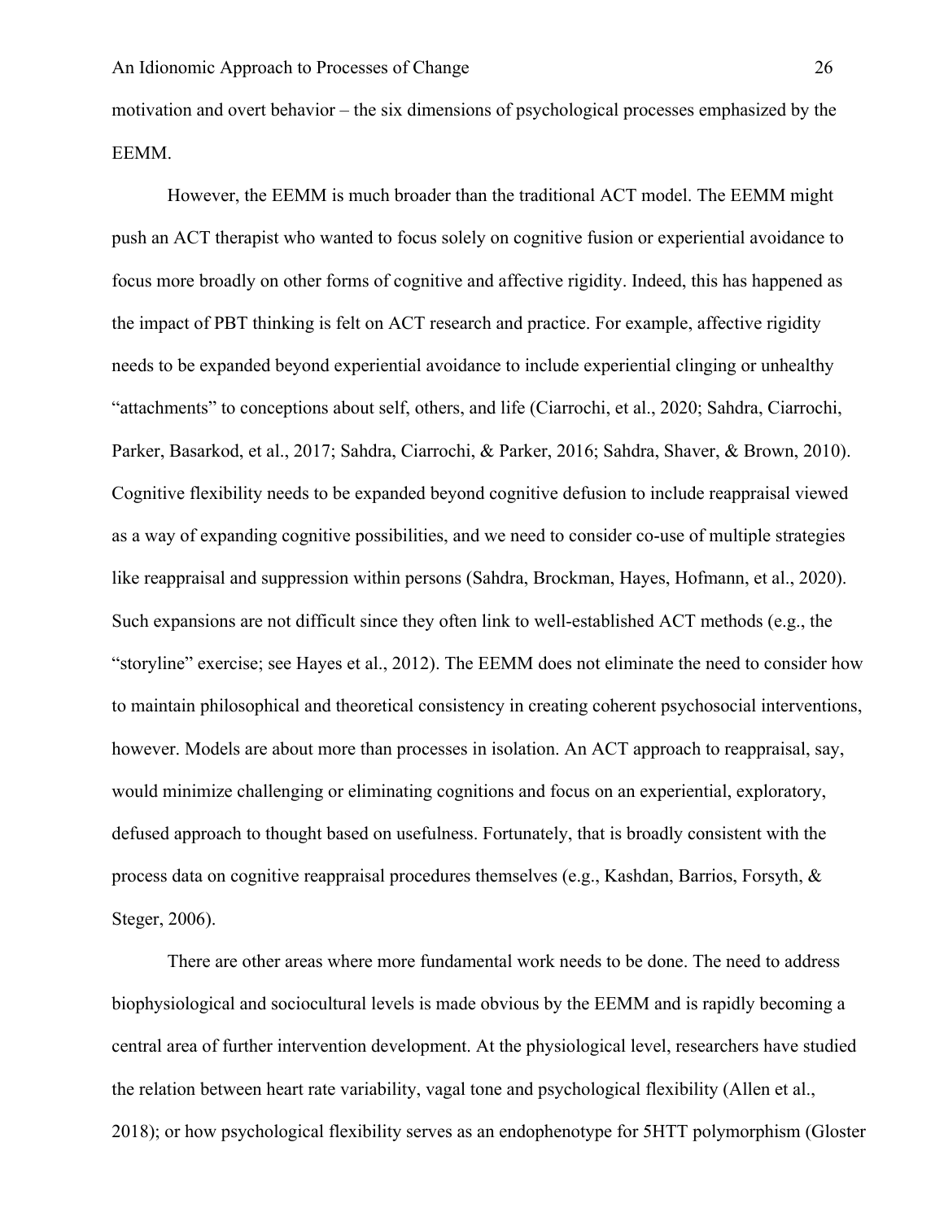motivation and overt behavior – the six dimensions of psychological processes emphasized by the EEMM.

However, the EEMM is much broader than the traditional ACT model. The EEMM might push an ACT therapist who wanted to focus solely on cognitive fusion or experiential avoidance to focus more broadly on other forms of cognitive and affective rigidity. Indeed, this has happened as the impact of PBT thinking is felt on ACT research and practice. For example, affective rigidity needs to be expanded beyond experiential avoidance to include experiential clinging or unhealthy "attachments" to conceptions about self, others, and life (Ciarrochi, et al., 2020; Sahdra, Ciarrochi, Parker, Basarkod, et al., 2017; Sahdra, Ciarrochi, & Parker, 2016; Sahdra, Shaver, & Brown, 2010). Cognitive flexibility needs to be expanded beyond cognitive defusion to include reappraisal viewed as a way of expanding cognitive possibilities, and we need to consider co-use of multiple strategies like reappraisal and suppression within persons (Sahdra, Brockman, Hayes, Hofmann, et al., 2020). Such expansions are not difficult since they often link to well-established ACT methods (e.g., the "storyline" exercise; see Hayes et al., 2012). The EEMM does not eliminate the need to consider how to maintain philosophical and theoretical consistency in creating coherent psychosocial interventions, however. Models are about more than processes in isolation. An ACT approach to reappraisal, say, would minimize challenging or eliminating cognitions and focus on an experiential, exploratory, defused approach to thought based on usefulness. Fortunately, that is broadly consistent with the process data on cognitive reappraisal procedures themselves (e.g., Kashdan, Barrios, Forsyth, & Steger, 2006).

There are other areas where more fundamental work needs to be done. The need to address biophysiological and sociocultural levels is made obvious by the EEMM and is rapidly becoming a central area of further intervention development. At the physiological level, researchers have studied the relation between heart rate variability, vagal tone and psychological flexibility (Allen et al., 2018); or how psychological flexibility serves as an endophenotype for 5HTT polymorphism (Gloster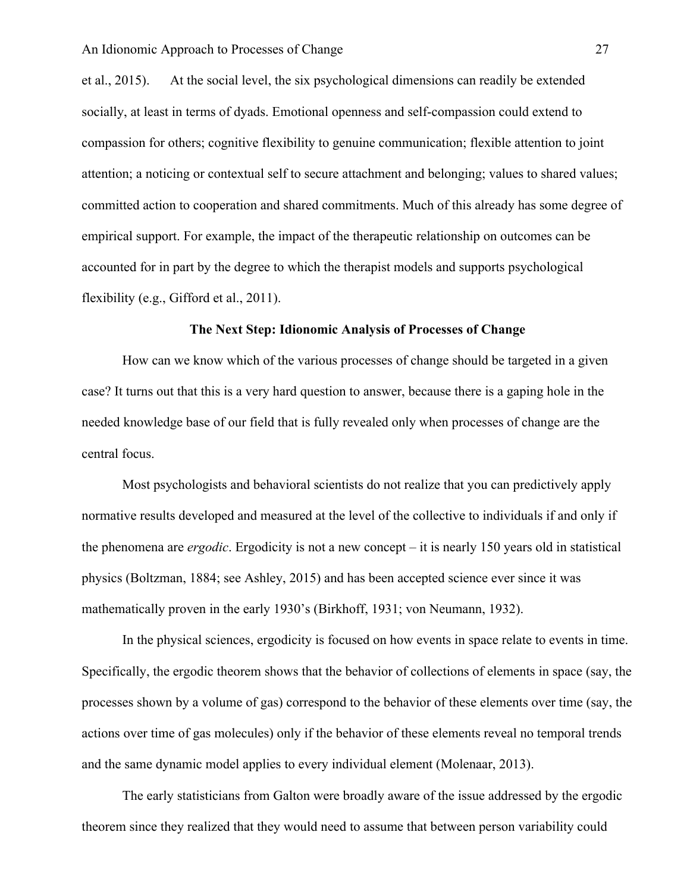et al., 2015). At the social level, the six psychological dimensions can readily be extended socially, at least in terms of dyads. Emotional openness and self-compassion could extend to compassion for others; cognitive flexibility to genuine communication; flexible attention to joint attention; a noticing or contextual self to secure attachment and belonging; values to shared values; committed action to cooperation and shared commitments. Much of this already has some degree of empirical support. For example, the impact of the therapeutic relationship on outcomes can be accounted for in part by the degree to which the therapist models and supports psychological flexibility (e.g., Gifford et al., 2011).

## The Next Step: Idionomic Analysis of Processes of Change

How can we know which of the various processes of change should be targeted in a given case? It turns out that this is a very hard question to answer, because there is a gaping hole in the needed knowledge base of our field that is fully revealed only when processes of change are the central focus.

Most psychologists and behavioral scientists do not realize that you can predictively apply normative results developed and measured at the level of the collective to individuals if and only if the phenomena are *ergodic*. Ergodicity is not a new concept – it is nearly 150 years old in statistical physics (Boltzman, 1884; see Ashley, 2015) and has been accepted science ever since it was mathematically proven in the early 1930's (Birkhoff, 1931; von Neumann, 1932).

In the physical sciences, ergodicity is focused on how events in space relate to events in time. Specifically, the ergodic theorem shows that the behavior of collections of elements in space (say, the processes shown by a volume of gas) correspond to the behavior of these elements over time (say, the actions over time of gas molecules) only if the behavior of these elements reveal no temporal trends and the same dynamic model applies to every individual element (Molenaar, 2013).

The early statisticians from Galton were broadly aware of the issue addressed by the ergodic theorem since they realized that they would need to assume that between person variability could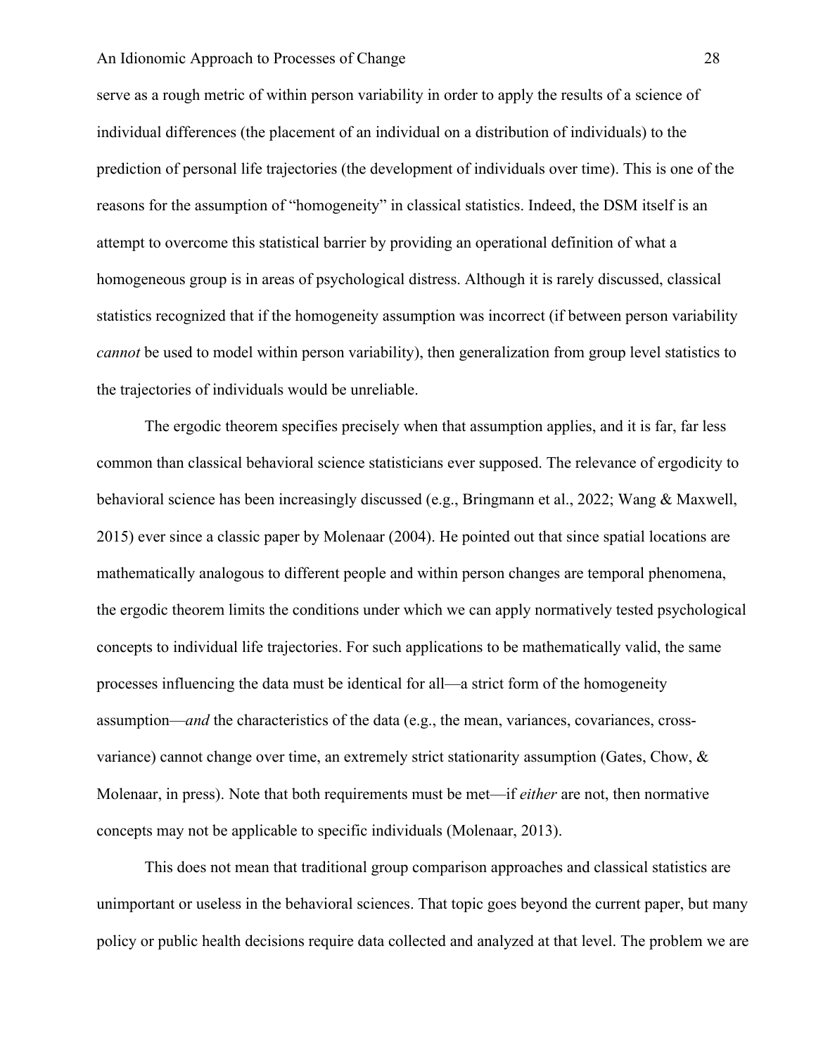serve as a rough metric of within person variability in order to apply the results of a science of individual differences (the placement of an individual on a distribution of individuals) to the prediction of personal life trajectories (the development of individuals over time). This is one of the reasons for the assumption of "homogeneity" in classical statistics. Indeed, the DSM itself is an attempt to overcome this statistical barrier by providing an operational definition of what a homogeneous group is in areas of psychological distress. Although it is rarely discussed, classical statistics recognized that if the homogeneity assumption was incorrect (if between person variability *cannot* be used to model within person variability), then generalization from group level statistics to the trajectories of individuals would be unreliable.

The ergodic theorem specifies precisely when that assumption applies, and it is far, far less common than classical behavioral science statisticians ever supposed. The relevance of ergodicity to behavioral science has been increasingly discussed (e.g., Bringmann et al., 2022; Wang & Maxwell, 2015) ever since a classic paper by Molenaar (2004). He pointed out that since spatial locations are mathematically analogous to different people and within person changes are temporal phenomena, the ergodic theorem limits the conditions under which we can apply normatively tested psychological concepts to individual life trajectories. For such applications to be mathematically valid, the same processes influencing the data must be identical for all—a strict form of the homogeneity assumption—*and* the characteristics of the data (e.g., the mean, variances, covariances, cross-variance) cannot change over time, an extremely strict stationarity assumption (Gates, Chow, & Molenaar, in press). Note that both requirements must be met—if *either* are not, then normative concepts may not be applicable to specific individuals (Molenaar, 2013).

This does not mean that traditional group comparison approaches and classical statistics are unimportant or useless in the behavioral sciences. That topic goes beyond the current paper, but many policy or public health decisions require data collected and analyzed at that level. The problem we are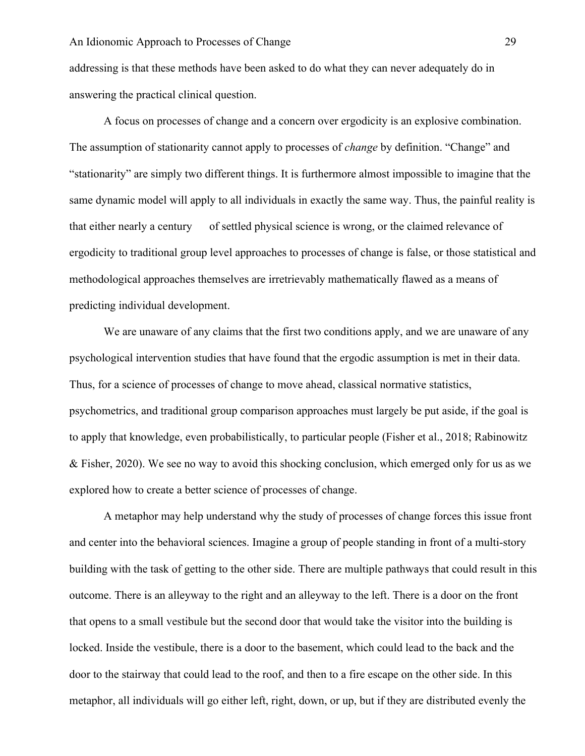addressing is that these methods have been asked to do what they can never adequately do in answering the practical clinical question.

A focus on processes of change and a concern over ergodicity is an explosive combination. The assumption of stationarity cannot apply to processes of *change* by definition. "Change" and "stationarity" are simply two different things. It is furthermore almost impossible to imagine that the same dynamic model will apply to all individuals in exactly the same way. Thus, the painful reality is that either nearly a century of settled physical science is wrong, or the claimed relevance of ergodicity to traditional group level approaches to processes of change is false, or those statistical and methodological approaches themselves are irretrievably mathematically flawed as a means of predicting individual development.

We are unaware of any claims that the first two conditions apply, and we are unaware of any psychological intervention studies that have found that the ergodic assumption is met in their data. Thus, for a science of processes of change to move ahead, classical normative statistics, psychometrics, and traditional group comparison approaches must largely be put aside, if the goal is to apply that knowledge, even probabilistically, to particular people (Fisher et al., 2018; Rabinowitz & Fisher, 2020). We see no way to avoid this shocking conclusion, which emerged only for us as we explored how to create a better science of processes of change.

A metaphor may help understand why the study of processes of change forces this issue front and center into the behavioral sciences. Imagine a group of people standing in front of a multi-story building with the task of getting to the other side. There are multiple pathways that could result in this outcome. There is an alleyway to the right and an alleyway to the left. There is a door on the front that opens to a small vestibule but the second door that would take the visitor into the building is locked. Inside the vestibule, there is a door to the basement, which could lead to the back and the door to the stairway that could lead to the roof, and then to a fire escape on the other side. In this metaphor, all individuals will go either left, right, down, or up, but if they are distributed evenly the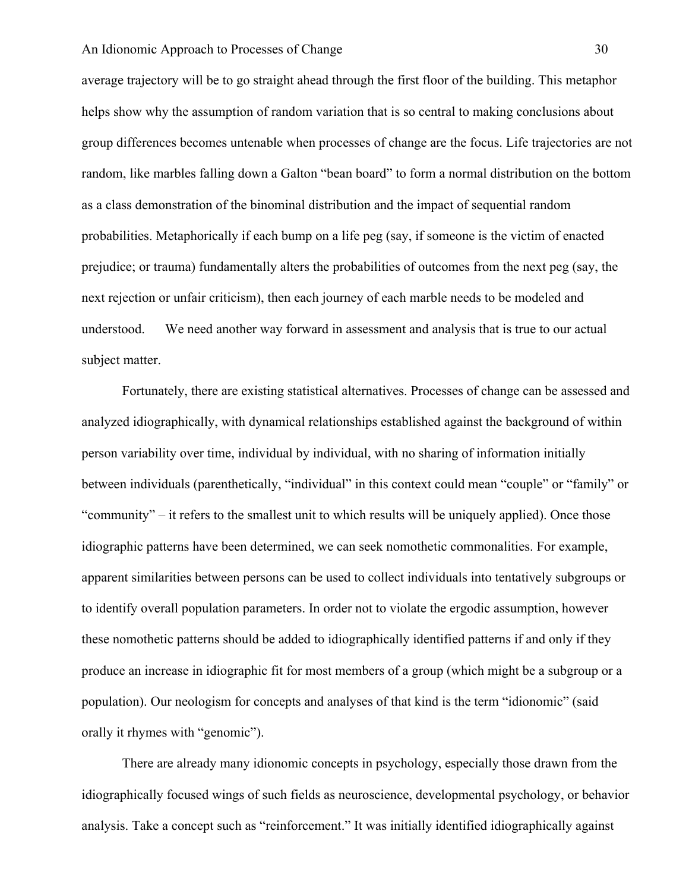average trajectory will be to go straight ahead through the first floor of the building. This metaphor helps show why the assumption of random variation that is so central to making conclusions about group differences becomes untenable when processes of change are the focus. Life trajectories are not random, like marbles falling down a Galton "bean board" to form a normal distribution on the bottom as a class demonstration of the binominal distribution and the impact of sequential random probabilities. Metaphorically if each bump on a life peg (say, if someone is the victim of enacted prejudice; or trauma) fundamentally alters the probabilities of outcomes from the next peg (say, the next rejection or unfair criticism), then each journey of each marble needs to be modeled and understood. We need another way forward in assessment and analysis that is true to our actual subject matter.

Fortunately, there are existing statistical alternatives. Processes of change can be assessed and analyzed idiographically, with dynamical relationships established against the background of within person variability over time, individual by individual, with no sharing of information initially between individuals (parenthetically, "individual" in this context could mean "couple" or "family" or "community" – it refers to the smallest unit to which results will be uniquely applied). Once those idiographic patterns have been determined, we can seek nomothetic commonalities. For example, apparent similarities between persons can be used to collect individuals into tentatively subgroups or to identify overall population parameters. In order not to violate the ergodic assumption, however these nomothetic patterns should be added to idiographically identified patterns if and only if they produce an increase in idiographic fit for most members of a group (which might be a subgroup or a population). Our neologism for concepts and analyses of that kind is the term "idionomic" (said orally it rhymes with "genomic").

There are already many idionomic concepts in psychology, especially those drawn from the idiographically focused wings of such fields as neuroscience, developmental psychology, or behavior analysis. Take a concept such as "reinforcement." It was initially identified idiographically against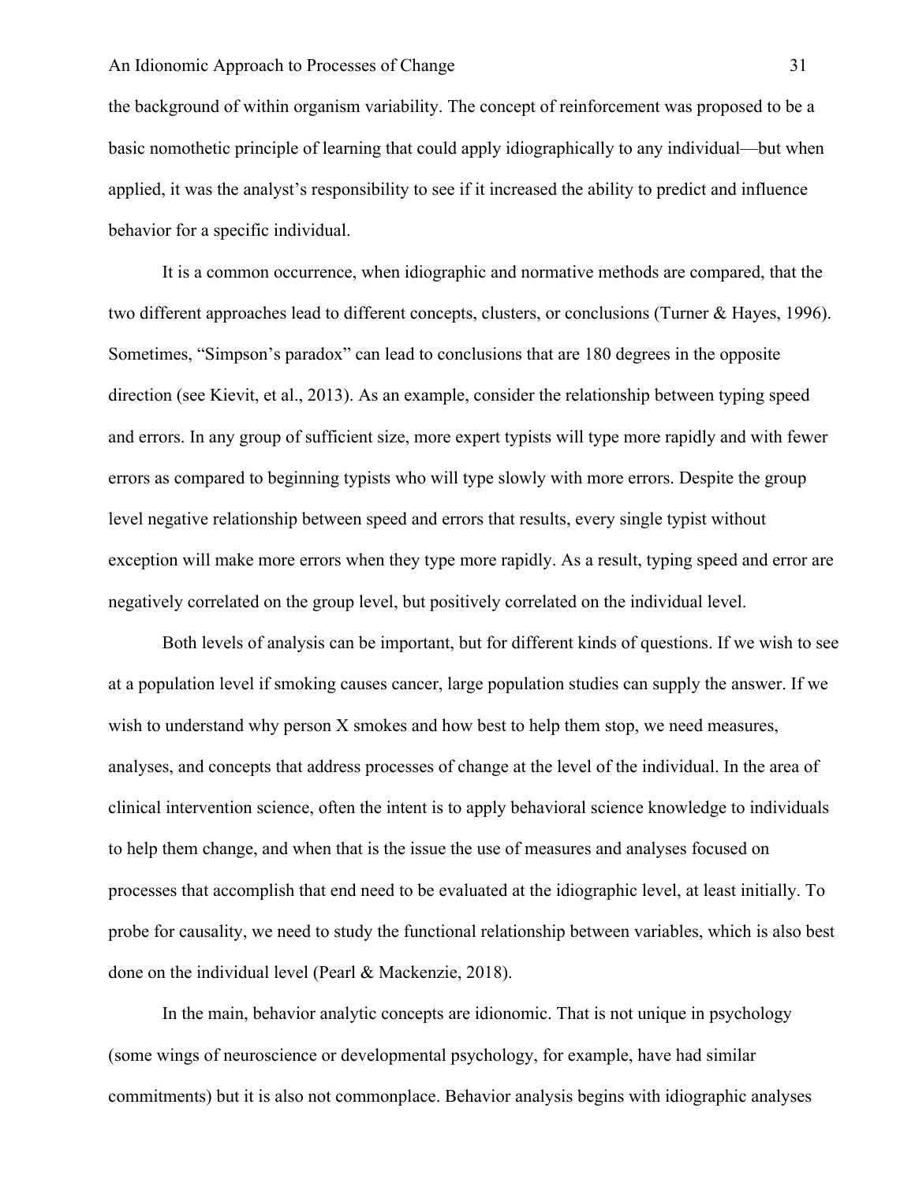the background of within organism variability. The concept of reinforcement was proposed to be a basic nomothetic principle of learning that could apply idiographically to any individual—but when applied, it was the analyst's responsibility to see if it increased the ability to predict and influence behavior for a specific individual.

It is a common occurrence, when idiographic and normative methods are compared, that the two different approaches lead to different concepts, clusters, or conclusions (Turner & Hayes, 1996). Sometimes, "Simpson's paradox" can lead to conclusions that are 180 degrees in the opposite direction (see Kievit, et al., 2013). As an example, consider the relationship between typing speed and errors. In any group of sufficient size, more expert typists will type more rapidly and with fewer errors as compared to beginning typists who will type slowly with more errors. Despite the group level negative relationship between speed and errors that results, every single typist without exception will make more errors when they type more rapidly. As a result, typing speed and error are negatively correlated on the group level, but positively correlated on the individual level.

Both levels of analysis can be important, but for different kinds of questions. If we wish to see at a population level if smoking causes cancer, large population studies can supply the answer. If we wish to understand why person X smokes and how best to help them stop, we need measures, analyses, and concepts that address processes of change at the level of the individual. In the area of clinical intervention science, often the intent is to apply behavioral science knowledge to individuals to help them change, and when that is the issue the use of measures and analyses focused on processes that accomplish that end need to be evaluated at the idiographic level, at least initially. To probe for causality, we need to study the functional relationship between variables, which is also best done on the individual level (Pearl & Mackenzie, 2018).

In the main, behavior analytic concepts are idionomic. That is not unique in psychology (some wings of neuroscience or developmental psychology, for example, have had similar commitments) but it is also not commonplace. Behavior analysis begins with idiographic analyses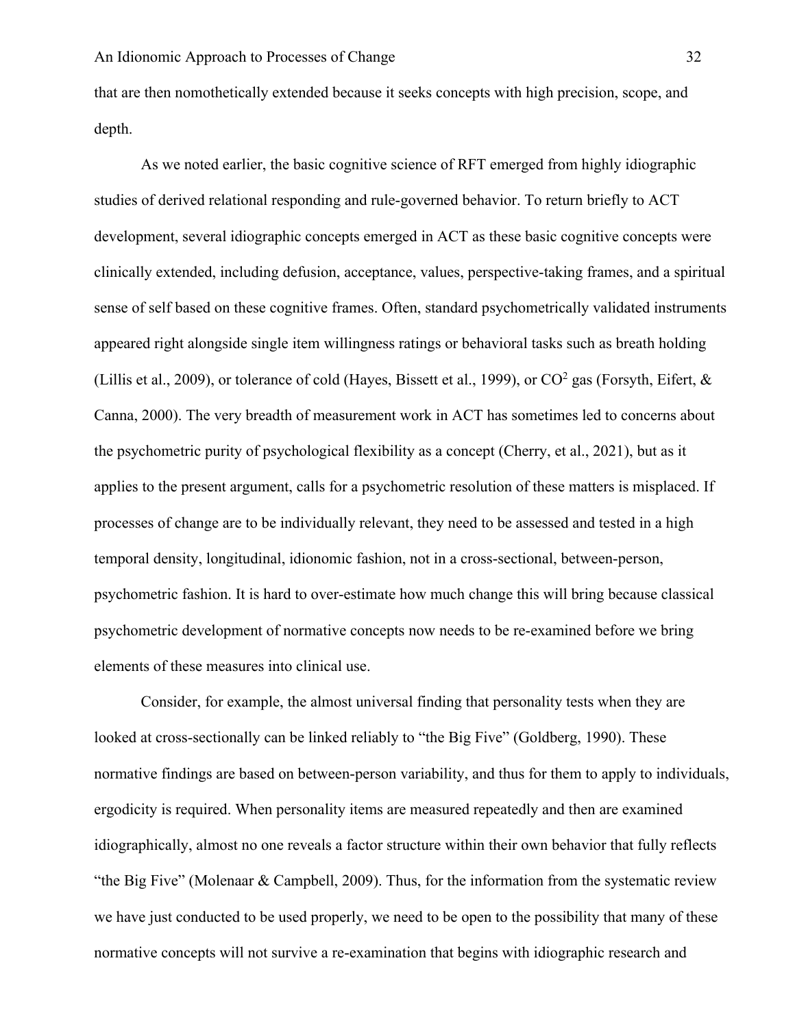that are then nomothetically extended because it seeks concepts with high precision, scope, and depth.

As we noted earlier, the basic cognitive science of RFT emerged from highly idiographic studies of derived relational responding and rule-governed behavior. To return briefly to ACT development, several idiographic concepts emerged in ACT as these basic cognitive concepts were clinically extended, including defusion, acceptance, values, perspective-taking frames, and a spiritual sense of self based on these cognitive frames. Often, standard psychometrically validated instruments appeared right alongside single item willingness ratings or behavioral tasks such as breath holding (Lillis et al., 2009), or tolerance of cold (Hayes, Bissett et al., 1999), or $CO^2$ gas (Forsyth, Eifert, & Canna, 2000). The very breadth of measurement work in ACT has sometimes led to concerns about the psychometric purity of psychological flexibility as a concept (Cherry, et al., 2021), but as it applies to the present argument, calls for a psychometric resolution of these matters is misplaced. If processes of change are to be individually relevant, they need to be assessed and tested in a high temporal density, longitudinal, idionomic fashion, not in a cross-sectional, between-person, psychometric fashion. It is hard to over-estimate how much change this will bring because classical psychometric development of normative concepts now needs to be re-examined before we bring elements of these measures into clinical use.

Consider, for example, the almost universal finding that personality tests when they are looked at cross-sectionally can be linked reliably to "the Big Five" (Goldberg, 1990). These normative findings are based on between-person variability, and thus for them to apply to individuals, ergodicity is required. When personality items are measured repeatedly and then are examined idiographically, almost no one reveals a factor structure within their own behavior that fully reflects "the Big Five" (Molenaar & Campbell, 2009). Thus, for the information from the systematic review we have just conducted to be used properly, we need to be open to the possibility that many of these normative concepts will not survive a re-examination that begins with idiographic research and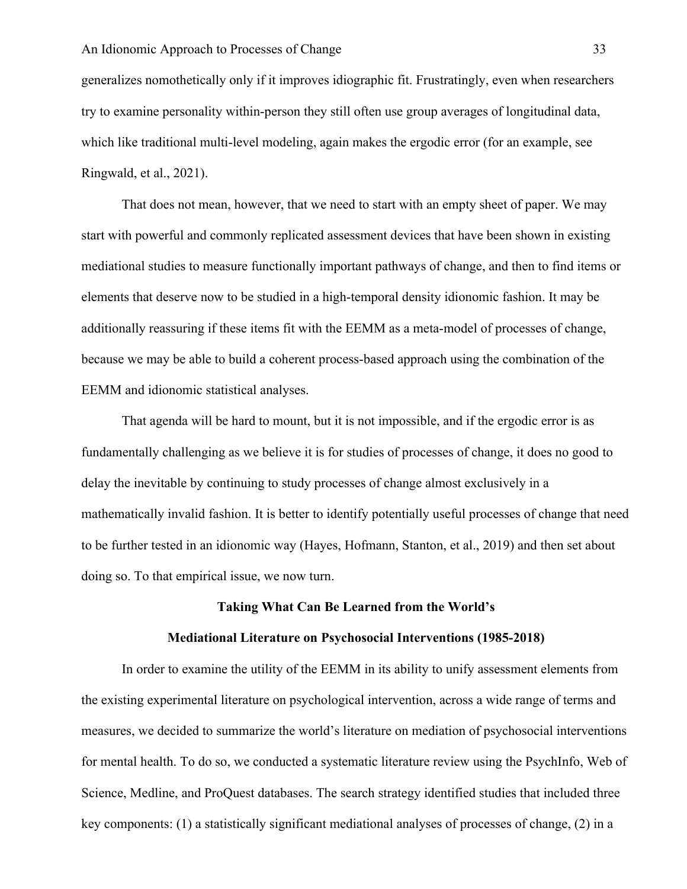generalizes nomothetically only if it improves idiographic fit. Frustratingly, even when researchers try to examine personality within-person they still often use group averages of longitudinal data, which like traditional multi-level modeling, again makes the ergodic error (for an example, see Ringwald, et al., 2021).

That does not mean, however, that we need to start with an empty sheet of paper. We may start with powerful and commonly replicated assessment devices that have been shown in existing mediational studies to measure functionally important pathways of change, and then to find items or elements that deserve now to be studied in a high-temporal density idionomic fashion. It may be additionally reassuring if these items fit with the EEMM as a meta-model of processes of change, because we may be able to build a coherent process-based approach using the combination of the EEMM and idionomic statistical analyses.

That agenda will be hard to mount, but it is not impossible, and if the ergodic error is as fundamentally challenging as we believe it is for studies of processes of change, it does no good to delay the inevitable by continuing to study processes of change almost exclusively in a mathematically invalid fashion. It is better to identify potentially useful processes of change that need to be further tested in an idionomic way (Hayes, Hofmann, Stanton, et al., 2019) and then set about doing so. To that empirical issue, we now turn.

## Taking What Can Be Learned from the World's Mediational Literature on Psychosocial Interventions (1985-2018)

In order to examine the utility of the EEMM in its ability to unify assessment elements from the existing experimental literature on psychological intervention, across a wide range of terms and measures, we decided to summarize the world's literature on mediation of psychosocial interventions for mental health. To do so, we conducted a systematic literature review using the PsychInfo, Web of Science, Medline, and ProQuest databases. The search strategy identified studies that included three key components: (1) a statistically significant mediational analyses of processes of change, (2) in a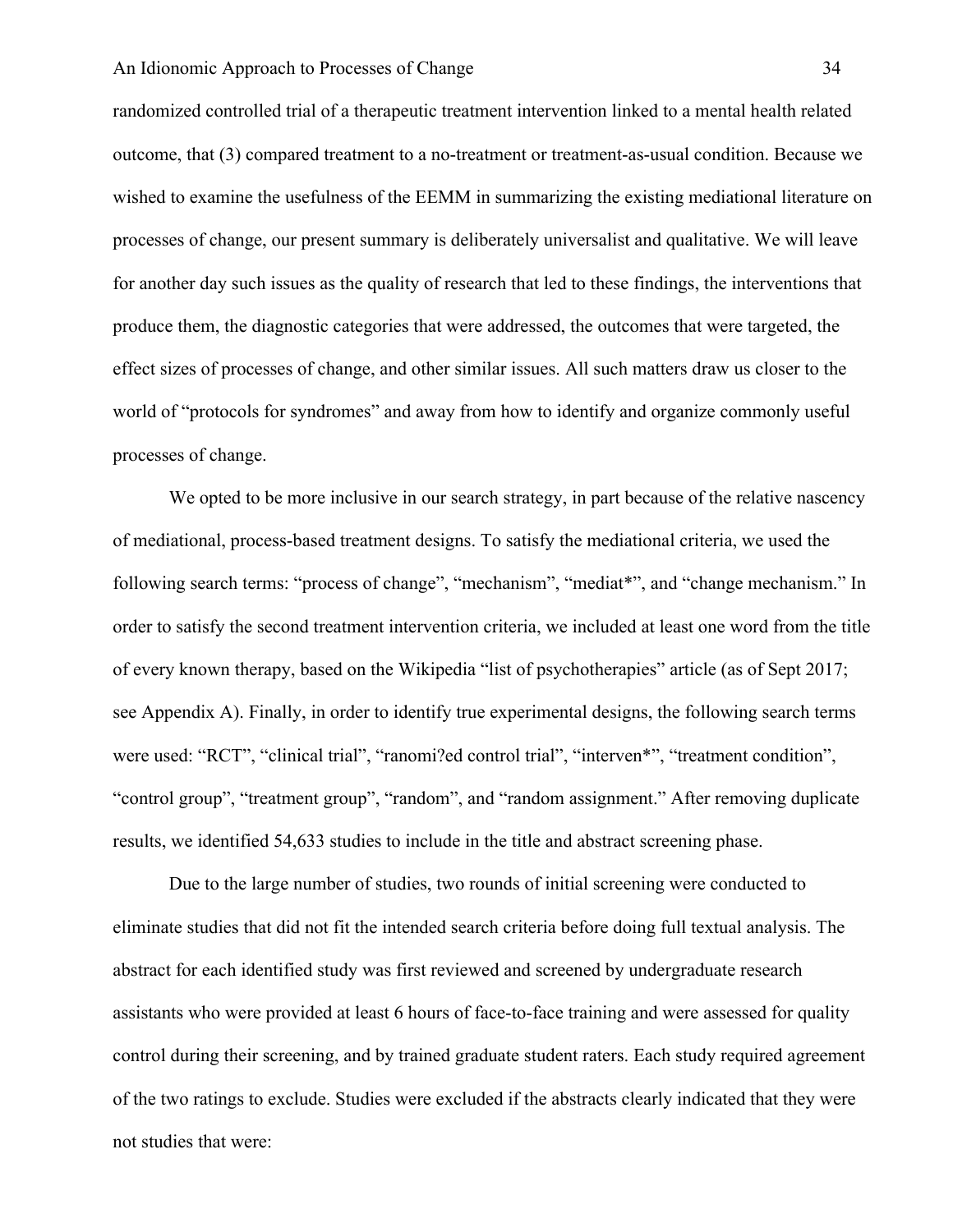randomized controlled trial of a therapeutic treatment intervention linked to a mental health related outcome, that (3) compared treatment to a no-treatment or treatment-as-usual condition. Because we wished to examine the usefulness of the EEMM in summarizing the existing mediational literature on processes of change, our present summary is deliberately universalist and qualitative. We will leave for another day such issues as the quality of research that led to these findings, the interventions that produce them, the diagnostic categories that were addressed, the outcomes that were targeted, the effect sizes of processes of change, and other similar issues. All such matters draw us closer to the world of "protocols for syndromes" and away from how to identify and organize commonly useful processes of change.

We opted to be more inclusive in our search strategy, in part because of the relative nascency of mediational, process-based treatment designs. To satisfy the mediational criteria, we used the following search terms: "process of change", "mechanism", "mediat*", and "change mechanism." In order to satisfy the second treatment intervention criteria, we included at least one word from the title of every known therapy, based on the Wikipedia "list of psychotherapies" article (as of Sept 2017; see Appendix A). Finally, in order to identify true experimental designs, the following search terms were used: "RCT", "clinical trial", "ranomi?ed control trial", "interven*", "treatment condition", "control group", "treatment group", "random", and "random assignment." After removing duplicate results, we identified 54,633 studies to include in the title and abstract screening phase.

Due to the large number of studies, two rounds of initial screening were conducted to eliminate studies that did not fit the intended search criteria before doing full textual analysis. The abstract for each identified study was first reviewed and screened by undergraduate research assistants who were provided at least 6 hours of face-to-face training and were assessed for quality control during their screening, and by trained graduate student raters. Each study required agreement of the two ratings to exclude. Studies were excluded if the abstracts clearly indicated that they were not studies that were: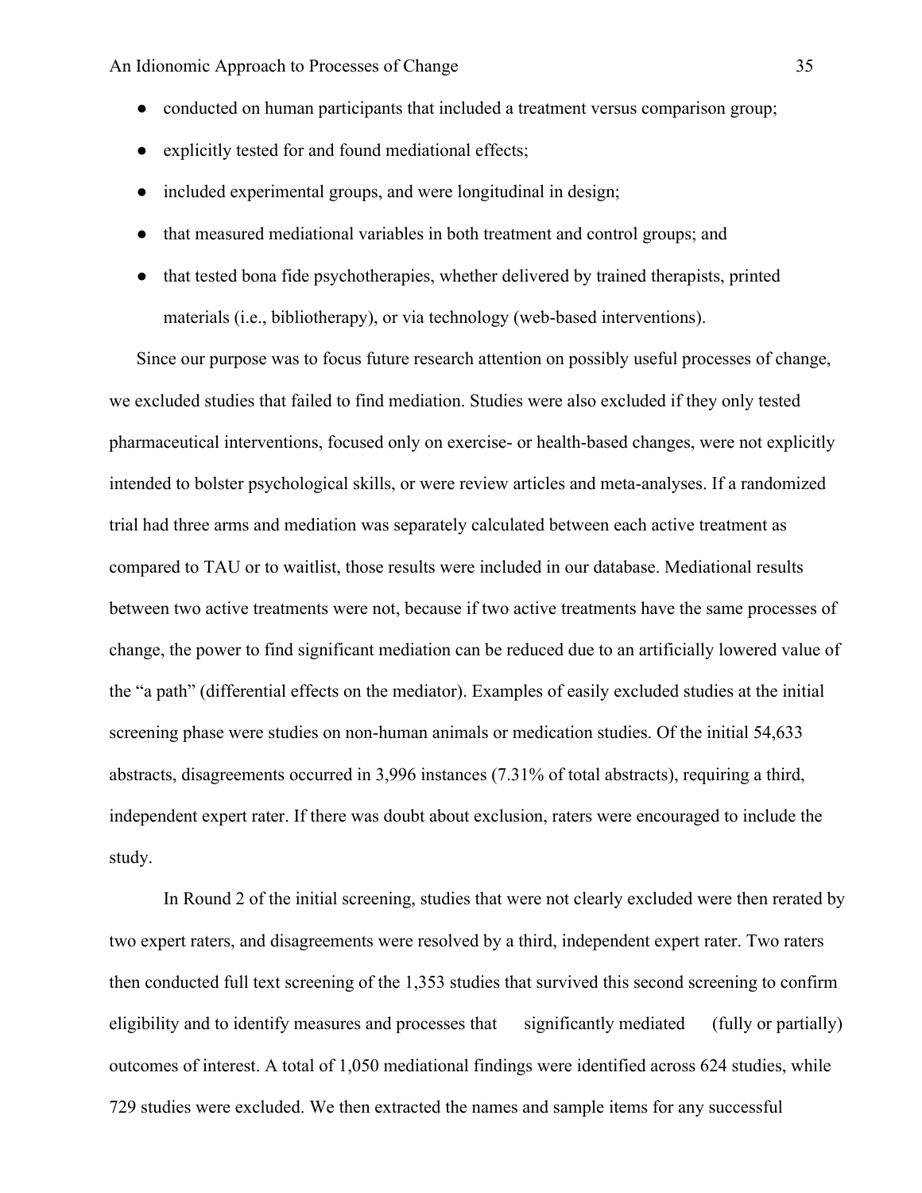- conducted on human participants that included a treatment versus comparison group;
- explicitly tested for and found mediational effects;
- included experimental groups, and were longitudinal in design;
- that measured mediational variables in both treatment and control groups; and
- that tested bona fide psychotherapies, whether delivered by trained therapists, printed materials (i.e., bibliotherapy), or via technology (web-based interventions).

Since our purpose was to focus future research attention on possibly useful processes of change, we excluded studies that failed to find mediation. Studies were also excluded if they only tested pharmaceutical interventions, focused only on exercise- or health-based changes, were not explicitly intended to bolster psychological skills, or were review articles and meta-analyses. If a randomized trial had three arms and mediation was separately calculated between each active treatment as compared to TAU or to waitlist, those results were included in our database. Mediational results between two active treatments were not, because if two active treatments have the same processes of change, the power to find significant mediation can be reduced due to an artificially lowered value of the "a path" (differential effects on the mediator). Examples of easily excluded studies at the initial screening phase were studies on non-human animals or medication studies. Of the initial 54,633 abstracts, disagreements occurred in 3,996 instances (7.31% of total abstracts), requiring a third, independent expert rater. If there was doubt about exclusion, raters were encouraged to include the study.

In Round 2 of the initial screening, studies that were not clearly excluded were then rerated by two expert raters, and disagreements were resolved by a third, independent expert rater. Two raters then conducted full text screening of the 1,353 studies that survived this second screening to confirm eligibility and to identify measures and processes that significantly mediated (fully or partially) outcomes of interest. A total of 1,050 mediational findings were identified across 624 studies, while 729 studies were excluded. We then extracted the names and sample items for any successful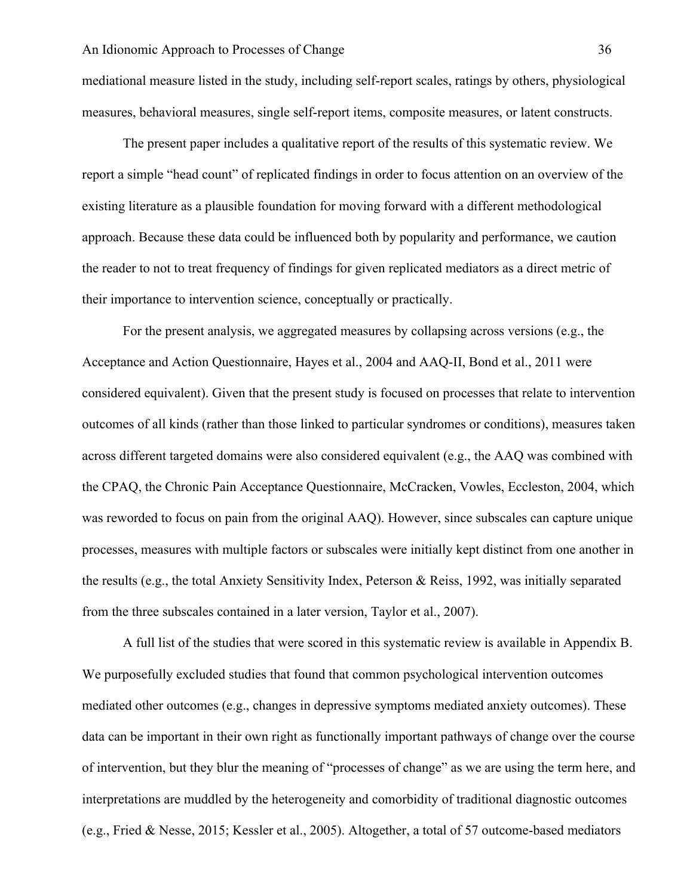mediational measure listed in the study, including self-report scales, ratings by others, physiological measures, behavioral measures, single self-report items, composite measures, or latent constructs.

The present paper includes a qualitative report of the results of this systematic review. We report a simple "head count" of replicated findings in order to focus attention on an overview of the existing literature as a plausible foundation for moving forward with a different methodological approach. Because these data could be influenced both by popularity and performance, we caution the reader to not to treat frequency of findings for given replicated mediators as a direct metric of their importance to intervention science, conceptually or practically.

For the present analysis, we aggregated measures by collapsing across versions (e.g., the Acceptance and Action Questionnaire, Hayes et al., 2004 and AAQ-II, Bond et al., 2011 were considered equivalent). Given that the present study is focused on processes that relate to intervention outcomes of all kinds (rather than those linked to particular syndromes or conditions), measures taken across different targeted domains were also considered equivalent (e.g., the AAQ was combined with the CPAQ, the Chronic Pain Acceptance Questionnaire, McCracken, Vowles, Eccleston, 2004, which was reworded to focus on pain from the original AAQ). However, since subscales can capture unique processes, measures with multiple factors or subscales were initially kept distinct from one another in the results (e.g., the total Anxiety Sensitivity Index, Peterson & Reiss, 1992, was initially separated from the three subscales contained in a later version, Taylor et al., 2007).

A full list of the studies that were scored in this systematic review is available in Appendix B. We purposefully excluded studies that found that common psychological intervention outcomes mediated other outcomes (e.g., changes in depressive symptoms mediated anxiety outcomes). These data can be important in their own right as functionally important pathways of change over the course of intervention, but they blur the meaning of "processes of change" as we are using the term here, and interpretations are muddled by the heterogeneity and comorbidity of traditional diagnostic outcomes (e.g., Fried & Nesse, 2015; Kessler et al., 2005). Altogether, a total of 57 outcome-based mediators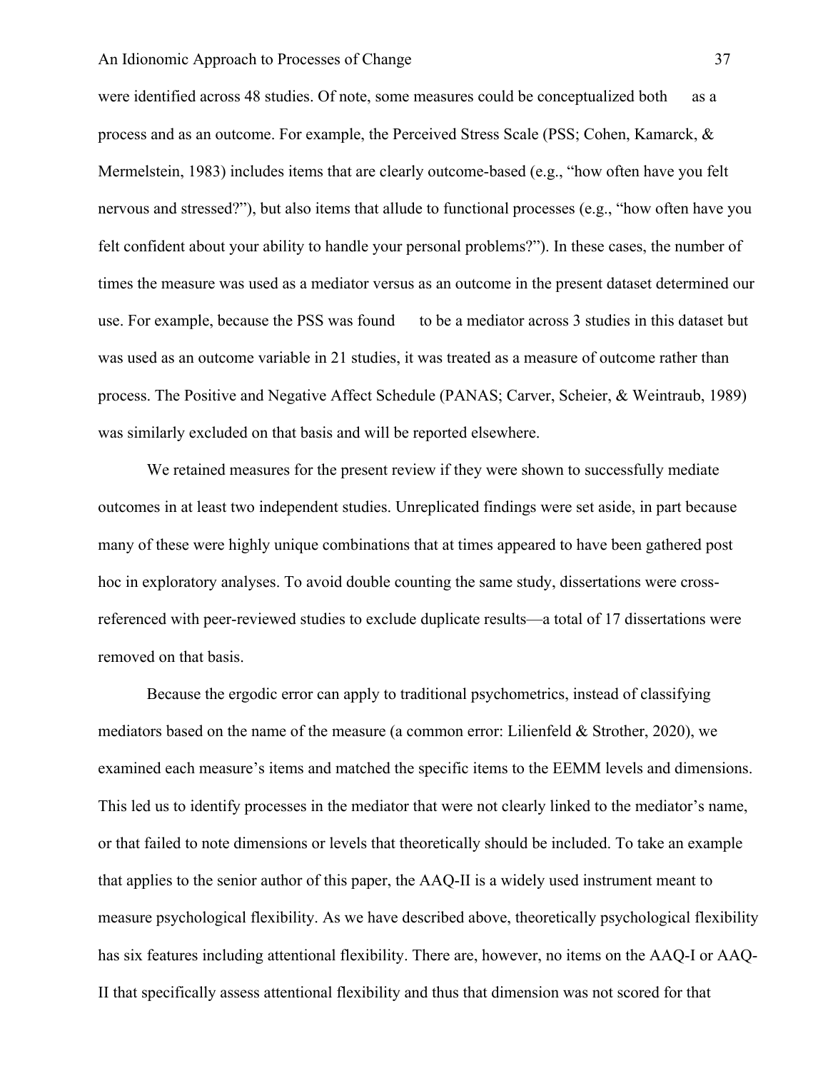were identified across 48 studies. Of note, some measures could be conceptualized both as a process and as an outcome. For example, the Perceived Stress Scale (PSS; Cohen, Kamarck, & Mermelstein, 1983) includes items that are clearly outcome-based (e.g., "how often have you felt nervous and stressed?"), but also items that allude to functional processes (e.g., "how often have you felt confident about your ability to handle your personal problems?"). In these cases, the number of times the measure was used as a mediator versus as an outcome in the present dataset determined our use. For example, because the PSS was found to be a mediator across 3 studies in this dataset but was used as an outcome variable in 21 studies, it was treated as a measure of outcome rather than process. The Positive and Negative Affect Schedule (PANAS; Carver, Scheier, & Weintraub, 1989) was similarly excluded on that basis and will be reported elsewhere.

We retained measures for the present review if they were shown to successfully mediate outcomes in at least two independent studies. Unreplicated findings were set aside, in part because many of these were highly unique combinations that at times appeared to have been gathered post hoc in exploratory analyses. To avoid double counting the same study, dissertations were cross-referenced with peer-reviewed studies to exclude duplicate results—a total of 17 dissertations were removed on that basis.

Because the ergodic error can apply to traditional psychometrics, instead of classifying mediators based on the name of the measure (a common error: Lilienfeld & Strother, 2020), we examined each measure's items and matched the specific items to the EEMM levels and dimensions. This led us to identify processes in the mediator that were not clearly linked to the mediator's name, or that failed to note dimensions or levels that theoretically should be included. To take an example that applies to the senior author of this paper, the AAQ-II is a widely used instrument meant to measure psychological flexibility. As we have described above, theoretically psychological flexibility has six features including attentional flexibility. There are, however, no items on the AAQ-I or AAQ-II that specifically assess attentional flexibility and thus that dimension was not scored for that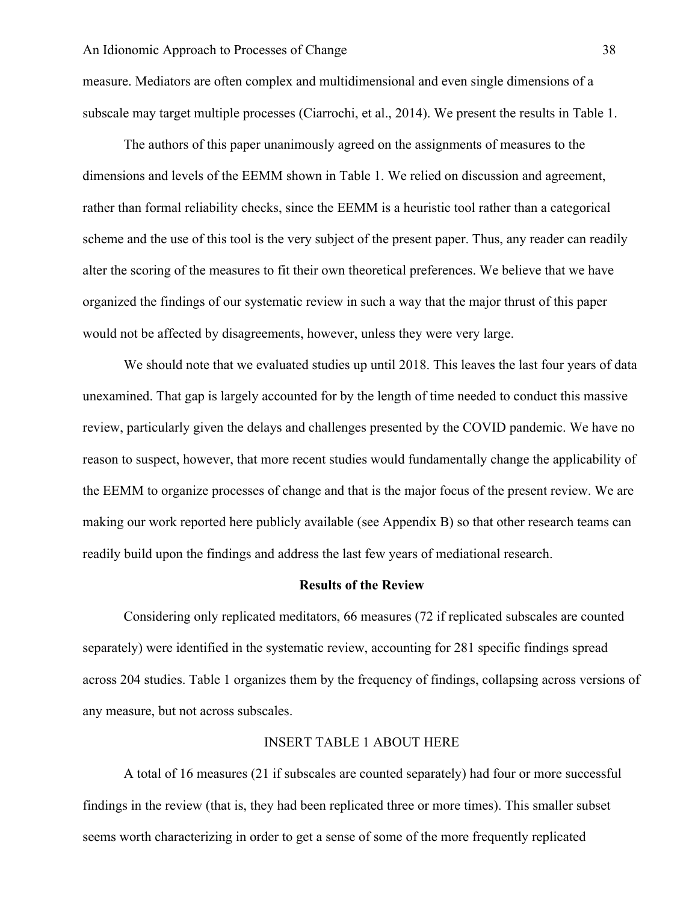measure. Mediators are often complex and multidimensional and even single dimensions of a subscale may target multiple processes (Ciarrochi, et al., 2014). We present the results in Table 1.

The authors of this paper unanimously agreed on the assignments of measures to the dimensions and levels of the EEMM shown in Table 1. We relied on discussion and agreement, rather than formal reliability checks, since the EEMM is a heuristic tool rather than a categorical scheme and the use of this tool is the very subject of the present paper. Thus, any reader can readily alter the scoring of the measures to fit their own theoretical preferences. We believe that we have organized the findings of our systematic review in such a way that the major thrust of this paper would not be affected by disagreements, however, unless they were very large.

We should note that we evaluated studies up until 2018. This leaves the last four years of data unexamined. That gap is largely accounted for by the length of time needed to conduct this massive review, particularly given the delays and challenges presented by the COVID pandemic. We have no reason to suspect, however, that more recent studies would fundamentally change the applicability of the EEMM to organize processes of change and that is the major focus of the present review. We are making our work reported here publicly available (see Appendix B) so that other research teams can readily build upon the findings and address the last few years of mediational research.

## Results of the Review

Considering only replicated meditators, 66 measures (72 if replicated subscales are counted separately) were identified in the systematic review, accounting for 281 specific findings spread across 204 studies. Table 1 organizes them by the frequency of findings, collapsing across versions of any measure, but not across subscales.

INSERT TABLE 1 ABOUT HERE

A total of 16 measures (21 if subscales are counted separately) had four or more successful findings in the review (that is, they had been replicated three or more times). This smaller subset seems worth characterizing in order to get a sense of some of the more frequently replicated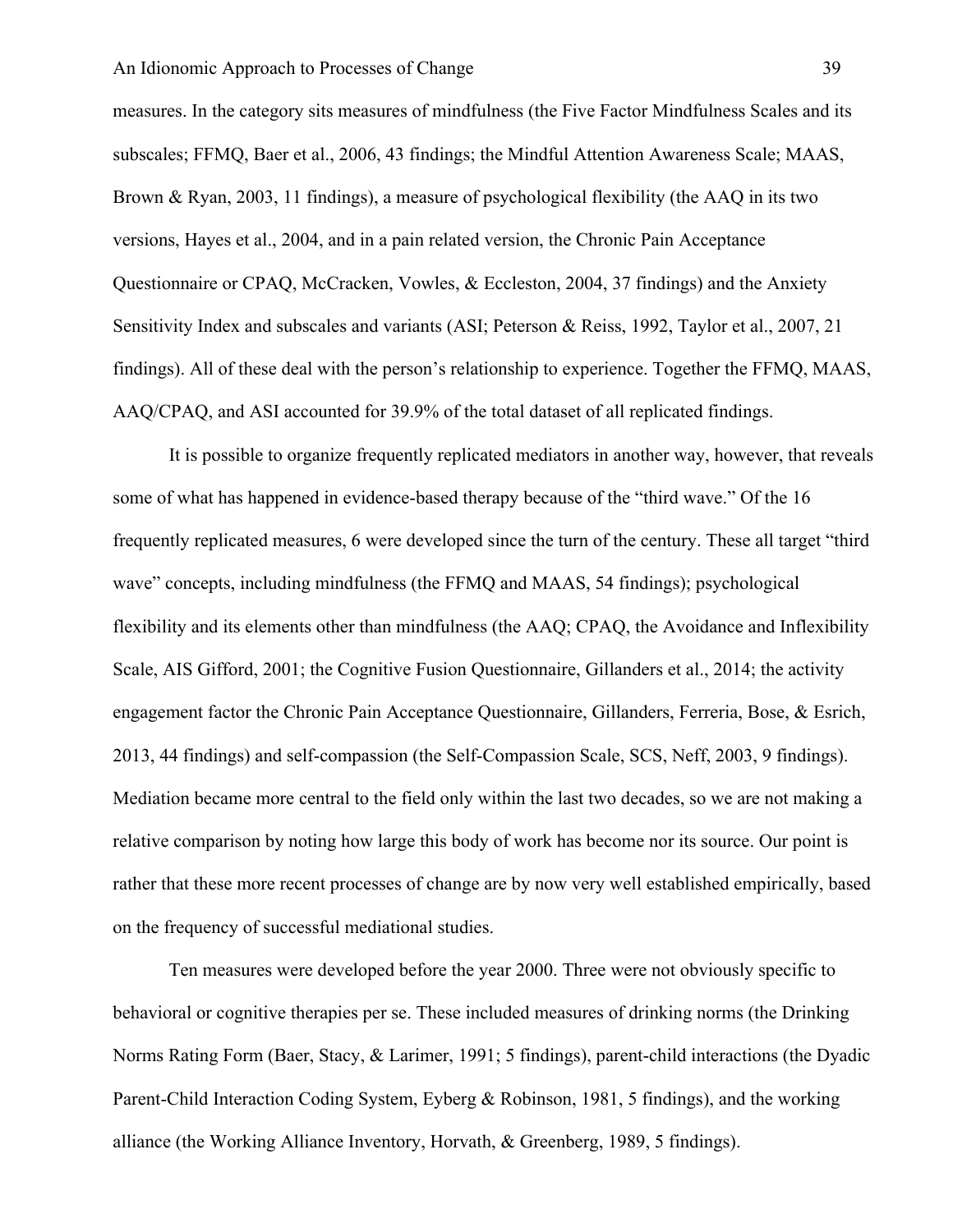measures. In the category sits measures of mindfulness (the Five Factor Mindfulness Scales and its subscales; FFMQ, Baer et al., 2006, 43 findings; the Mindful Attention Awareness Scale; MAAS, Brown & Ryan, 2003, 11 findings), a measure of psychological flexibility (the AAQ in its two versions, Hayes et al., 2004, and in a pain related version, the Chronic Pain Acceptance Questionnaire or CPAQ, McCracken, Vowles, & Eccleston, 2004, 37 findings) and the Anxiety Sensitivity Index and subscales and variants (ASI; Peterson & Reiss, 1992, Taylor et al., 2007, 21 findings). All of these deal with the person's relationship to experience. Together the FFMQ, MAAS, AAQ/CPAQ, and ASI accounted for 39.9% of the total dataset of all replicated findings.

It is possible to organize frequently replicated mediators in another way, however, that reveals some of what has happened in evidence-based therapy because of the "third wave." Of the 16 frequently replicated measures, 6 were developed since the turn of the century. These all target "third wave" concepts, including mindfulness (the FFMQ and MAAS, 54 findings); psychological flexibility and its elements other than mindfulness (the AAQ; CPAQ, the Avoidance and Inflexibility Scale, AIS Gifford, 2001; the Cognitive Fusion Questionnaire, Gillanders et al., 2014; the activity engagement factor the Chronic Pain Acceptance Questionnaire, Gillanders, Ferreria, Bose, & Esrich, 2013, 44 findings) and self-compassion (the Self-Compassion Scale, SCS, Neff, 2003, 9 findings). Mediation became more central to the field only within the last two decades, so we are not making a relative comparison by noting how large this body of work has become nor its source. Our point is rather that these more recent processes of change are by now very well established empirically, based on the frequency of successful mediational studies.

Ten measures were developed before the year 2000. Three were not obviously specific to behavioral or cognitive therapies per se. These included measures of drinking norms (the Drinking Norms Rating Form (Baer, Stacy, & Larimer, 1991; 5 findings), parent-child interactions (the Dyadic Parent-Child Interaction Coding System, Eyberg & Robinson, 1981, 5 findings), and the working alliance (the Working Alliance Inventory, Horvath, & Greenberg, 1989, 5 findings).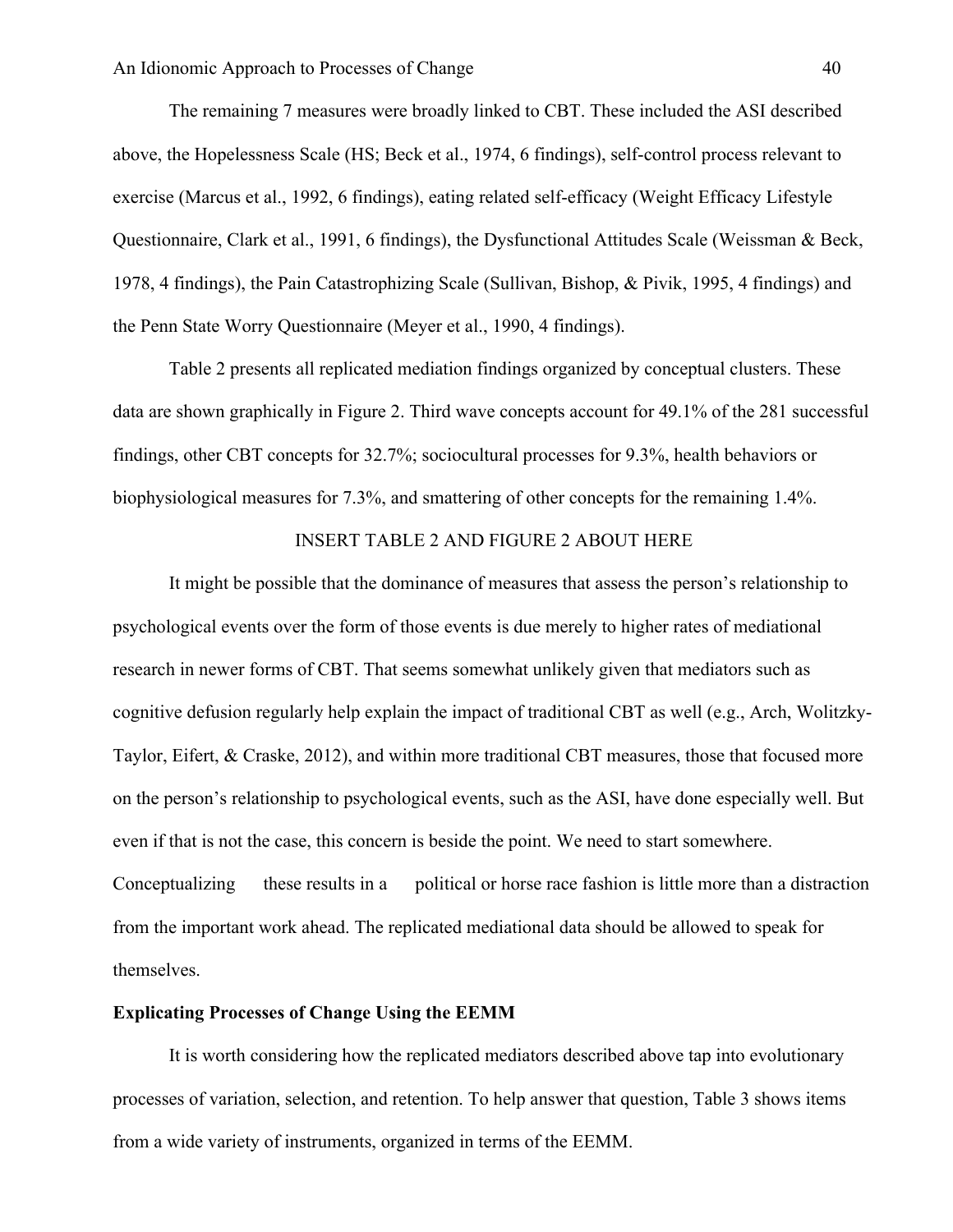The remaining 7 measures were broadly linked to CBT. These included the ASI described above, the Hopelessness Scale (HS; Beck et al., 1974, 6 findings), self-control process relevant to exercise (Marcus et al., 1992, 6 findings), eating related self-efficacy (Weight Efficacy Lifestyle Questionnaire, Clark et al., 1991, 6 findings), the Dysfunctional Attitudes Scale (Weissman & Beck, 1978, 4 findings), the Pain Catastrophizing Scale (Sullivan, Bishop, & Pivik, 1995, 4 findings) and the Penn State Worry Questionnaire (Meyer et al., 1990, 4 findings).

Table 2 presents all replicated mediation findings organized by conceptual clusters. These data are shown graphically in Figure 2. Third wave concepts account for 49.1% of the 281 successful findings, other CBT concepts for 32.7%; sociocultural processes for 9.3%, health behaviors or biophysiological measures for 7.3%, and smattering of other concepts for the remaining 1.4%.

INSERT TABLE 2 AND FIGURE 2 ABOUT HERE

It might be possible that the dominance of measures that assess the person's relationship to psychological events over the form of those events is due merely to higher rates of mediational research in newer forms of CBT. That seems somewhat unlikely given that mediators such as cognitive defusion regularly help explain the impact of traditional CBT as well (e.g., Arch, Wolitzky-Taylor, Eifert, & Craske, 2012), and within more traditional CBT measures, those that focused more on the person's relationship to psychological events, such as the ASI, have done especially well. But even if that is not the case, this concern is beside the point. We need to start somewhere. Conceptualizing these results in a political or horse race fashion is little more than a distraction from the important work ahead. The replicated mediational data should be allowed to speak for themselves.

**Explicating Processes of Change Using the EEMM**

It is worth considering how the replicated mediators described above tap into evolutionary processes of variation, selection, and retention. To help answer that question, Table 3 shows items from a wide variety of instruments, organized in terms of the EEMM.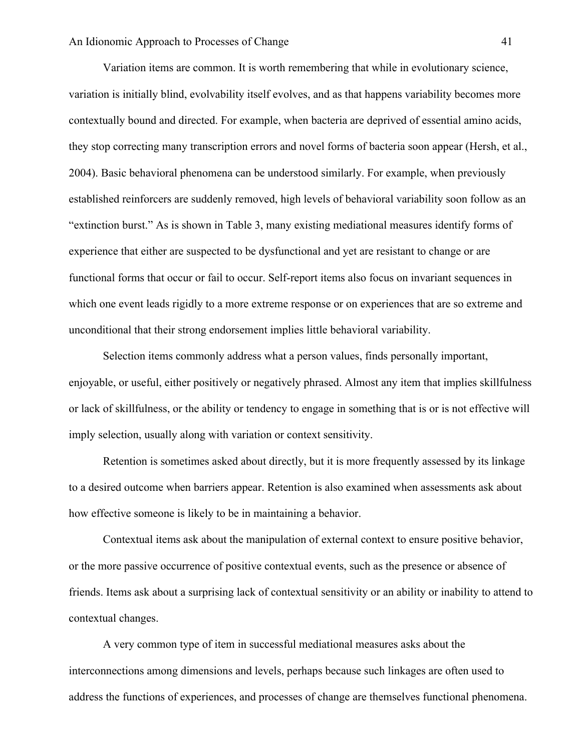Variation items are common. It is worth remembering that while in evolutionary science, variation is initially blind, evolvability itself evolves, and as that happens variability becomes more contextually bound and directed. For example, when bacteria are deprived of essential amino acids, they stop correcting many transcription errors and novel forms of bacteria soon appear (Hersh, et al., 2004). Basic behavioral phenomena can be understood similarly. For example, when previously established reinforcers are suddenly removed, high levels of behavioral variability soon follow as an "extinction burst." As is shown in Table 3, many existing mediational measures identify forms of experience that either are suspected to be dysfunctional and yet are resistant to change or are functional forms that occur or fail to occur. Self-report items also focus on invariant sequences in which one event leads rigidly to a more extreme response or on experiences that are so extreme and unconditional that their strong endorsement implies little behavioral variability.

Selection items commonly address what a person values, finds personally important, enjoyable, or useful, either positively or negatively phrased. Almost any item that implies skillfulness or lack of skillfulness, or the ability or tendency to engage in something that is or is not effective will imply selection, usually along with variation or context sensitivity.

Retention is sometimes asked about directly, but it is more frequently assessed by its linkage to a desired outcome when barriers appear. Retention is also examined when assessments ask about how effective someone is likely to be in maintaining a behavior.

Contextual items ask about the manipulation of external context to ensure positive behavior, or the more passive occurrence of positive contextual events, such as the presence or absence of friends. Items ask about a surprising lack of contextual sensitivity or an ability or inability to attend to contextual changes.

A very common type of item in successful mediational measures asks about the interconnections among dimensions and levels, perhaps because such linkages are often used to address the functions of experiences, and processes of change are themselves functional phenomena.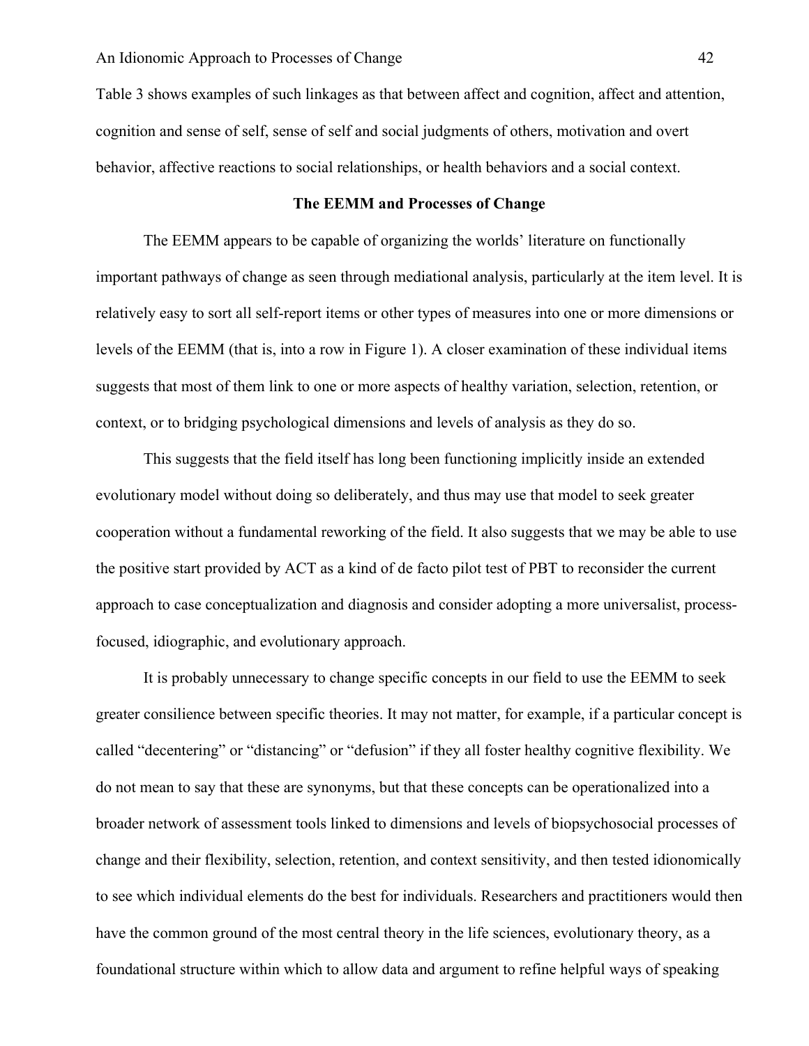Table 3 shows examples of such linkages as that between affect and cognition, affect and attention, cognition and sense of self, sense of self and social judgments of others, motivation and overt behavior, affective reactions to social relationships, or health behaviors and a social context.

## The EEMM and Processes of Change

The EEMM appears to be capable of organizing the worlds' literature on functionally important pathways of change as seen through mediational analysis, particularly at the item level. It is relatively easy to sort all self-report items or other types of measures into one or more dimensions or levels of the EEMM (that is, into a row in Figure 1). A closer examination of these individual items suggests that most of them link to one or more aspects of healthy variation, selection, retention, or context, or to bridging psychological dimensions and levels of analysis as they do so.

This suggests that the field itself has long been functioning implicitly inside an extended evolutionary model without doing so deliberately, and thus may use that model to seek greater cooperation without a fundamental reworking of the field. It also suggests that we may be able to use the positive start provided by ACT as a kind of de facto pilot test of PBT to reconsider the current approach to case conceptualization and diagnosis and consider adopting a more universalist, process-focused, idiographic, and evolutionary approach.

It is probably unnecessary to change specific concepts in our field to use the EEMM to seek greater consilience between specific theories. It may not matter, for example, if a particular concept is called "decentering" or "distancing" or "defusion" if they all foster healthy cognitive flexibility. We do not mean to say that these are synonyms, but that these concepts can be operationalized into a broader network of assessment tools linked to dimensions and levels of biopsychosocial processes of change and their flexibility, selection, retention, and context sensitivity, and then tested idionomically to see which individual elements do the best for individuals. Researchers and practitioners would then have the common ground of the most central theory in the life sciences, evolutionary theory, as a foundational structure within which to allow data and argument to refine helpful ways of speaking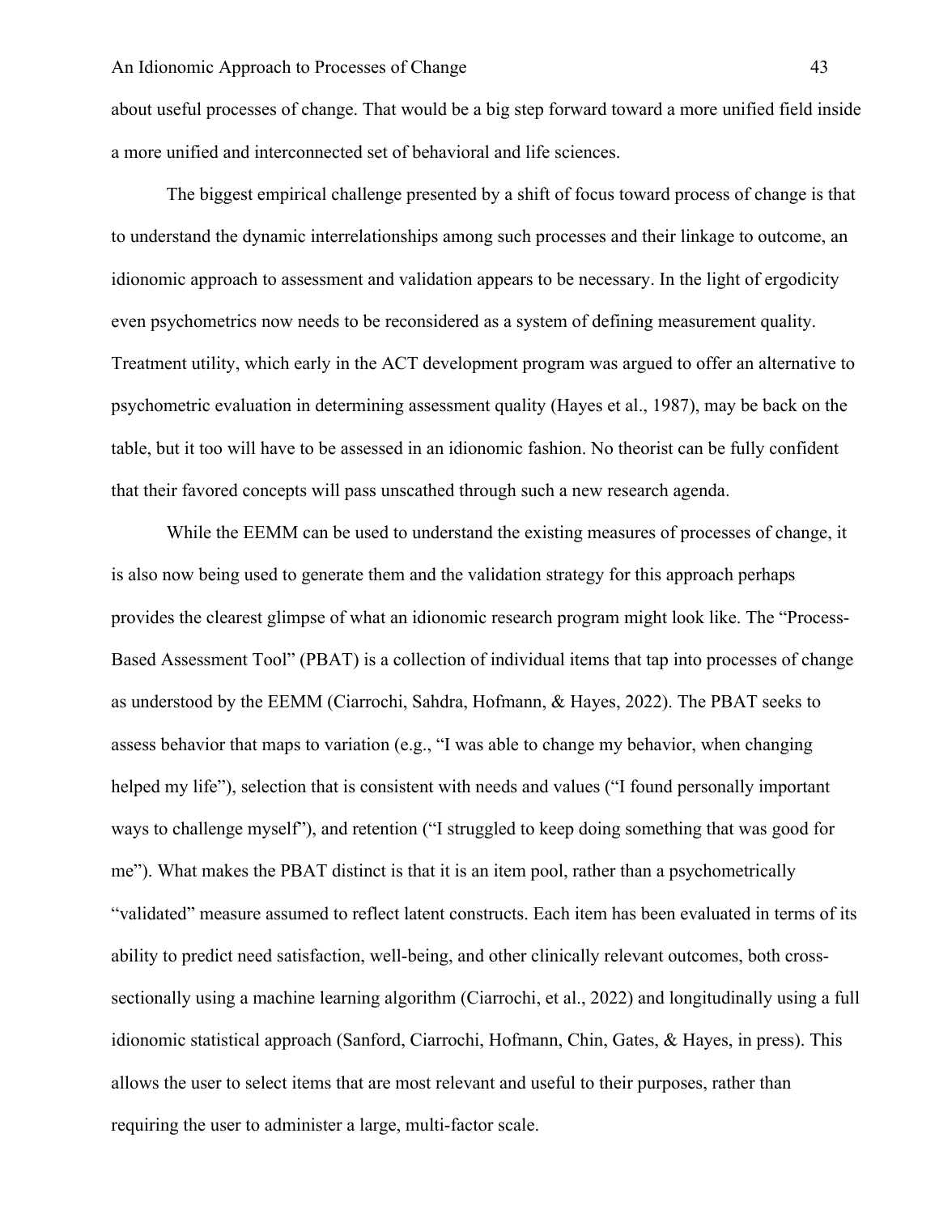about useful processes of change. That would be a big step forward toward a more unified field inside a more unified and interconnected set of behavioral and life sciences.

The biggest empirical challenge presented by a shift of focus toward process of change is that to understand the dynamic interrelationships among such processes and their linkage to outcome, an idionomic approach to assessment and validation appears to be necessary. In the light of ergodicity even psychometrics now needs to be reconsidered as a system of defining measurement quality. Treatment utility, which early in the ACT development program was argued to offer an alternative to psychometric evaluation in determining assessment quality (Hayes et al., 1987), may be back on the table, but it too will have to be assessed in an idionomic fashion. No theorist can be fully confident that their favored concepts will pass unscathed through such a new research agenda.

While the EEMM can be used to understand the existing measures of processes of change, it is also now being used to generate them and the validation strategy for this approach perhaps provides the clearest glimpse of what an idionomic research program might look like. The "Process-Based Assessment Tool" (PBAT) is a collection of individual items that tap into processes of change as understood by the EEMM (Ciarrochi, Sahdra, Hofmann, & Hayes, 2022). The PBAT seeks to assess behavior that maps to variation (e.g., "I was able to change my behavior, when changing helped my life"), selection that is consistent with needs and values ("I found personally important ways to challenge myself"), and retention ("I struggled to keep doing something that was good for me"). What makes the PBAT distinct is that it is an item pool, rather than a psychometrically "validated" measure assumed to reflect latent constructs. Each item has been evaluated in terms of its ability to predict need satisfaction, well-being, and other clinically relevant outcomes, both cross-sectionally using a machine learning algorithm (Ciarrochi, et al., 2022) and longitudinally using a full idionomic statistical approach (Sanford, Ciarrochi, Hofmann, Chin, Gates, & Hayes, in press). This allows the user to select items that are most relevant and useful to their purposes, rather than requiring the user to administer a large, multi-factor scale.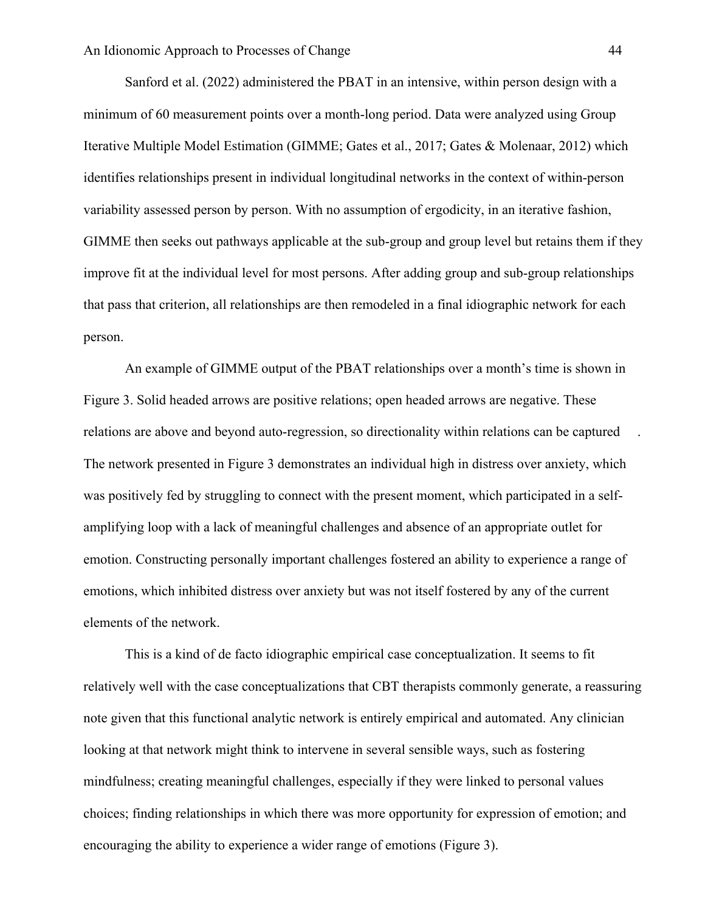Sanford et al. (2022) administered the PBAT in an intensive, within person design with a minimum of 60 measurement points over a month-long period. Data were analyzed using Group Iterative Multiple Model Estimation (GIMME; Gates et al., 2017; Gates & Molenaar, 2012) which identifies relationships present in individual longitudinal networks in the context of within-person variability assessed person by person. With no assumption of ergodicity, in an iterative fashion, GIMME then seeks out pathways applicable at the sub-group and group level but retains them if they improve fit at the individual level for most persons. After adding group and sub-group relationships that pass that criterion, all relationships are then remodeled in a final idiographic network for each person.

An example of GIMME output of the PBAT relationships over a month's time is shown in Figure 3. Solid headed arrows are positive relations; open headed arrows are negative. These relations are above and beyond auto-regression, so directionality within relations can be captured . The network presented in Figure 3 demonstrates an individual high in distress over anxiety, which was positively fed by struggling to connect with the present moment, which participated in a self-amplifying loop with a lack of meaningful challenges and absence of an appropriate outlet for emotion. Constructing personally important challenges fostered an ability to experience a range of emotions, which inhibited distress over anxiety but was not itself fostered by any of the current elements of the network.

This is a kind of de facto idiographic empirical case conceptualization. It seems to fit relatively well with the case conceptualizations that CBT therapists commonly generate, a reassuring note given that this functional analytic network is entirely empirical and automated. Any clinician looking at that network might think to intervene in several sensible ways, such as fostering mindfulness; creating meaningful challenges, especially if they were linked to personal values choices; finding relationships in which there was more opportunity for expression of emotion; and encouraging the ability to experience a wider range of emotions (Figure 3).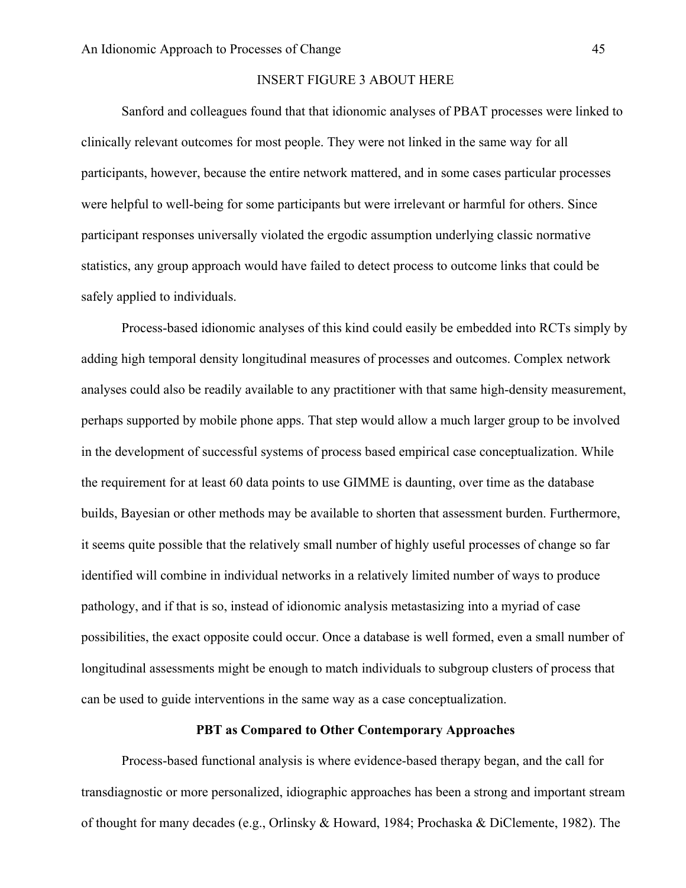INSERT FIGURE 3 ABOUT HERE

Sanford and colleagues found that that idionomic analyses of PBAT processes were linked to clinically relevant outcomes for most people. They were not linked in the same way for all participants, however, because the entire network mattered, and in some cases particular processes were helpful to well-being for some participants but were irrelevant or harmful for others. Since participant responses universally violated the ergodic assumption underlying classic normative statistics, any group approach would have failed to detect process to outcome links that could be safely applied to individuals.

Process-based idionomic analyses of this kind could easily be embedded into RCTs simply by adding high temporal density longitudinal measures of processes and outcomes. Complex network analyses could also be readily available to any practitioner with that same high-density measurement, perhaps supported by mobile phone apps. That step would allow a much larger group to be involved in the development of successful systems of process based empirical case conceptualization. While the requirement for at least 60 data points to use GIMME is daunting, over time as the database builds, Bayesian or other methods may be available to shorten that assessment burden. Furthermore, it seems quite possible that the relatively small number of highly useful processes of change so far identified will combine in individual networks in a relatively limited number of ways to produce pathology, and if that is so, instead of idionomic analysis metastasizing into a myriad of case possibilities, the exact opposite could occur. Once a database is well formed, even a small number of longitudinal assessments might be enough to match individuals to subgroup clusters of process that can be used to guide interventions in the same way as a case conceptualization.

## PBT as Compared to Other Contemporary Approaches

Process-based functional analysis is where evidence-based therapy began, and the call for transdiagnostic or more personalized, idiographic approaches has been a strong and important stream of thought for many decades (e.g., Orlinsky & Howard, 1984; Prochaska & DiClemente, 1982). The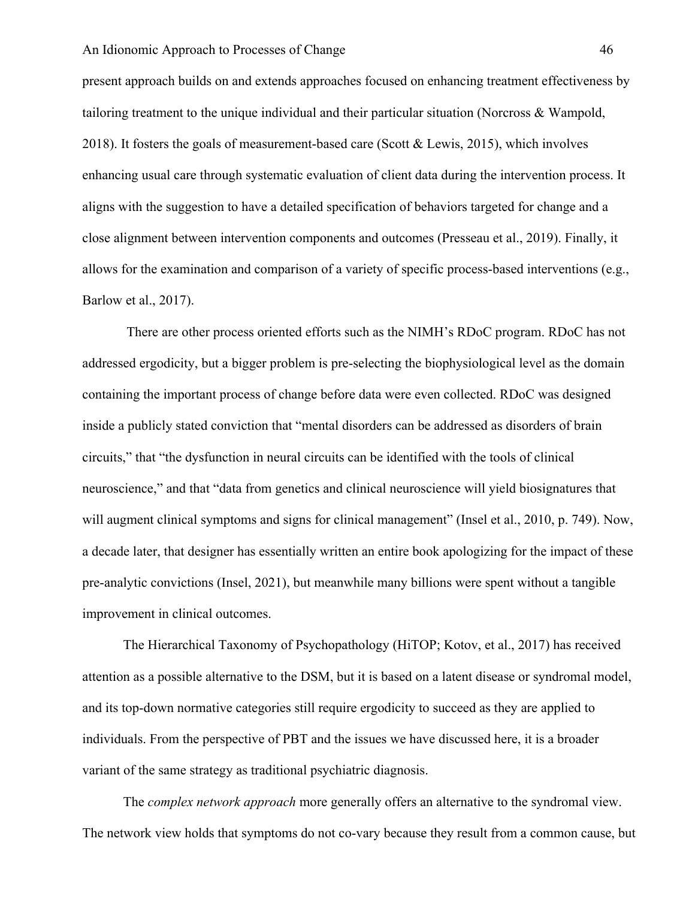present approach builds on and extends approaches focused on enhancing treatment effectiveness by tailoring treatment to the unique individual and their particular situation (Norcross & Wampold, 2018). It fosters the goals of measurement-based care (Scott & Lewis, 2015), which involves enhancing usual care through systematic evaluation of client data during the intervention process. It aligns with the suggestion to have a detailed specification of behaviors targeted for change and a close alignment between intervention components and outcomes (Presseau et al., 2019). Finally, it allows for the examination and comparison of a variety of specific process-based interventions (e.g., Barlow et al., 2017).

There are other process oriented efforts such as the NIMH's RDoC program. RDoC has not addressed ergodicity, but a bigger problem is pre-selecting the biophysiological level as the domain containing the important process of change before data were even collected. RDoC was designed inside a publicly stated conviction that "mental disorders can be addressed as disorders of brain circuits," that "the dysfunction in neural circuits can be identified with the tools of clinical neuroscience," and that "data from genetics and clinical neuroscience will yield biosignatures that will augment clinical symptoms and signs for clinical management" (Insel et al., 2010, p. 749). Now, a decade later, that designer has essentially written an entire book apologizing for the impact of these pre-analytic convictions (Insel, 2021), but meanwhile many billions were spent without a tangible improvement in clinical outcomes.

The Hierarchical Taxonomy of Psychopathology (HiTOP; Kotov, et al., 2017) has received attention as a possible alternative to the DSM, but it is based on a latent disease or syndromal model, and its top-down normative categories still require ergodicity to succeed as they are applied to individuals. From the perspective of PBT and the issues we have discussed here, it is a broader variant of the same strategy as traditional psychiatric diagnosis.

The *complex network approach* more generally offers an alternative to the syndromal view. The network view holds that symptoms do not co-vary because they result from a common cause, but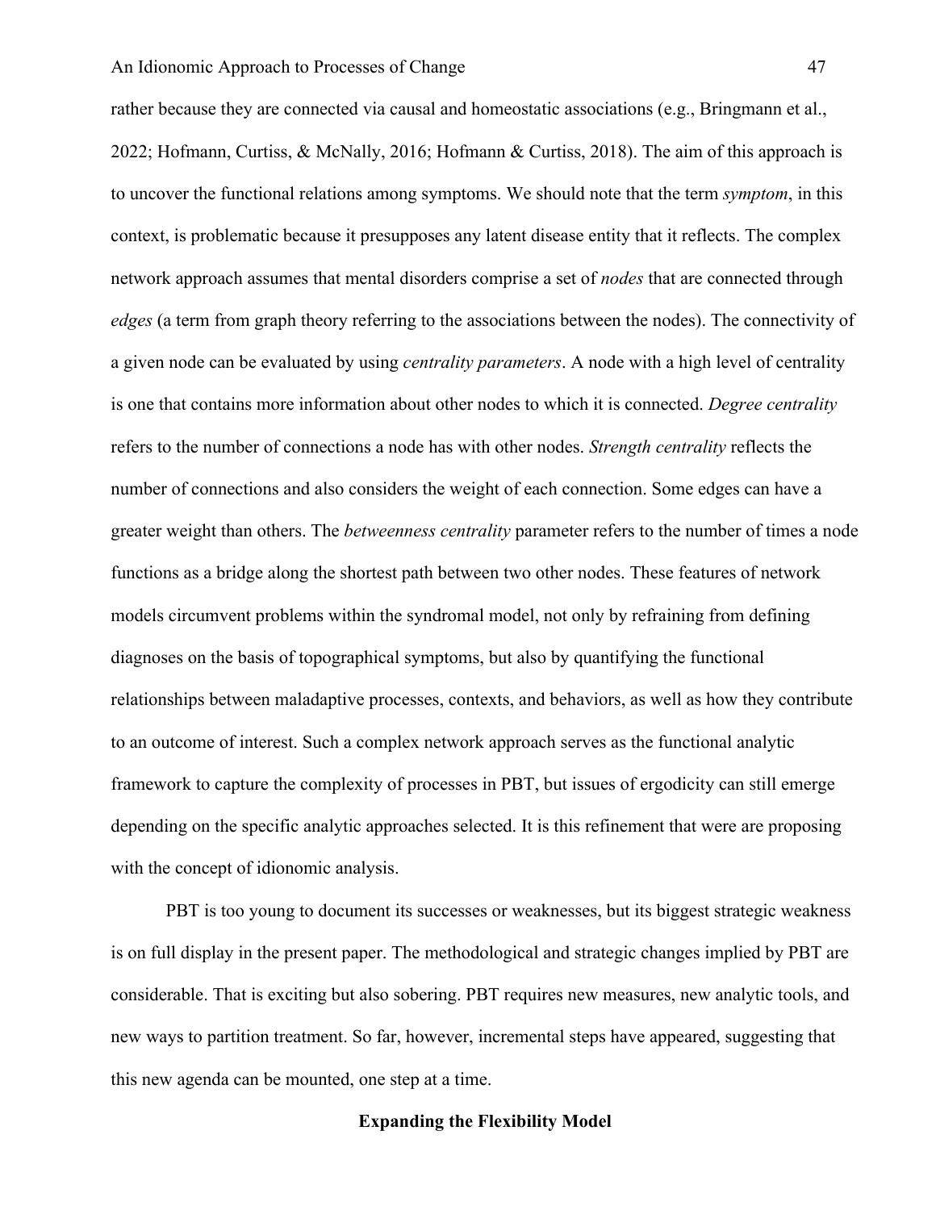rather because they are connected via causal and homeostatic associations (e.g., Bringmann et al., 2022; Hofmann, Curtiss, & McNally, 2016; Hofmann & Curtiss, 2018). The aim of this approach is to uncover the functional relations among symptoms. We should note that the term *symptom*, in this context, is problematic because it presupposes any latent disease entity that it reflects. The complex network approach assumes that mental disorders comprise a set of *nodes* that are connected through *edges* (a term from graph theory referring to the associations between the nodes). The connectivity of a given node can be evaluated by using *centrality parameters*. A node with a high level of centrality is one that contains more information about other nodes to which it is connected. *Degree centrality* refers to the number of connections a node has with other nodes. *Strength centrality* reflects the number of connections and also considers the weight of each connection. Some edges can have a greater weight than others. The *betweenness centrality* parameter refers to the number of times a node functions as a bridge along the shortest path between two other nodes. These features of network models circumvent problems within the syndromal model, not only by refraining from defining diagnoses on the basis of topographical symptoms, but also by quantifying the functional relationships between maladaptive processes, contexts, and behaviors, as well as how they contribute to an outcome of interest. Such a complex network approach serves as the functional analytic framework to capture the complexity of processes in PBT, but issues of ergodicity can still emerge depending on the specific analytic approaches selected. It is this refinement that were are proposing with the concept of idionomic analysis.

PBT is too young to document its successes or weaknesses, but its biggest strategic weakness is on full display in the present paper. The methodological and strategic changes implied by PBT are considerable. That is exciting but also sobering. PBT requires new measures, new analytic tools, and new ways to partition treatment. So far, however, incremental steps have appeared, suggesting that this new agenda can be mounted, one step at a time.

## Expanding the Flexibility Model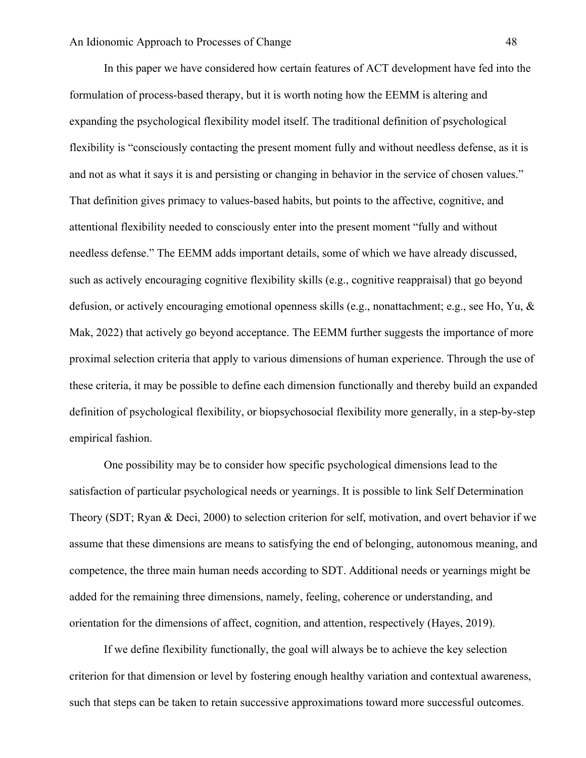In this paper we have considered how certain features of ACT development have fed into the formulation of process-based therapy, but it is worth noting how the EEMM is altering and expanding the psychological flexibility model itself. The traditional definition of psychological flexibility is "consciously contacting the present moment fully and without needless defense, as it is and not as what it says it is and persisting or changing in behavior in the service of chosen values." That definition gives primacy to values-based habits, but points to the affective, cognitive, and attentional flexibility needed to consciously enter into the present moment "fully and without needless defense." The EEMM adds important details, some of which we have already discussed, such as actively encouraging cognitive flexibility skills (e.g., cognitive reappraisal) that go beyond defusion, or actively encouraging emotional openness skills (e.g., nonattachment; e.g., see Ho, Yu, & Mak, 2022) that actively go beyond acceptance. The EEMM further suggests the importance of more proximal selection criteria that apply to various dimensions of human experience. Through the use of these criteria, it may be possible to define each dimension functionally and thereby build an expanded definition of psychological flexibility, or biopsychosocial flexibility more generally, in a step-by-step empirical fashion.

One possibility may be to consider how specific psychological dimensions lead to the satisfaction of particular psychological needs or yearnings. It is possible to link Self Determination Theory (SDT; Ryan & Deci, 2000) to selection criterion for self, motivation, and overt behavior if we assume that these dimensions are means to satisfying the end of belonging, autonomous meaning, and competence, the three main human needs according to SDT. Additional needs or yearnings might be added for the remaining three dimensions, namely, feeling, coherence or understanding, and orientation for the dimensions of affect, cognition, and attention, respectively (Hayes, 2019).

If we define flexibility functionally, the goal will always be to achieve the key selection criterion for that dimension or level by fostering enough healthy variation and contextual awareness, such that steps can be taken to retain successive approximations toward more successful outcomes.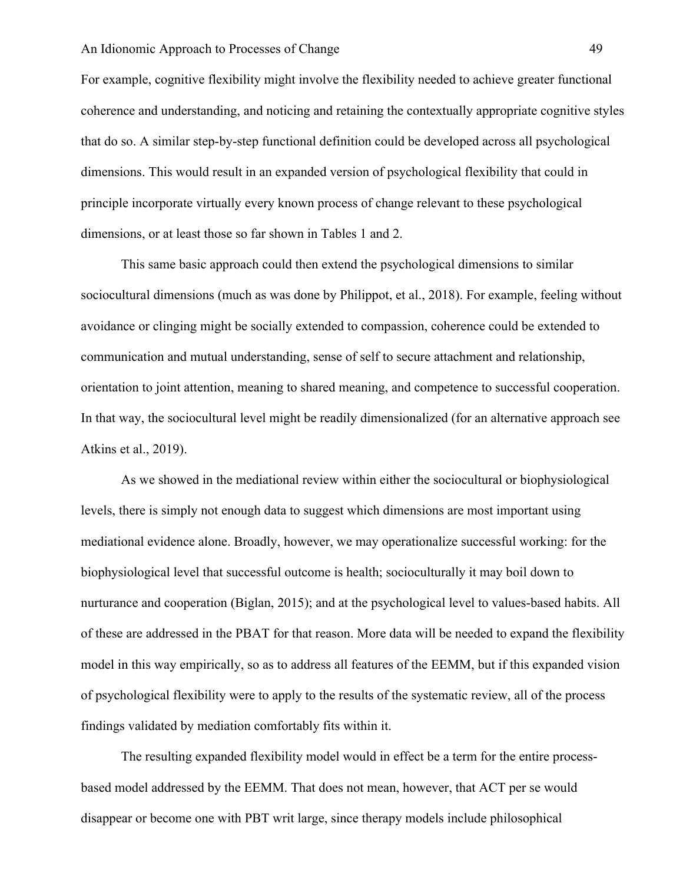For example, cognitive flexibility might involve the flexibility needed to achieve greater functional coherence and understanding, and noticing and retaining the contextually appropriate cognitive styles that do so. A similar step-by-step functional definition could be developed across all psychological dimensions. This would result in an expanded version of psychological flexibility that could in principle incorporate virtually every known process of change relevant to these psychological dimensions, or at least those so far shown in Tables 1 and 2.

This same basic approach could then extend the psychological dimensions to similar sociocultural dimensions (much as was done by Philippot, et al., 2018). For example, feeling without avoidance or clinging might be socially extended to compassion, coherence could be extended to communication and mutual understanding, sense of self to secure attachment and relationship, orientation to joint attention, meaning to shared meaning, and competence to successful cooperation. In that way, the sociocultural level might be readily dimensionalized (for an alternative approach see Atkins et al., 2019).

As we showed in the mediational review within either the sociocultural or biophysiological levels, there is simply not enough data to suggest which dimensions are most important using mediational evidence alone. Broadly, however, we may operationalize successful working: for the biophysiological level that successful outcome is health; socioculturally it may boil down to nurturance and cooperation (Biglan, 2015); and at the psychological level to values-based habits. All of these are addressed in the PBAT for that reason. More data will be needed to expand the flexibility model in this way empirically, so as to address all features of the EEMM, but if this expanded vision of psychological flexibility were to apply to the results of the systematic review, all of the process findings validated by mediation comfortably fits within it.

The resulting expanded flexibility model would in effect be a term for the entire process-based model addressed by the EEMM. That does not mean, however, that ACT per se would disappear or become one with PBT writ large, since therapy models include philosophical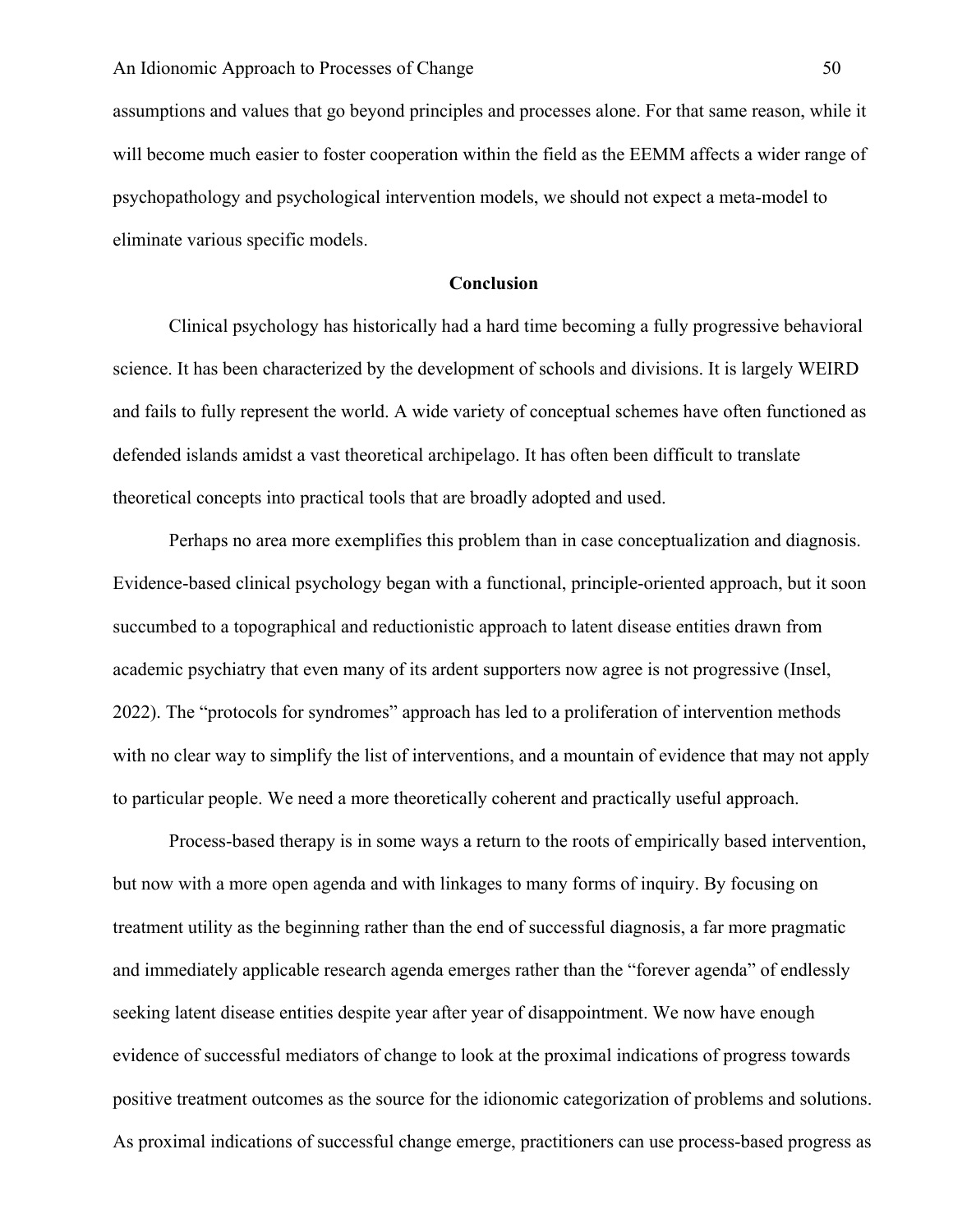assumptions and values that go beyond principles and processes alone. For that same reason, while it will become much easier to foster cooperation within the field as the EEMM affects a wider range of psychopathology and psychological intervention models, we should not expect a meta-model to eliminate various specific models.

## Conclusion

Clinical psychology has historically had a hard time becoming a fully progressive behavioral science. It has been characterized by the development of schools and divisions. It is largely WEIRD and fails to fully represent the world. A wide variety of conceptual schemes have often functioned as defended islands amidst a vast theoretical archipelago. It has often been difficult to translate theoretical concepts into practical tools that are broadly adopted and used.

Perhaps no area more exemplifies this problem than in case conceptualization and diagnosis. Evidence-based clinical psychology began with a functional, principle-oriented approach, but it soon succumbed to a topographical and reductionistic approach to latent disease entities drawn from academic psychiatry that even many of its ardent supporters now agree is not progressive (Insel, 2022). The "protocols for syndromes" approach has led to a proliferation of intervention methods with no clear way to simplify the list of interventions, and a mountain of evidence that may not apply to particular people. We need a more theoretically coherent and practically useful approach.

Process-based therapy is in some ways a return to the roots of empirically based intervention, but now with a more open agenda and with linkages to many forms of inquiry. By focusing on treatment utility as the beginning rather than the end of successful diagnosis, a far more pragmatic and immediately applicable research agenda emerges rather than the "forever agenda" of endlessly seeking latent disease entities despite year after year of disappointment. We now have enough evidence of successful mediators of change to look at the proximal indications of progress towards positive treatment outcomes as the source for the idionomic categorization of problems and solutions. As proximal indications of successful change emerge, practitioners can use process-based progress as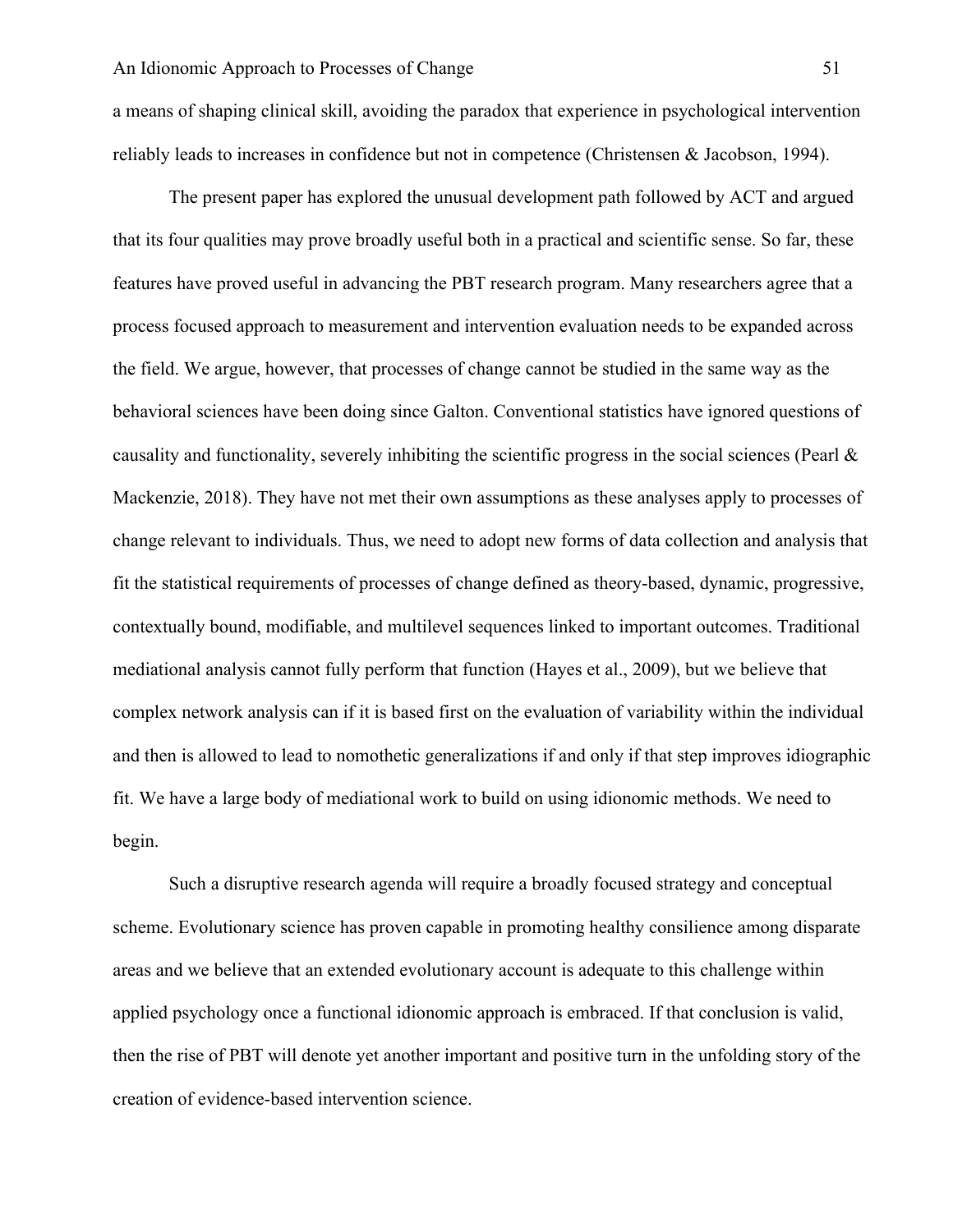a means of shaping clinical skill, avoiding the paradox that experience in psychological intervention reliably leads to increases in confidence but not in competence (Christensen & Jacobson, 1994).

The present paper has explored the unusual development path followed by ACT and argued that its four qualities may prove broadly useful both in a practical and scientific sense. So far, these features have proved useful in advancing the PBT research program. Many researchers agree that a process focused approach to measurement and intervention evaluation needs to be expanded across the field. We argue, however, that processes of change cannot be studied in the same way as the behavioral sciences have been doing since Galton. Conventional statistics have ignored questions of causality and functionality, severely inhibiting the scientific progress in the social sciences (Pearl & Mackenzie, 2018). They have not met their own assumptions as these analyses apply to processes of change relevant to individuals. Thus, we need to adopt new forms of data collection and analysis that fit the statistical requirements of processes of change defined as theory-based, dynamic, progressive, contextually bound, modifiable, and multilevel sequences linked to important outcomes. Traditional mediational analysis cannot fully perform that function (Hayes et al., 2009), but we believe that complex network analysis can if it is based first on the evaluation of variability within the individual and then is allowed to lead to nomothetic generalizations if and only if that step improves idiographic fit. We have a large body of mediational work to build on using idionomic methods. We need to begin.

Such a disruptive research agenda will require a broadly focused strategy and conceptual scheme. Evolutionary science has proven capable in promoting healthy consilience among disparate areas and we believe that an extended evolutionary account is adequate to this challenge within applied psychology once a functional idionomic approach is embraced. If that conclusion is valid, then the rise of PBT will denote yet another important and positive turn in the unfolding story of the creation of evidence-based intervention science.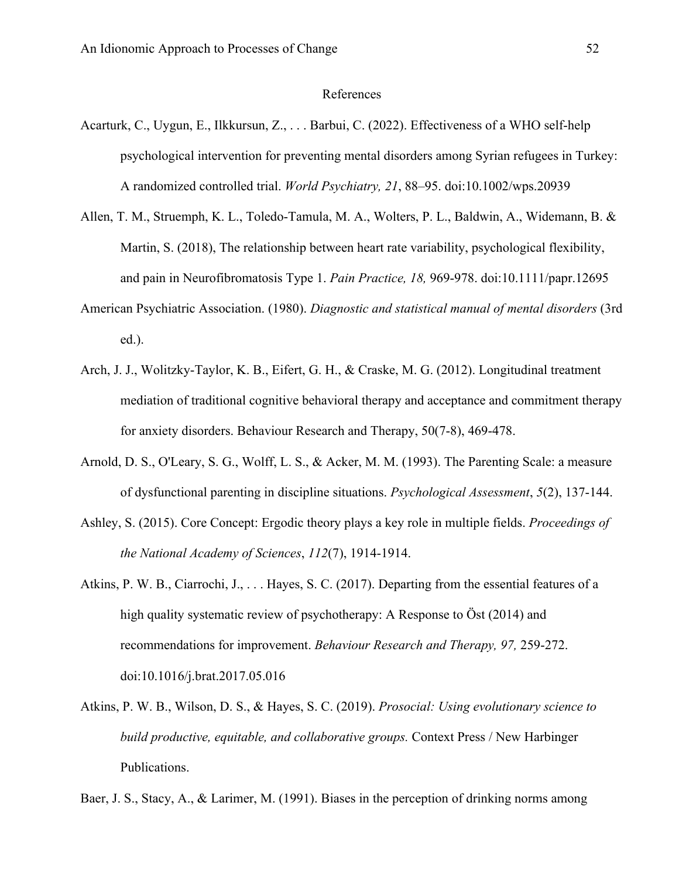# References

Acarturk, C., Uygun, E., Ilkkursun, Z., . . . Barbui, C. (2022). Effectiveness of a WHO self-help psychological intervention for preventing mental disorders among Syrian refugees in Turkey: A randomized controlled trial. *World Psychiatry, 21*, 88–95. doi:10.1002/wps.20939

Allen, T. M., Struemph, K. L., Toledo-Tamula, M. A., Wolters, P. L., Baldwin, A., Widemann, B. & Martin, S. (2018), The relationship between heart rate variability, psychological flexibility, and pain in Neurofibromatosis Type 1. *Pain Practice, 18,* 969-978. doi:10.1111/papr.12695

American Psychiatric Association. (1980). *Diagnostic and statistical manual of mental disorders* (3rd ed.).

Arch, J. J., Wolitzky-Taylor, K. B., Eifert, G. H., & Craske, M. G. (2012). Longitudinal treatment mediation of traditional cognitive behavioral therapy and acceptance and commitment therapy for anxiety disorders. Behaviour Research and Therapy, 50(7-8), 469-478.

Arnold, D. S., O'Leary, S. G., Wolff, L. S., & Acker, M. M. (1993). The Parenting Scale: a measure of dysfunctional parenting in discipline situations. *Psychological Assessment*, *5*(2), 137-144.

Ashley, S. (2015). Core Concept: Ergodic theory plays a key role in multiple fields. *Proceedings of the National Academy of Sciences*, *112*(7), 1914-1914.

Atkins, P. W. B., Ciarrochi, J., . . . Hayes, S. C. (2017). Departing from the essential features of a high quality systematic review of psychotherapy: A Response to Öst (2014) and recommendations for improvement. *Behaviour Research and Therapy, 97,* 259-272. doi:10.1016/j.brat.2017.05.016

Atkins, P. W. B., Wilson, D. S., & Hayes, S. C. (2019). *Prosocial: Using evolutionary science to build productive, equitable, and collaborative groups.* Context Press / New Harbinger Publications.

Baer, J. S., Stacy, A., & Larimer, M. (1991). Biases in the perception of drinking norms among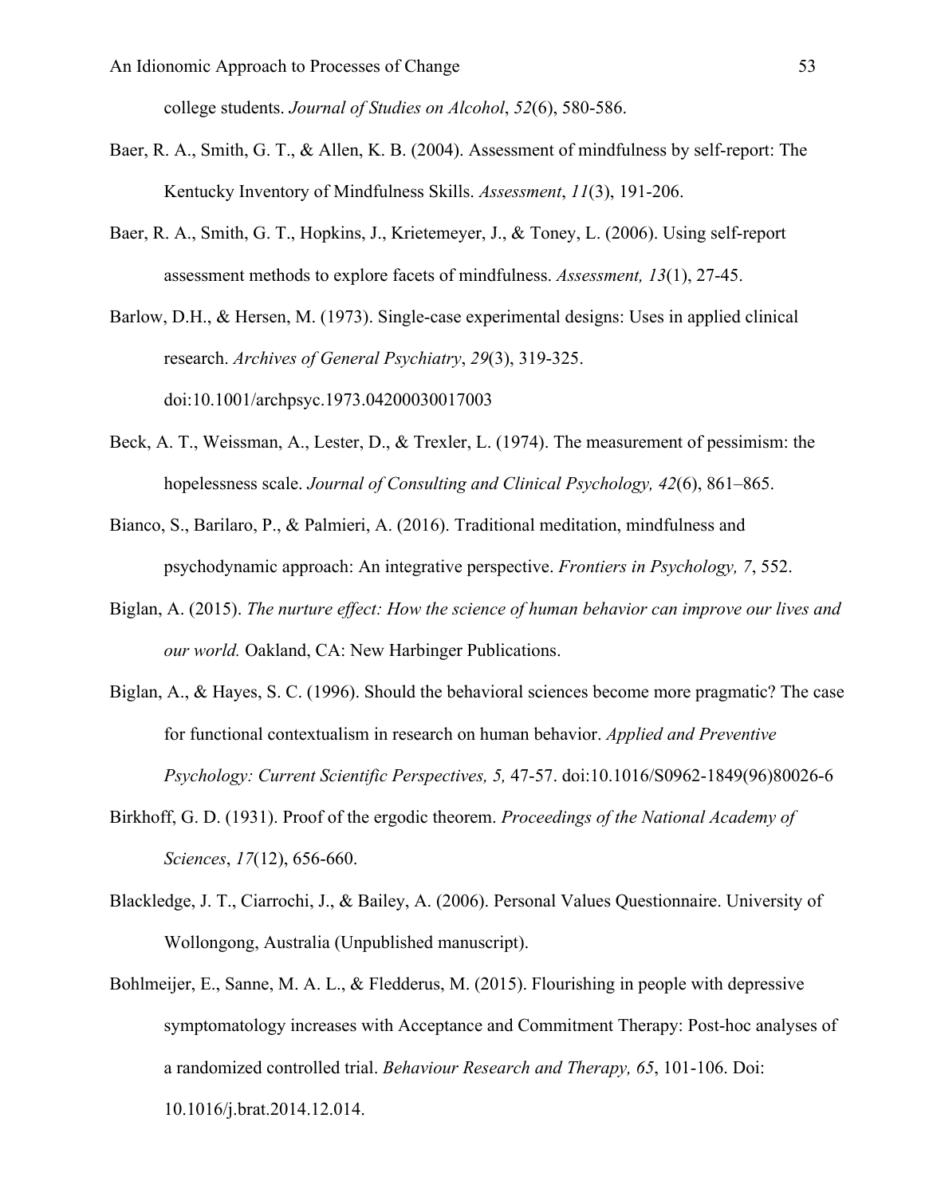college students. *Journal of Studies on Alcohol*, *52*(6), 580-586.

Baer, R. A., Smith, G. T., & Allen, K. B. (2004). Assessment of mindfulness by self-report: The Kentucky Inventory of Mindfulness Skills. *Assessment*, *11*(3), 191-206.

Baer, R. A., Smith, G. T., Hopkins, J., Krietemeyer, J., & Toney, L. (2006). Using self-report assessment methods to explore facets of mindfulness. *Assessment, 13*(1), 27-45.

Barlow, D.H., & Hersen, M. (1973). Single-case experimental designs: Uses in applied clinical research. *Archives of General Psychiatry*, *29*(3), 319-325. doi:10.1001/archpsyc.1973.04200030017003

Beck, A. T., Weissman, A., Lester, D., & Trexler, L. (1974). The measurement of pessimism: the hopelessness scale. *Journal of Consulting and Clinical Psychology, 42*(6), 861–865.

Bianco, S., Barilaro, P., & Palmieri, A. (2016). Traditional meditation, mindfulness and psychodynamic approach: An integrative perspective. *Frontiers in Psychology, 7*, 552.

Biglan, A. (2015). *The nurture effect: How the science of human behavior can improve our lives and our world.* Oakland, CA: New Harbinger Publications.

Biglan, A., & Hayes, S. C. (1996). Should the behavioral sciences become more pragmatic? The case for functional contextualism in research on human behavior. *Applied and Preventive Psychology: Current Scientific Perspectives, 5,* 47-57. doi:10.1016/S0962-1849(96)80026-6

Birkhoff, G. D. (1931). Proof of the ergodic theorem. *Proceedings of the National Academy of Sciences*, *17*(12), 656-660.

Blackledge, J. T., Ciarrochi, J., & Bailey, A. (2006). Personal Values Questionnaire. University of Wollongong, Australia (Unpublished manuscript).

Bohlmeijer, E., Sanne, M. A. L., & Fledderus, M. (2015). Flourishing in people with depressive symptomatology increases with Acceptance and Commitment Therapy: Post-hoc analyses of a randomized controlled trial. *Behaviour Research and Therapy, 65*, 101-106. Doi: 10.1016/j.brat.2014.12.014.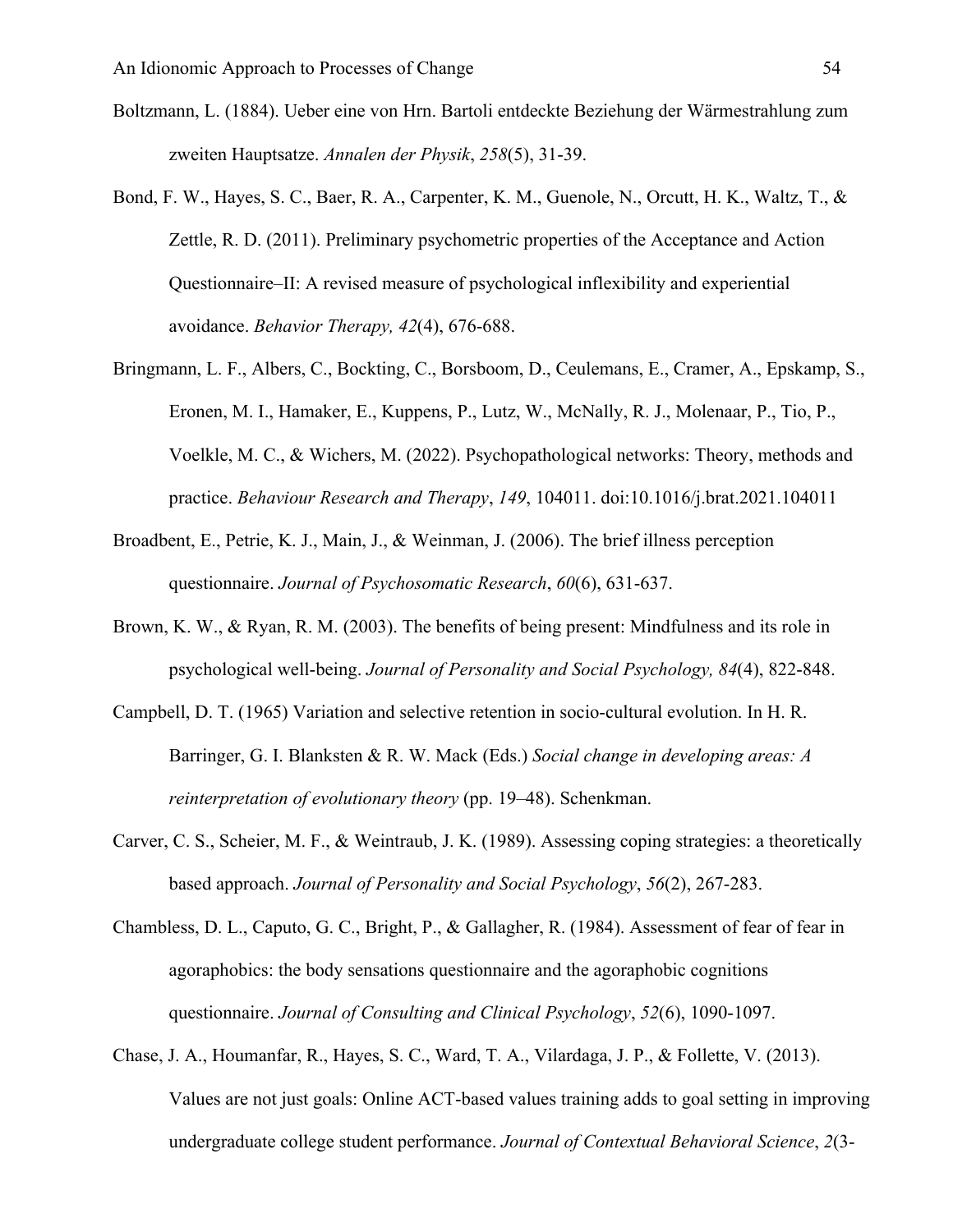Boltzmann, L. (1884). Ueber eine von Hrn. Bartoli entdeckte Beziehung der Wärmestrahlung zum zweiten Hauptsatze. *Annalen der Physik*, *258*(5), 31-39.

Bond, F. W., Hayes, S. C., Baer, R. A., Carpenter, K. M., Guenole, N., Orcutt, H. K., Waltz, T., & Zettle, R. D. (2011). Preliminary psychometric properties of the Acceptance and Action Questionnaire–II: A revised measure of psychological inflexibility and experiential avoidance. *Behavior Therapy, 42*(4), 676-688.

Bringmann, L. F., Albers, C., Bockting, C., Borsboom, D., Ceulemans, E., Cramer, A., Epskamp, S., Eronen, M. I., Hamaker, E., Kuppens, P., Lutz, W., McNally, R. J., Molenaar, P., Tio, P., Voelkle, M. C., & Wichers, M. (2022). Psychopathological networks: Theory, methods and practice. *Behaviour Research and Therapy*, *149*, 104011. doi:10.1016/j.brat.2021.104011

Broadbent, E., Petrie, K. J., Main, J., & Weinman, J. (2006). The brief illness perception questionnaire. *Journal of Psychosomatic Research*, *60*(6), 631-637.

Brown, K. W., & Ryan, R. M. (2003). The benefits of being present: Mindfulness and its role in psychological well-being. *Journal of Personality and Social Psychology, 84*(4), 822-848.

Campbell, D. T. (1965) Variation and selective retention in socio-cultural evolution. In H. R. Barringer, G. I. Blanksten & R. W. Mack (Eds.) *Social change in developing areas: A reinterpretation of evolutionary theory* (pp. 19–48). Schenkman.

Carver, C. S., Scheier, M. F., & Weintraub, J. K. (1989). Assessing coping strategies: a theoretically based approach. *Journal of Personality and Social Psychology*, *56*(2), 267-283.

Chambless, D. L., Caputo, G. C., Bright, P., & Gallagher, R. (1984). Assessment of fear of fear in agoraphobics: the body sensations questionnaire and the agoraphobic cognitions questionnaire. *Journal of Consulting and Clinical Psychology*, *52*(6), 1090-1097.

Chase, J. A., Houmanfar, R., Hayes, S. C., Ward, T. A., Vilardaga, J. P., & Follette, V. (2013). Values are not just goals: Online ACT-based values training adds to goal setting in improving undergraduate college student performance. *Journal of Contextual Behavioral Science*, *2*(3-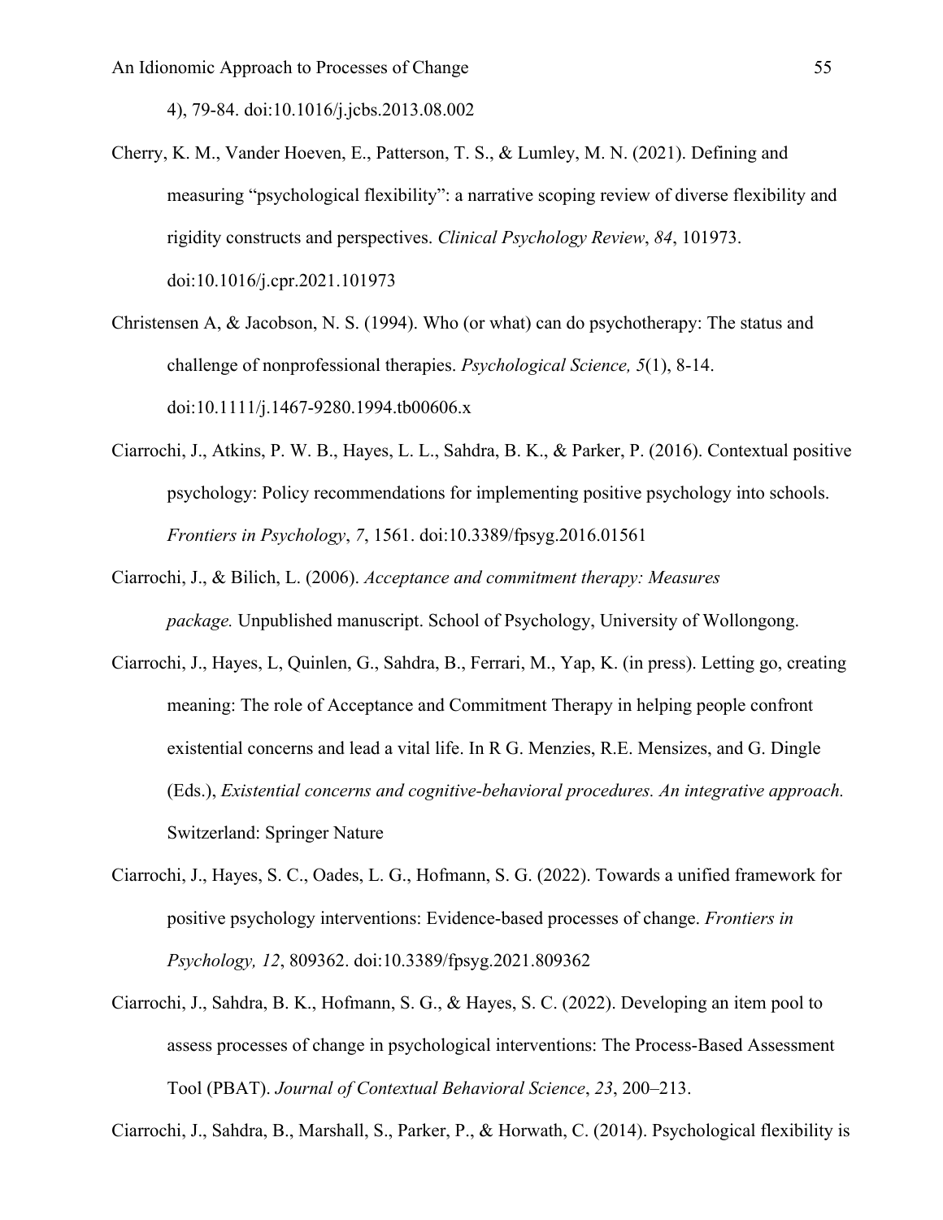4), 79-84. doi:10.1016/j.jcbs.2013.08.002

Cherry, K. M., Vander Hoeven, E., Patterson, T. S., & Lumley, M. N. (2021). Defining and measuring "psychological flexibility": a narrative scoping review of diverse flexibility and rigidity constructs and perspectives. *Clinical Psychology Review*, *84*, 101973. doi:10.1016/j.cpr.2021.101973

Christensen A, & Jacobson, N. S. (1994). Who (or what) can do psychotherapy: The status and challenge of nonprofessional therapies. *Psychological Science, 5*(1), 8-14. doi:10.1111/j.1467-9280.1994.tb00606.x

Ciarrochi, J., Atkins, P. W. B., Hayes, L. L., Sahdra, B. K., & Parker, P. (2016). Contextual positive psychology: Policy recommendations for implementing positive psychology into schools. *Frontiers in Psychology*, *7*, 1561. doi:10.3389/fpsyg.2016.01561

Ciarrochi, J., & Bilich, L. (2006). *Acceptance and commitment therapy: Measures package.* Unpublished manuscript. School of Psychology, University of Wollongong.

Ciarrochi, J., Hayes, L, Quinlen, G., Sahdra, B., Ferrari, M., Yap, K. (in press). Letting go, creating meaning: The role of Acceptance and Commitment Therapy in helping people confront existential concerns and lead a vital life. In R G. Menzies, R.E. Mensizes, and G. Dingle (Eds.), *Existential concerns and cognitive-behavioral procedures. An integrative approach.* Switzerland: Springer Nature

Ciarrochi, J., Hayes, S. C., Oades, L. G., Hofmann, S. G. (2022). Towards a unified framework for positive psychology interventions: Evidence-based processes of change. *Frontiers in Psychology, 12*, 809362. doi:10.3389/fpsyg.2021.809362

Ciarrochi, J., Sahdra, B. K., Hofmann, S. G., & Hayes, S. C. (2022). Developing an item pool to assess processes of change in psychological interventions: The Process-Based Assessment Tool (PBAT). *Journal of Contextual Behavioral Science*, *23*, 200–213.

Ciarrochi, J., Sahdra, B., Marshall, S., Parker, P., & Horwath, C. (2014). Psychological flexibility is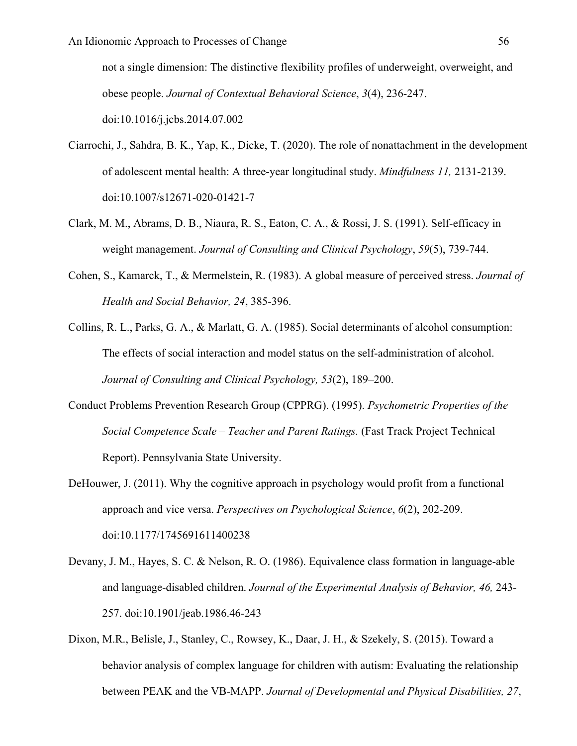not a single dimension: The distinctive flexibility profiles of underweight, overweight, and obese people. *Journal of Contextual Behavioral Science*, *3*(4), 236-247. doi:10.1016/j.jcbs.2014.07.002

Ciarrochi, J., Sahdra, B. K., Yap, K., Dicke, T. (2020). The role of nonattachment in the development of adolescent mental health: A three-year longitudinal study. *Mindfulness 11,* 2131-2139. doi:10.1007/s12671-020-01421-7

Clark, M. M., Abrams, D. B., Niaura, R. S., Eaton, C. A., & Rossi, J. S. (1991). Self-efficacy in weight management. *Journal of Consulting and Clinical Psychology*, *59*(5), 739-744.

Cohen, S., Kamarck, T., & Mermelstein, R. (1983). A global measure of perceived stress. *Journal of Health and Social Behavior, 24*, 385-396.

Collins, R. L., Parks, G. A., & Marlatt, G. A. (1985). Social determinants of alcohol consumption: The effects of social interaction and model status on the self-administration of alcohol. *Journal of Consulting and Clinical Psychology, 53*(2), 189–200.

Conduct Problems Prevention Research Group (CPPRG). (1995). *Psychometric Properties of the Social Competence Scale – Teacher and Parent Ratings.* (Fast Track Project Technical Report). Pennsylvania State University.

DeHouwer, J. (2011). Why the cognitive approach in psychology would profit from a functional approach and vice versa. *Perspectives on Psychological Science*, *6*(2), 202-209. doi:10.1177/1745691611400238

Devany, J. M., Hayes, S. C. & Nelson, R. O. (1986). Equivalence class formation in language-able and language-disabled children. *Journal of the Experimental Analysis of Behavior, 46,* 243-257. doi:10.1901/jeab.1986.46-243

Dixon, M.R., Belisle, J., Stanley, C., Rowsey, K., Daar, J. H., & Szekely, S. (2015). Toward a behavior analysis of complex language for children with autism: Evaluating the relationship between PEAK and the VB-MAPP. *Journal of Developmental and Physical Disabilities, 27*,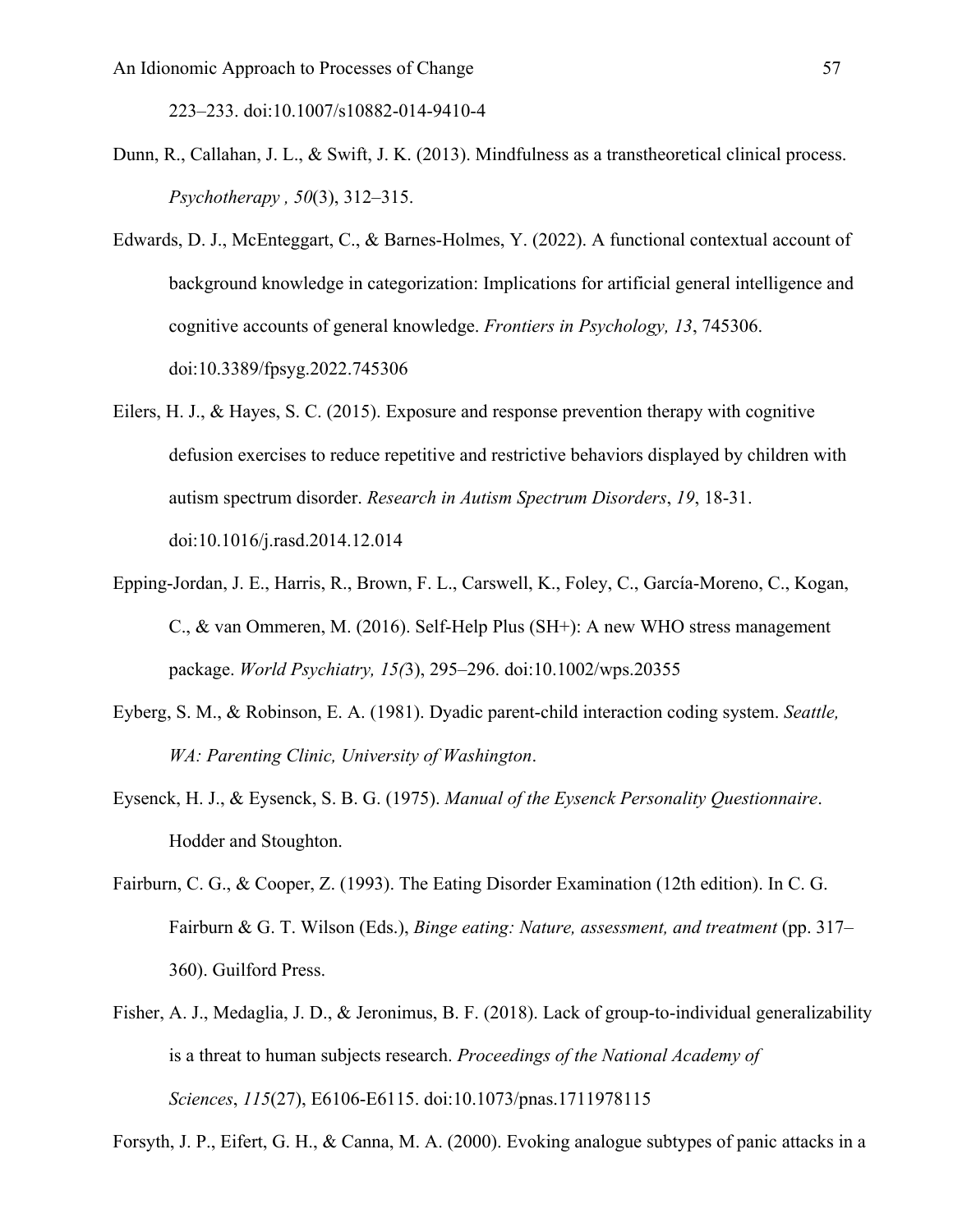223–233. doi:10.1007/s10882-014-9410-4

Dunn, R., Callahan, J. L., & Swift, J. K. (2013). Mindfulness as a transtheoretical clinical process. *Psychotherapy , 50*(3), 312–315.

Edwards, D. J., McEnteggart, C., & Barnes-Holmes, Y. (2022). A functional contextual account of background knowledge in categorization: Implications for artificial general intelligence and cognitive accounts of general knowledge. *Frontiers in Psychology, 13*, 745306. doi:10.3389/fpsyg.2022.745306

Eilers, H. J., & Hayes, S. C. (2015). Exposure and response prevention therapy with cognitive defusion exercises to reduce repetitive and restrictive behaviors displayed by children with autism spectrum disorder. *Research in Autism Spectrum Disorders*, *19*, 18-31. doi:10.1016/j.rasd.2014.12.014

Epping-Jordan, J. E., Harris, R., Brown, F. L., Carswell, K., Foley, C., García-Moreno, C., Kogan, C., & van Ommeren, M. (2016). Self-Help Plus (SH+): A new WHO stress management package. *World Psychiatry, 15(*3), 295–296. doi:10.1002/wps.20355

Eyberg, S. M., & Robinson, E. A. (1981). Dyadic parent-child interaction coding system. *Seattle, WA: Parenting Clinic, University of Washington*.

Eysenck, H. J., & Eysenck, S. B. G. (1975). *Manual of the Eysenck Personality Questionnaire*. Hodder and Stoughton.

Fairburn, C. G., & Cooper, Z. (1993). The Eating Disorder Examination (12th edition). In C. G. Fairburn & G. T. Wilson (Eds.), *Binge eating: Nature, assessment, and treatment* (pp. 317–360). Guilford Press.

Fisher, A. J., Medaglia, J. D., & Jeronimus, B. F. (2018). Lack of group-to-individual generalizability is a threat to human subjects research. *Proceedings of the National Academy of Sciences*, *115*(27), E6106-E6115. doi:10.1073/pnas.1711978115

Forsyth, J. P., Eifert, G. H., & Canna, M. A. (2000). Evoking analogue subtypes of panic attacks in a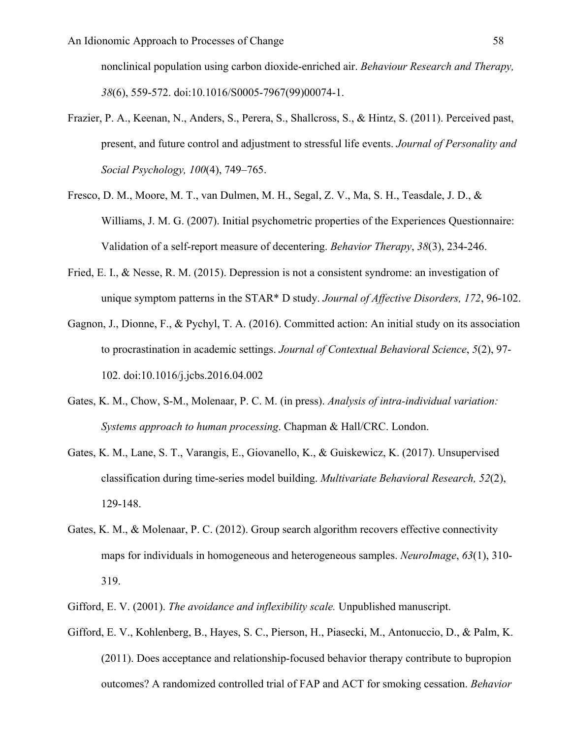nonclinical population using carbon dioxide-enriched air. *Behaviour Research and Therapy, 38*(6), 559-572. doi:10.1016/S0005-7967(99)00074-1.

Frazier, P. A., Keenan, N., Anders, S., Perera, S., Shallcross, S., & Hintz, S. (2011). Perceived past, present, and future control and adjustment to stressful life events. *Journal of Personality and Social Psychology, 100*(4), 749–765.

Fresco, D. M., Moore, M. T., van Dulmen, M. H., Segal, Z. V., Ma, S. H., Teasdale, J. D., & Williams, J. M. G. (2007). Initial psychometric properties of the Experiences Questionnaire: Validation of a self-report measure of decentering. *Behavior Therapy*, *38*(3), 234-246.

Fried, E. I., & Nesse, R. M. (2015). Depression is not a consistent syndrome: an investigation of unique symptom patterns in the STAR* D study. *Journal of Affective Disorders, 172*, 96-102.

Gagnon, J., Dionne, F., & Pychyl, T. A. (2016). Committed action: An initial study on its association to procrastination in academic settings. *Journal of Contextual Behavioral Science*, *5*(2), 97-102. doi:10.1016/j.jcbs.2016.04.002

Gates, K. M., Chow, S-M., Molenaar, P. C. M. (in press). *Analysis of intra-individual variation: Systems approach to human processing*. Chapman & Hall/CRC. London.

Gates, K. M., Lane, S. T., Varangis, E., Giovanello, K., & Guiskewicz, K. (2017). Unsupervised classification during time-series model building. *Multivariate Behavioral Research, 52*(2), 129-148.

Gates, K. M., & Molenaar, P. C. (2012). Group search algorithm recovers effective connectivity maps for individuals in homogeneous and heterogeneous samples. *NeuroImage*, *63*(1), 310-319.

Gifford, E. V. (2001). *The avoidance and inflexibility scale.* Unpublished manuscript.

Gifford, E. V., Kohlenberg, B., Hayes, S. C., Pierson, H., Piasecki, M., Antonuccio, D., & Palm, K. (2011). Does acceptance and relationship-focused behavior therapy contribute to bupropion outcomes? A randomized controlled trial of FAP and ACT for smoking cessation. *Behavior*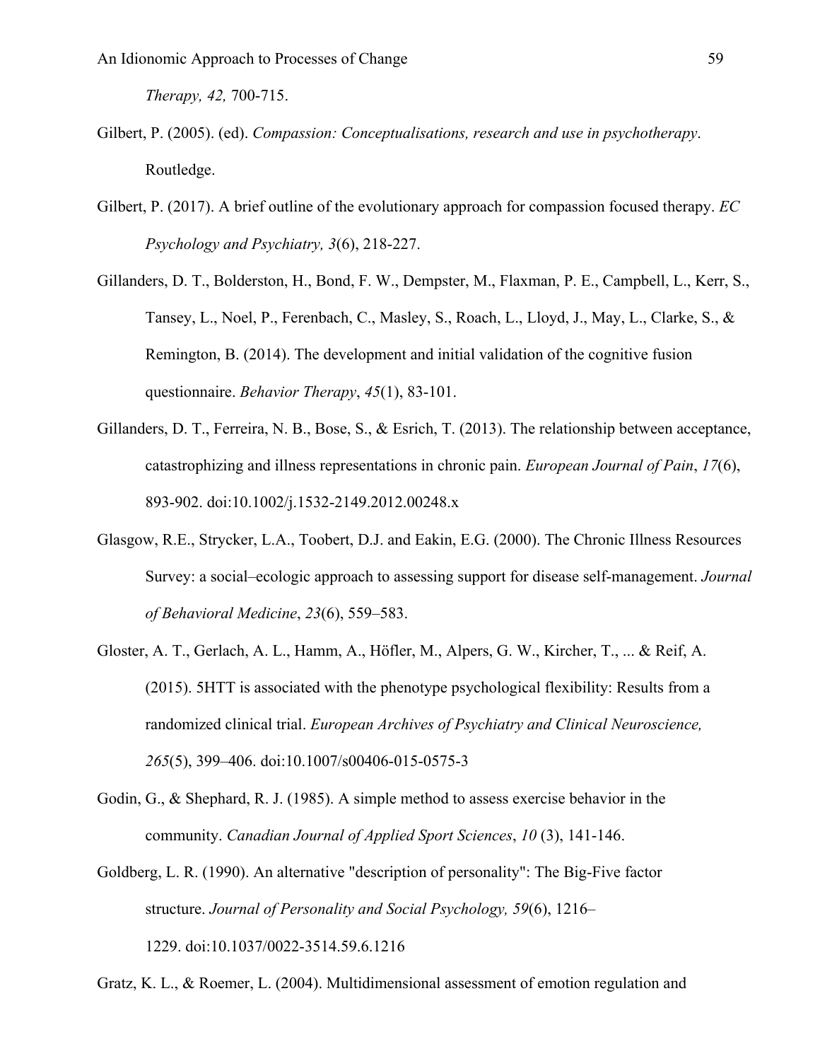*Therapy, 42,* 700-715.

Gilbert, P. (2005). (ed). *Compassion: Conceptualisations, research and use in psychotherapy*. Routledge.

Gilbert, P. (2017). A brief outline of the evolutionary approach for compassion focused therapy. *EC Psychology and Psychiatry, 3*(6), 218-227.

Gillanders, D. T., Bolderston, H., Bond, F. W., Dempster, M., Flaxman, P. E., Campbell, L., Kerr, S., Tansey, L., Noel, P., Ferenbach, C., Masley, S., Roach, L., Lloyd, J., May, L., Clarke, S., & Remington, B. (2014). The development and initial validation of the cognitive fusion questionnaire. *Behavior Therapy*, *45*(1), 83-101.

Gillanders, D. T., Ferreira, N. B., Bose, S., & Esrich, T. (2013). The relationship between acceptance, catastrophizing and illness representations in chronic pain. *European Journal of Pain*, *17*(6), 893-902. doi:10.1002/j.1532-2149.2012.00248.x

Glasgow, R.E., Strycker, L.A., Toobert, D.J. and Eakin, E.G. (2000). The Chronic Illness Resources Survey: a social–ecologic approach to assessing support for disease self-management. *Journal of Behavioral Medicine*, *23*(6), 559–583.

Gloster, A. T., Gerlach, A. L., Hamm, A., Höfler, M., Alpers, G. W., Kircher, T., ... & Reif, A. (2015). 5HTT is associated with the phenotype psychological flexibility: Results from a randomized clinical trial. *European Archives of Psychiatry and Clinical Neuroscience, 265*(5), 399–406. doi:10.1007/s00406-015-0575-3

Godin, G., & Shephard, R. J. (1985). A simple method to assess exercise behavior in the community. *Canadian Journal of Applied Sport Sciences*, *10* (3), 141-146.

Goldberg, L. R. (1990). An alternative "description of personality": The Big-Five factor structure. *Journal of Personality and Social Psychology, 59*(6), 1216–1229. doi:10.1037/0022-3514.59.6.1216

Gratz, K. L., & Roemer, L. (2004). Multidimensional assessment of emotion regulation and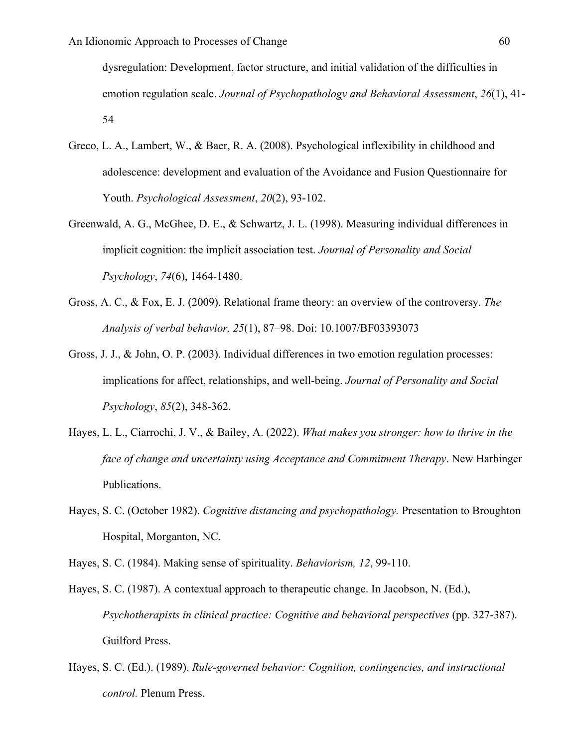dysregulation: Development, factor structure, and initial validation of the difficulties in emotion regulation scale. *Journal of Psychopathology and Behavioral Assessment*, *26*(1), 41-54

Greco, L. A., Lambert, W., & Baer, R. A. (2008). Psychological inflexibility in childhood and adolescence: development and evaluation of the Avoidance and Fusion Questionnaire for Youth. *Psychological Assessment*, *20*(2), 93-102.

Greenwald, A. G., McGhee, D. E., & Schwartz, J. L. (1998). Measuring individual differences in implicit cognition: the implicit association test. *Journal of Personality and Social Psychology*, *74*(6), 1464-1480.

Gross, A. C., & Fox, E. J. (2009). Relational frame theory: an overview of the controversy. *The Analysis of verbal behavior, 25*(1), 87–98. Doi: 10.1007/BF03393073

Gross, J. J., & John, O. P. (2003). Individual differences in two emotion regulation processes: implications for affect, relationships, and well-being. *Journal of Personality and Social Psychology*, *85*(2), 348-362.

Hayes, L. L., Ciarrochi, J. V., & Bailey, A. (2022). *What makes you stronger: how to thrive in the face of change and uncertainty using Acceptance and Commitment Therapy*. New Harbinger Publications.

Hayes, S. C. (October 1982). *Cognitive distancing and psychopathology.* Presentation to Broughton Hospital, Morganton, NC.

Hayes, S. C. (1984). Making sense of spirituality. *Behaviorism, 12*, 99-110.

Hayes, S. C. (1987). A contextual approach to therapeutic change. In Jacobson, N. (Ed.), *Psychotherapists in clinical practice: Cognitive and behavioral perspectives* (pp. 327-387). Guilford Press.

Hayes, S. C. (Ed.). (1989). *Rule-governed behavior: Cognition, contingencies, and instructional control.* Plenum Press.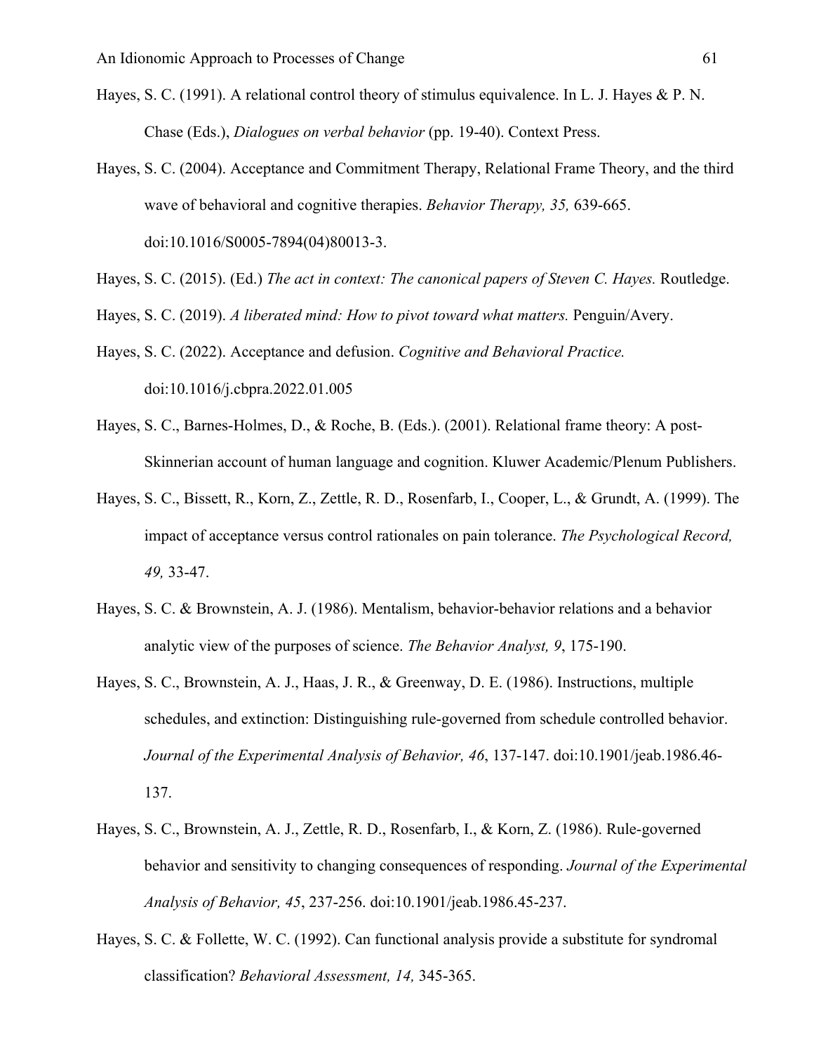Hayes, S. C. (1991). A relational control theory of stimulus equivalence. In L. J. Hayes & P. N. Chase (Eds.), *Dialogues on verbal behavior* (pp. 19-40). Context Press.

Hayes, S. C. (2004). Acceptance and Commitment Therapy, Relational Frame Theory, and the third wave of behavioral and cognitive therapies. *Behavior Therapy, 35,* 639-665. doi:10.1016/S0005-7894(04)80013-3.

Hayes, S. C. (2015). (Ed.) *The act in context: The canonical papers of Steven C. Hayes.* Routledge.

Hayes, S. C. (2019). *A liberated mind: How to pivot toward what matters.* Penguin/Avery.

Hayes, S. C. (2022). Acceptance and defusion. *Cognitive and Behavioral Practice.* doi:10.1016/j.cbpra.2022.01.005

Hayes, S. C., Barnes-Holmes, D., & Roche, B. (Eds.). (2001). Relational frame theory: A post-Skinnerian account of human language and cognition. Kluwer Academic/Plenum Publishers.

Hayes, S. C., Bissett, R., Korn, Z., Zettle, R. D., Rosenfarb, I., Cooper, L., & Grundt, A. (1999). The impact of acceptance versus control rationales on pain tolerance. *The Psychological Record, 49,* 33-47.

Hayes, S. C. & Brownstein, A. J. (1986). Mentalism, behavior-behavior relations and a behavior analytic view of the purposes of science. *The Behavior Analyst, 9*, 175-190.

Hayes, S. C., Brownstein, A. J., Haas, J. R., & Greenway, D. E. (1986). Instructions, multiple schedules, and extinction: Distinguishing rule-governed from schedule controlled behavior. *Journal of the Experimental Analysis of Behavior, 46*, 137-147. doi:10.1901/jeab.1986.46-137.

Hayes, S. C., Brownstein, A. J., Zettle, R. D., Rosenfarb, I., & Korn, Z. (1986). Rule-governed behavior and sensitivity to changing consequences of responding. *Journal of the Experimental Analysis of Behavior, 45*, 237-256. doi:10.1901/jeab.1986.45-237.

Hayes, S. C. & Follette, W. C. (1992). Can functional analysis provide a substitute for syndromal classification? *Behavioral Assessment, 14,* 345-365.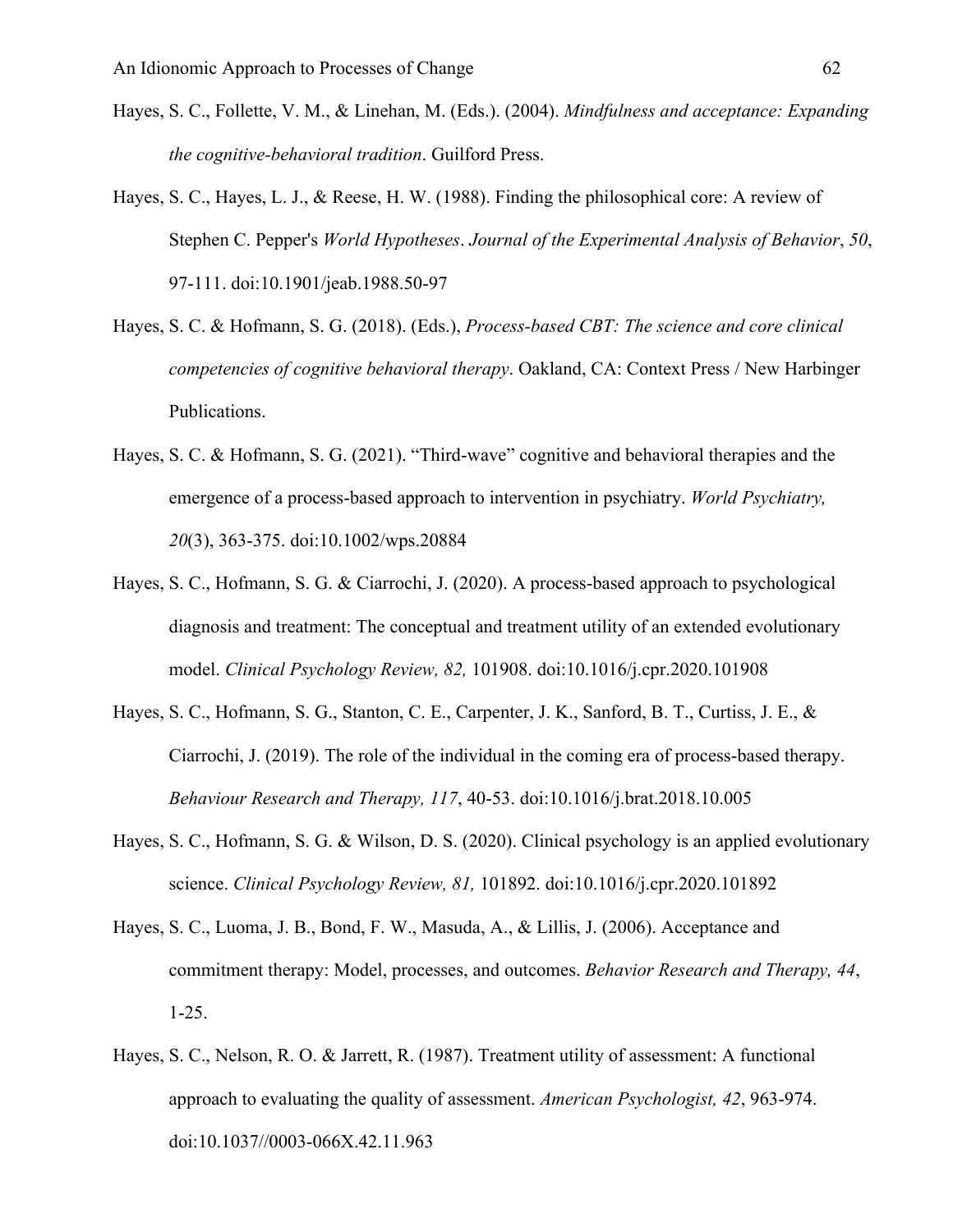Hayes, S. C., Follette, V. M., & Linehan, M. (Eds.). (2004). *Mindfulness and acceptance: Expanding the cognitive-behavioral tradition*. Guilford Press.

Hayes, S. C., Hayes, L. J., & Reese, H. W. (1988). Finding the philosophical core: A review of Stephen C. Pepper's *World Hypotheses*. *Journal of the Experimental Analysis of Behavior*, *50*, 97-111. doi:10.1901/jeab.1988.50-97

Hayes, S. C. & Hofmann, S. G. (2018). (Eds.), *Process-based CBT: The science and core clinical competencies of cognitive behavioral therapy*. Oakland, CA: Context Press / New Harbinger Publications.

Hayes, S. C. & Hofmann, S. G. (2021). "Third-wave" cognitive and behavioral therapies and the emergence of a process-based approach to intervention in psychiatry. *World Psychiatry, 20*(3), 363-375. doi:10.1002/wps.20884

Hayes, S. C., Hofmann, S. G. & Ciarrochi, J. (2020). A process-based approach to psychological diagnosis and treatment: The conceptual and treatment utility of an extended evolutionary model. *Clinical Psychology Review, 82,* 101908. doi:10.1016/j.cpr.2020.101908

Hayes, S. C., Hofmann, S. G., Stanton, C. E., Carpenter, J. K., Sanford, B. T., Curtiss, J. E., & Ciarrochi, J. (2019). The role of the individual in the coming era of process-based therapy. *Behaviour Research and Therapy, 117*, 40-53. doi:10.1016/j.brat.2018.10.005

Hayes, S. C., Hofmann, S. G. & Wilson, D. S. (2020). Clinical psychology is an applied evolutionary science. *Clinical Psychology Review, 81,* 101892. doi:10.1016/j.cpr.2020.101892

Hayes, S. C., Luoma, J. B., Bond, F. W., Masuda, A., & Lillis, J. (2006). Acceptance and commitment therapy: Model, processes, and outcomes. *Behavior Research and Therapy, 44*, 1-25.

Hayes, S. C., Nelson, R. O. & Jarrett, R. (1987). Treatment utility of assessment: A functional approach to evaluating the quality of assessment. *American Psychologist, 42*, 963-974. doi:10.1037//0003-066X.42.11.963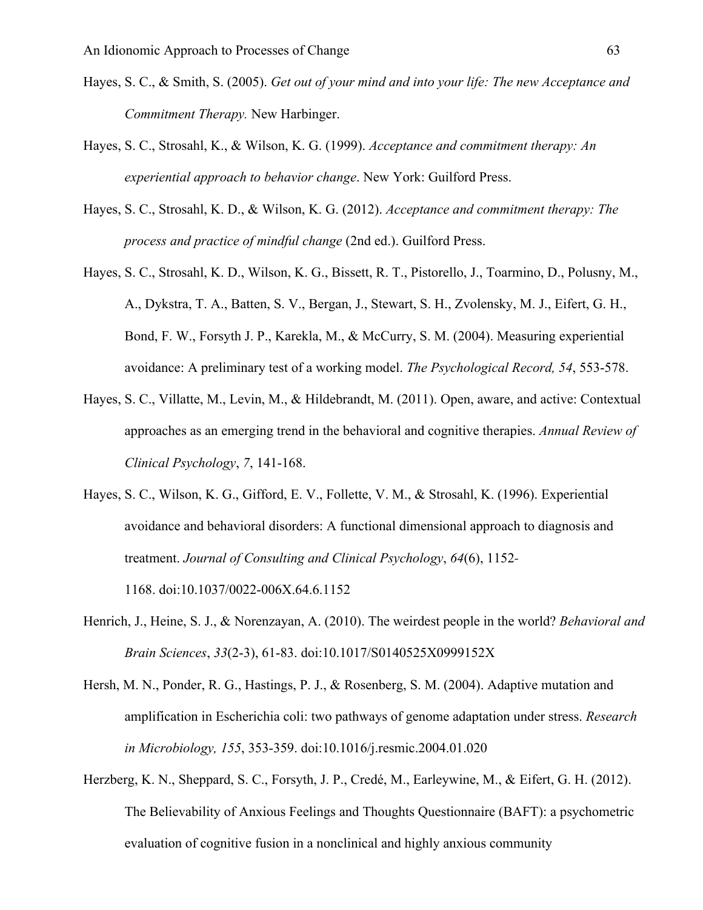Hayes, S. C., & Smith, S. (2005). *Get out of your mind and into your life: The new Acceptance and Commitment Therapy.* New Harbinger.

Hayes, S. C., Strosahl, K., & Wilson, K. G. (1999). *Acceptance and commitment therapy: An experiential approach to behavior change*. New York: Guilford Press.

Hayes, S. C., Strosahl, K. D., & Wilson, K. G. (2012). *Acceptance and commitment therapy: The process and practice of mindful change* (2nd ed.). Guilford Press.

Hayes, S. C., Strosahl, K. D., Wilson, K. G., Bissett, R. T., Pistorello, J., Toarmino, D., Polusny, M., A., Dykstra, T. A., Batten, S. V., Bergan, J., Stewart, S. H., Zvolensky, M. J., Eifert, G. H., Bond, F. W., Forsyth J. P., Karekla, M., & McCurry, S. M. (2004). Measuring experiential avoidance: A preliminary test of a working model. *The Psychological Record, 54*, 553-578.

Hayes, S. C., Villatte, M., Levin, M., & Hildebrandt, M. (2011). Open, aware, and active: Contextual approaches as an emerging trend in the behavioral and cognitive therapies. *Annual Review of Clinical Psychology*, *7*, 141-168.

Hayes, S. C., Wilson, K. G., Gifford, E. V., Follette, V. M., & Strosahl, K. (1996). Experiential avoidance and behavioral disorders: A functional dimensional approach to diagnosis and treatment. *Journal of Consulting and Clinical Psychology*, *64*(6), 1152-1168. doi:10.1037/0022-006X.64.6.1152

Henrich, J., Heine, S. J., & Norenzayan, A. (2010). The weirdest people in the world? *Behavioral and Brain Sciences*, *33*(2-3), 61-83. doi:10.1017/S0140525X0999152X

Hersh, M. N., Ponder, R. G., Hastings, P. J., & Rosenberg, S. M. (2004). Adaptive mutation and amplification in Escherichia coli: two pathways of genome adaptation under stress. *Research in Microbiology, 155*, 353-359. doi:10.1016/j.resmic.2004.01.020

Herzberg, K. N., Sheppard, S. C., Forsyth, J. P., Credé, M., Earleywine, M., & Eifert, G. H. (2012). The Believability of Anxious Feelings and Thoughts Questionnaire (BAFT): a psychometric evaluation of cognitive fusion in a nonclinical and highly anxious community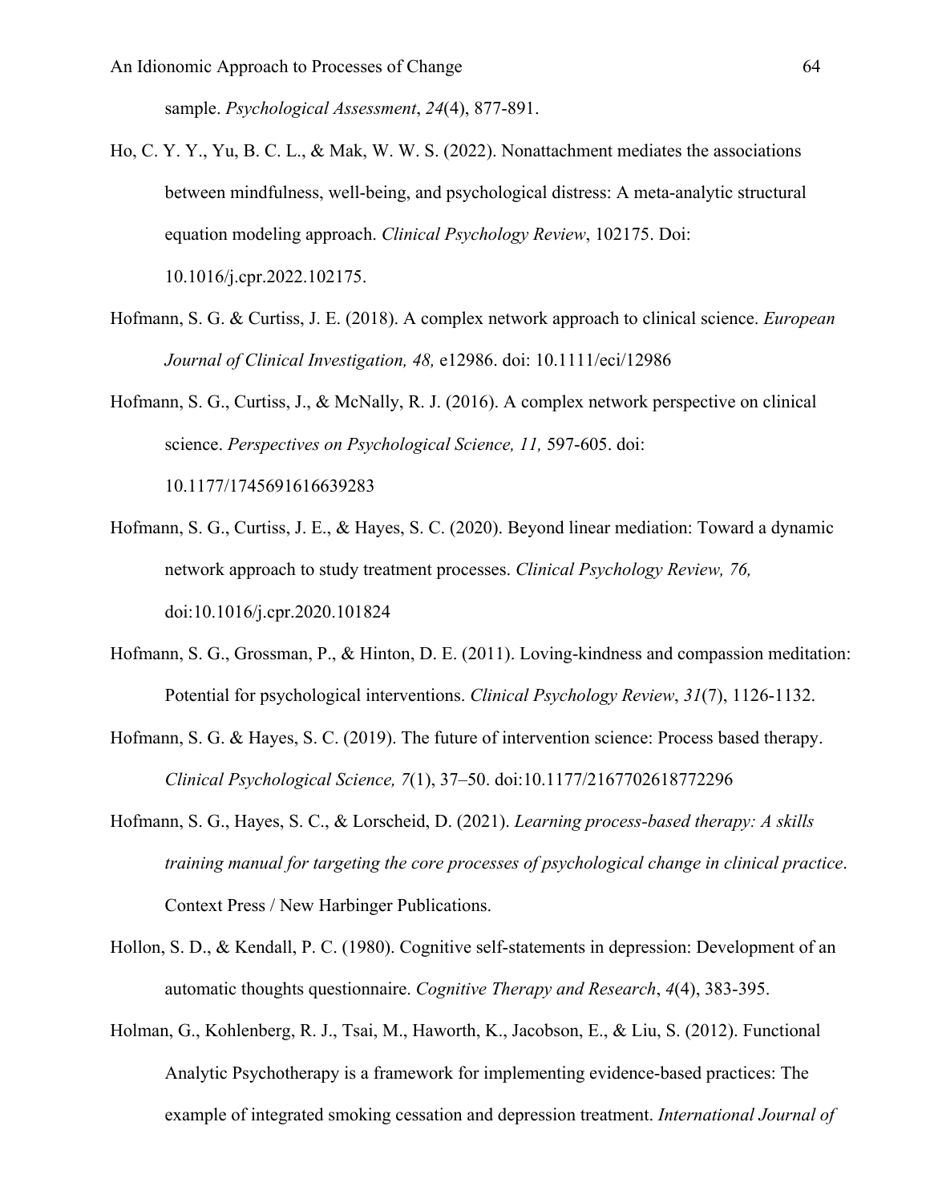sample. *Psychological Assessment*, *24*(4), 877-891.

Ho, C. Y. Y., Yu, B. C. L., & Mak, W. W. S. (2022). Nonattachment mediates the associations between mindfulness, well-being, and psychological distress: A meta-analytic structural equation modeling approach. *Clinical Psychology Review*, 102175. Doi: 10.1016/j.cpr.2022.102175.

Hofmann, S. G. & Curtiss, J. E. (2018). A complex network approach to clinical science. *European Journal of Clinical Investigation, 48,* e12986. doi: 10.1111/eci/12986

Hofmann, S. G., Curtiss, J., & McNally, R. J. (2016). A complex network perspective on clinical science. *Perspectives on Psychological Science, 11,* 597-605. doi: 10.1177/1745691616639283

Hofmann, S. G., Curtiss, J. E., & Hayes, S. C. (2020). Beyond linear mediation: Toward a dynamic network approach to study treatment processes. *Clinical Psychology Review, 76,* doi:10.1016/j.cpr.2020.101824

Hofmann, S. G., Grossman, P., & Hinton, D. E. (2011). Loving-kindness and compassion meditation: Potential for psychological interventions. *Clinical Psychology Review*, *31*(7), 1126-1132.

Hofmann, S. G. & Hayes, S. C. (2019). The future of intervention science: Process based therapy. *Clinical Psychological Science, 7*(1), 37–50. doi:10.1177/2167702618772296

Hofmann, S. G., Hayes, S. C., & Lorscheid, D. (2021). *Learning process-based therapy: A skills training manual for targeting the core processes of psychological change in clinical practice*. Context Press / New Harbinger Publications.

Hollon, S. D., & Kendall, P. C. (1980). Cognitive self-statements in depression: Development of an automatic thoughts questionnaire. *Cognitive Therapy and Research*, *4*(4), 383-395.

Holman, G., Kohlenberg, R. J., Tsai, M., Haworth, K., Jacobson, E., & Liu, S. (2012). Functional Analytic Psychotherapy is a framework for implementing evidence-based practices: The example of integrated smoking cessation and depression treatment. *International Journal of*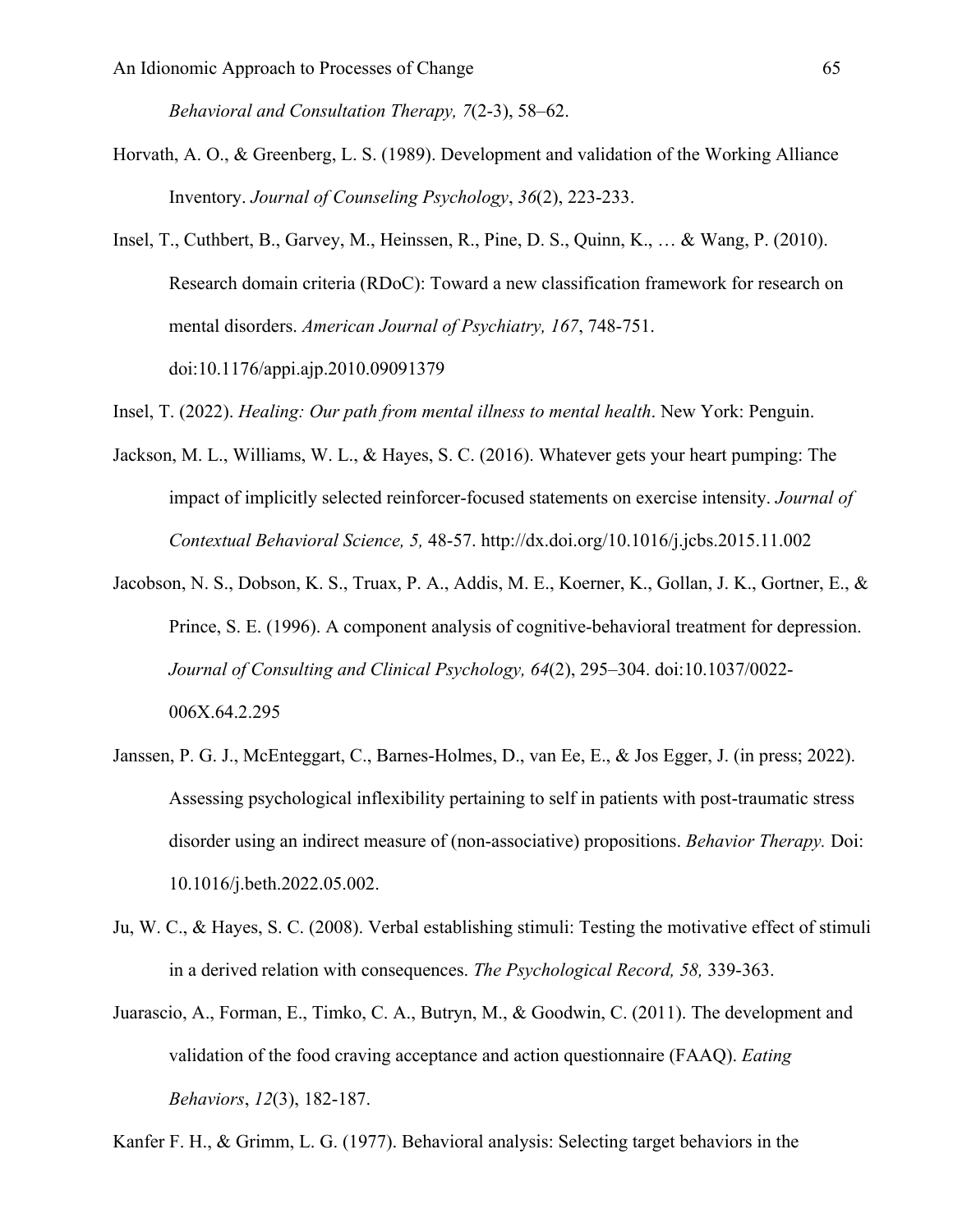*Behavioral and Consultation Therapy, 7*(2-3), 58–62.

Horvath, A. O., & Greenberg, L. S. (1989). Development and validation of the Working Alliance Inventory. *Journal of Counseling Psychology*, *36*(2), 223-233.

Insel, T., Cuthbert, B., Garvey, M., Heinssen, R., Pine, D. S., Quinn, K., … & Wang, P. (2010). Research domain criteria (RDoC): Toward a new classification framework for research on mental disorders. *American Journal of Psychiatry, 167*, 748-751. doi:10.1176/appi.ajp.2010.09091379

Insel, T. (2022). *Healing: Our path from mental illness to mental health*. New York: Penguin.

Jackson, M. L., Williams, W. L., & Hayes, S. C. (2016). Whatever gets your heart pumping: The impact of implicitly selected reinforcer-focused statements on exercise intensity. *Journal of Contextual Behavioral Science, 5,* 48-57. http://dx.doi.org/10.1016/j.jcbs.2015.11.002

Jacobson, N. S., Dobson, K. S., Truax, P. A., Addis, M. E., Koerner, K., Gollan, J. K., Gortner, E., & Prince, S. E. (1996). A component analysis of cognitive-behavioral treatment for depression. *Journal of Consulting and Clinical Psychology, 64*(2), 295–304. doi:10.1037/0022-006X.64.2.295

Janssen, P. G. J., McEnteggart, C., Barnes-Holmes, D., van Ee, E., & Jos Egger, J. (in press; 2022). Assessing psychological inflexibility pertaining to self in patients with post-traumatic stress disorder using an indirect measure of (non-associative) propositions. *Behavior Therapy.* Doi: 10.1016/j.beth.2022.05.002.

Ju, W. C., & Hayes, S. C. (2008). Verbal establishing stimuli: Testing the motivative effect of stimuli in a derived relation with consequences. *The Psychological Record, 58,* 339-363.

Juarascio, A., Forman, E., Timko, C. A., Butryn, M., & Goodwin, C. (2011). The development and validation of the food craving acceptance and action questionnaire (FAAQ). *Eating Behaviors*, *12*(3), 182-187.

Kanfer F. H., & Grimm, L. G. (1977). Behavioral analysis: Selecting target behaviors in the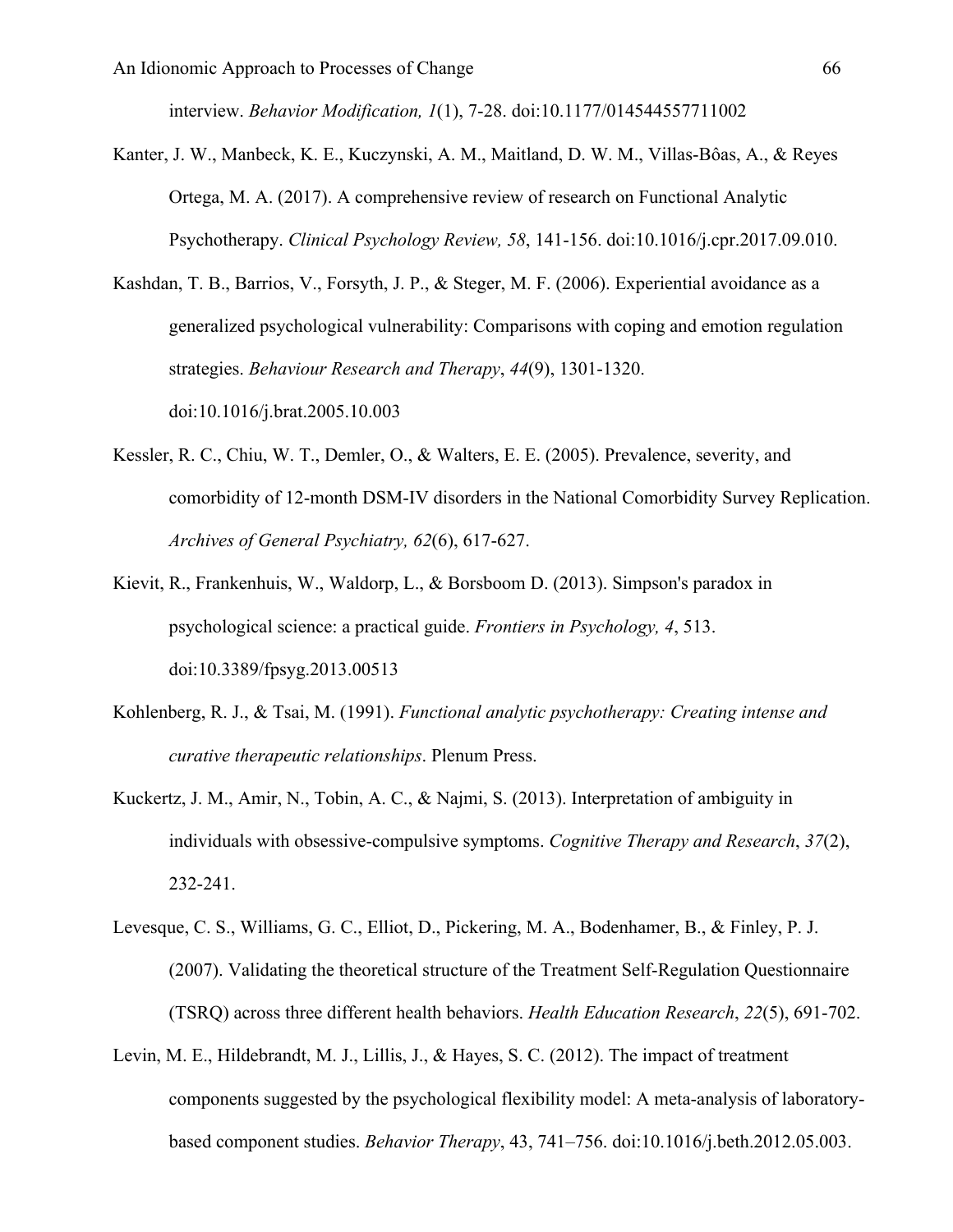interview. *Behavior Modification, 1*(1), 7-28. doi:10.1177/014544557711002

Kanter, J. W., Manbeck, K. E., Kuczynski, A. M., Maitland, D. W. M., Villas-Bôas, A., & Reyes Ortega, M. A. (2017). A comprehensive review of research on Functional Analytic Psychotherapy. *Clinical Psychology Review, 58*, 141-156. doi:10.1016/j.cpr.2017.09.010.

Kashdan, T. B., Barrios, V., Forsyth, J. P., & Steger, M. F. (2006). Experiential avoidance as a generalized psychological vulnerability: Comparisons with coping and emotion regulation strategies. *Behaviour Research and Therapy*, *44*(9), 1301-1320. doi:10.1016/j.brat.2005.10.003

Kessler, R. C., Chiu, W. T., Demler, O., & Walters, E. E. (2005). Prevalence, severity, and comorbidity of 12-month DSM-IV disorders in the National Comorbidity Survey Replication. *Archives of General Psychiatry, 62*(6), 617-627.

Kievit, R., Frankenhuis, W., Waldorp, L., & Borsboom D. (2013). Simpson's paradox in psychological science: a practical guide. *Frontiers in Psychology, 4*, 513. doi:10.3389/fpsyg.2013.00513

Kohlenberg, R. J., & Tsai, M. (1991). *Functional analytic psychotherapy: Creating intense and curative therapeutic relationships*. Plenum Press.

Kuckertz, J. M., Amir, N., Tobin, A. C., & Najmi, S. (2013). Interpretation of ambiguity in individuals with obsessive-compulsive symptoms. *Cognitive Therapy and Research*, *37*(2), 232-241.

Levesque, C. S., Williams, G. C., Elliot, D., Pickering, M. A., Bodenhamer, B., & Finley, P. J. (2007). Validating the theoretical structure of the Treatment Self-Regulation Questionnaire (TSRQ) across three different health behaviors. *Health Education Research*, *22*(5), 691-702.

Levin, M. E., Hildebrandt, M. J., Lillis, J., & Hayes, S. C. (2012). The impact of treatment components suggested by the psychological flexibility model: A meta-analysis of laboratory-based component studies. *Behavior Therapy*, 43, 741–756. doi:10.1016/j.beth.2012.05.003.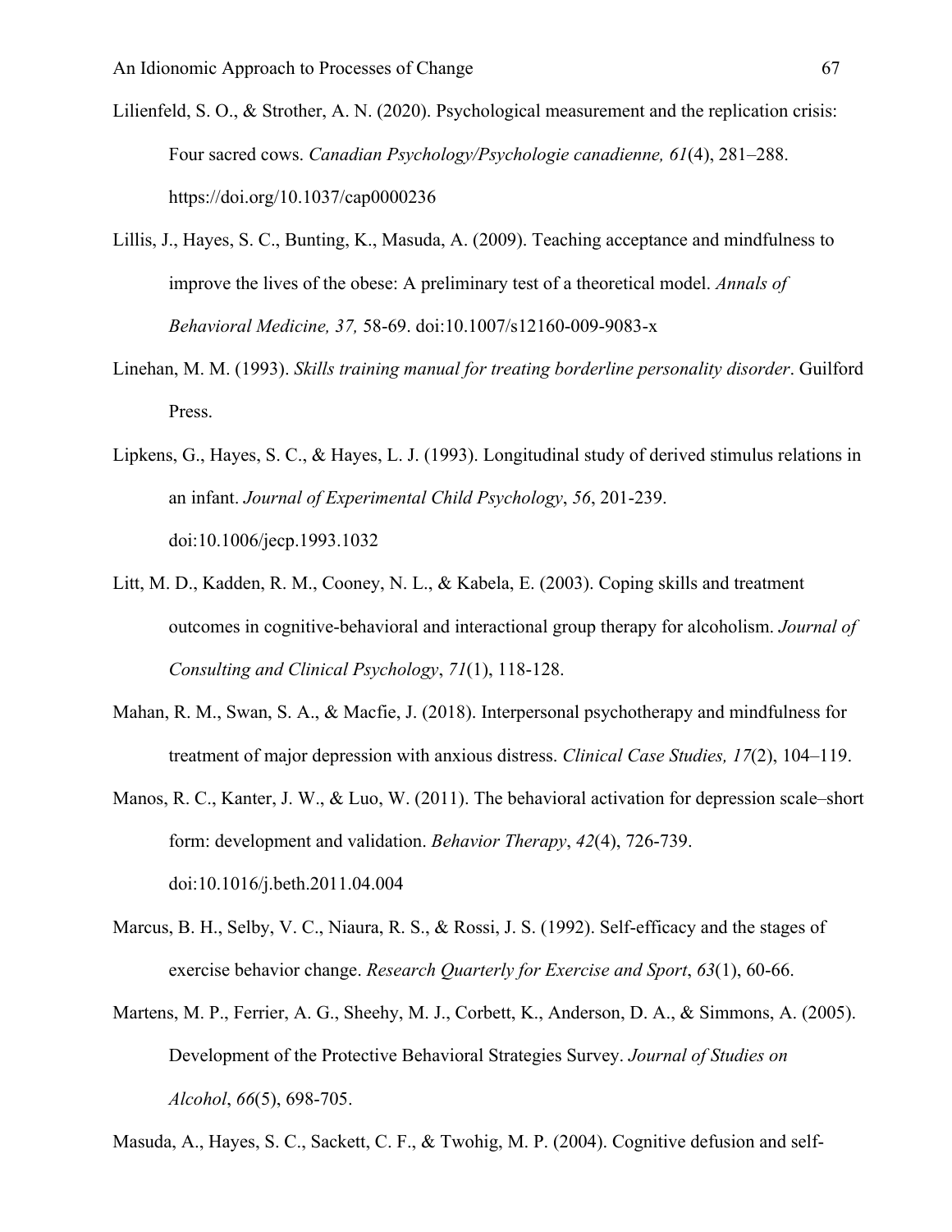Lilienfeld, S. O., & Strother, A. N. (2020). Psychological measurement and the replication crisis: Four sacred cows. *Canadian Psychology/Psychologie canadienne, 61*(4), 281–288. https://doi.org/10.1037/cap0000236

Lillis, J., Hayes, S. C., Bunting, K., Masuda, A. (2009). Teaching acceptance and mindfulness to improve the lives of the obese: A preliminary test of a theoretical model. *Annals of Behavioral Medicine, 37,* 58-69. doi:10.1007/s12160-009-9083-x

Linehan, M. M. (1993). *Skills training manual for treating borderline personality disorder*. Guilford Press.

Lipkens, G., Hayes, S. C., & Hayes, L. J. (1993). Longitudinal study of derived stimulus relations in an infant. *Journal of Experimental Child Psychology*, *56*, 201-239. doi:10.1006/jecp.1993.1032

Litt, M. D., Kadden, R. M., Cooney, N. L., & Kabela, E. (2003). Coping skills and treatment outcomes in cognitive-behavioral and interactional group therapy for alcoholism. *Journal of Consulting and Clinical Psychology*, *71*(1), 118-128.

Mahan, R. M., Swan, S. A., & Macfie, J. (2018). Interpersonal psychotherapy and mindfulness for treatment of major depression with anxious distress. *Clinical Case Studies, 17*(2), 104–119.

Manos, R. C., Kanter, J. W., & Luo, W. (2011). The behavioral activation for depression scale–short form: development and validation. *Behavior Therapy*, *42*(4), 726-739. doi:10.1016/j.beth.2011.04.004

Marcus, B. H., Selby, V. C., Niaura, R. S., & Rossi, J. S. (1992). Self-efficacy and the stages of exercise behavior change. *Research Quarterly for Exercise and Sport*, *63*(1), 60-66.

Martens, M. P., Ferrier, A. G., Sheehy, M. J., Corbett, K., Anderson, D. A., & Simmons, A. (2005). Development of the Protective Behavioral Strategies Survey. *Journal of Studies on Alcohol*, *66*(5), 698-705.

Masuda, A., Hayes, S. C., Sackett, C. F., & Twohig, M. P. (2004). Cognitive defusion and self-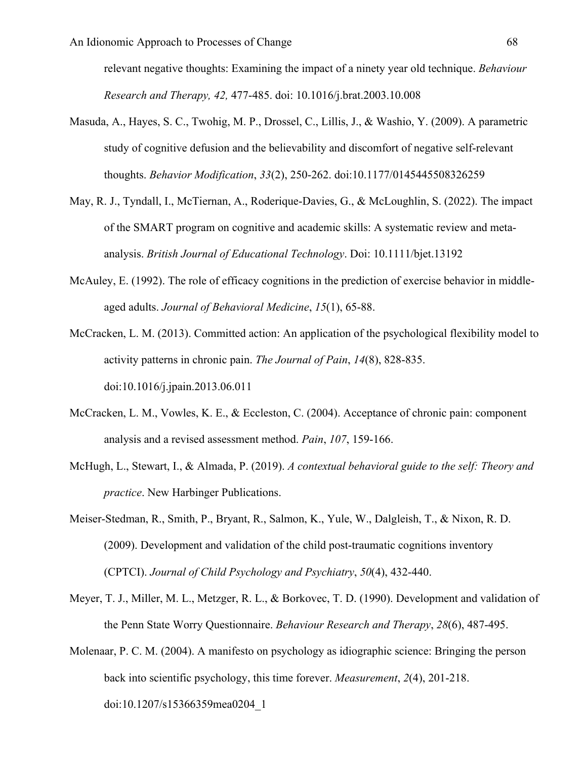relevant negative thoughts: Examining the impact of a ninety year old technique. *Behaviour Research and Therapy, 42,* 477-485. doi: 10.1016/j.brat.2003.10.008

Masuda, A., Hayes, S. C., Twohig, M. P., Drossel, C., Lillis, J., & Washio, Y. (2009). A parametric study of cognitive defusion and the believability and discomfort of negative self-relevant thoughts. *Behavior Modification*, *33*(2), 250-262. doi:10.1177/0145445508326259

May, R. J., Tyndall, I., McTiernan, A., Roderique-Davies, G., & McLoughlin, S. (2022). The impact of the SMART program on cognitive and academic skills: A systematic review and meta-analysis. *British Journal of Educational Technology*. Doi: 10.1111/bjet.13192

McAuley, E. (1992). The role of efficacy cognitions in the prediction of exercise behavior in middle-aged adults. *Journal of Behavioral Medicine*, *15*(1), 65-88.

McCracken, L. M. (2013). Committed action: An application of the psychological flexibility model to activity patterns in chronic pain. *The Journal of Pain*, *14*(8), 828-835. doi:10.1016/j.jpain.2013.06.011

McCracken, L. M., Vowles, K. E., & Eccleston, C. (2004). Acceptance of chronic pain: component analysis and a revised assessment method. *Pain*, *107*, 159-166.

McHugh, L., Stewart, I., & Almada, P. (2019). *A contextual behavioral guide to the self: Theory and practice*. New Harbinger Publications.

Meiser-Stedman, R., Smith, P., Bryant, R., Salmon, K., Yule, W., Dalgleish, T., & Nixon, R. D. (2009). Development and validation of the child post-traumatic cognitions inventory (CPTCI). *Journal of Child Psychology and Psychiatry*, *50*(4), 432-440.

Meyer, T. J., Miller, M. L., Metzger, R. L., & Borkovec, T. D. (1990). Development and validation of the Penn State Worry Questionnaire. *Behaviour Research and Therapy*, *28*(6), 487-495.

Molenaar, P. C. M. (2004). A manifesto on psychology as idiographic science: Bringing the person back into scientific psychology, this time forever. *Measurement*, *2*(4), 201-218. doi:10.1207/s15366359mea0204_1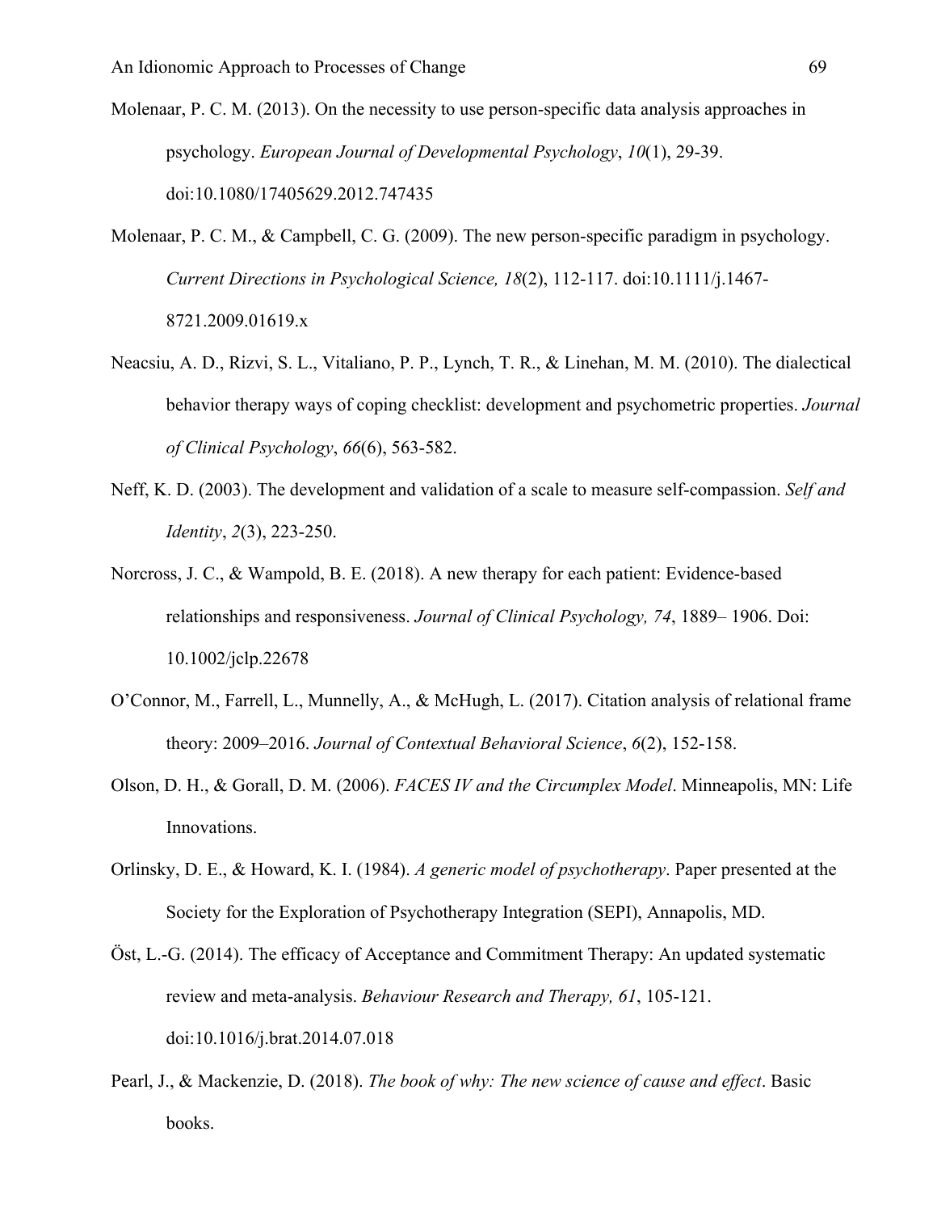Molenaar, P. C. M. (2013). On the necessity to use person-specific data analysis approaches in psychology. *European Journal of Developmental Psychology*, *10*(1), 29-39. doi:10.1080/17405629.2012.747435

Molenaar, P. C. M., & Campbell, C. G. (2009). The new person-specific paradigm in psychology. *Current Directions in Psychological Science, 18*(2), 112-117. doi:10.1111/j.1467-8721.2009.01619.x

Neacsiu, A. D., Rizvi, S. L., Vitaliano, P. P., Lynch, T. R., & Linehan, M. M. (2010). The dialectical behavior therapy ways of coping checklist: development and psychometric properties. *Journal of Clinical Psychology*, *66*(6), 563-582.

Neff, K. D. (2003). The development and validation of a scale to measure self-compassion. *Self and Identity*, *2*(3), 223-250.

Norcross, J. C., & Wampold, B. E. (2018). A new therapy for each patient: Evidence-based relationships and responsiveness. *Journal of Clinical Psychology, 74*, 1889– 1906. Doi: 10.1002/jclp.22678

O'Connor, M., Farrell, L., Munnelly, A., & McHugh, L. (2017). Citation analysis of relational frame theory: 2009–2016. *Journal of Contextual Behavioral Science*, *6*(2), 152-158.

Olson, D. H., & Gorall, D. M. (2006). *FACES IV and the Circumplex Model*. Minneapolis, MN: Life Innovations.

Orlinsky, D. E., & Howard, K. I. (1984). *A generic model of psychotherapy*. Paper presented at the Society for the Exploration of Psychotherapy Integration (SEPI), Annapolis, MD.

Öst, L.-G. (2014). The efficacy of Acceptance and Commitment Therapy: An updated systematic review and meta-analysis. *Behaviour Research and Therapy, 61*, 105-121. doi:10.1016/j.brat.2014.07.018

Pearl, J., & Mackenzie, D. (2018). *The book of why: The new science of cause and effect*. Basic books.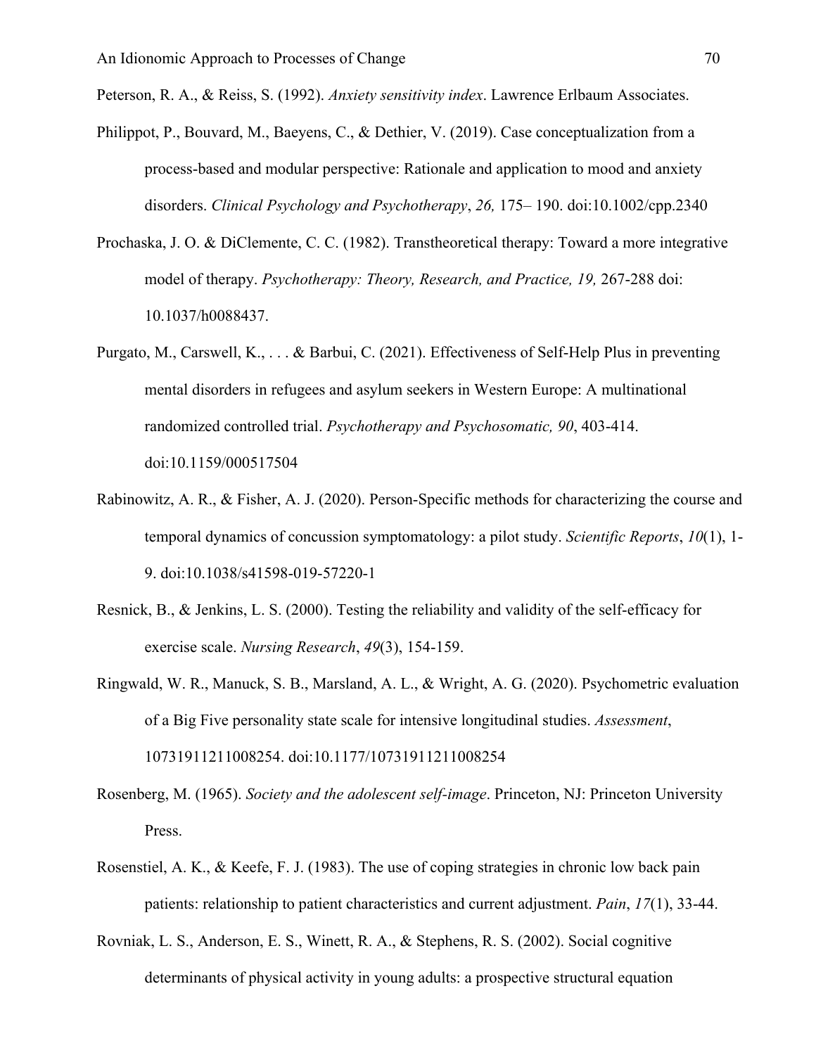Peterson, R. A., & Reiss, S. (1992). *Anxiety sensitivity index*. Lawrence Erlbaum Associates.

Philippot, P., Bouvard, M., Baeyens, C., & Dethier, V. (2019). Case conceptualization from a process-based and modular perspective: Rationale and application to mood and anxiety disorders. *Clinical Psychology and Psychotherapy*, *26,* 175– 190. doi:10.1002/cpp.2340

Prochaska, J. O. & DiClemente, C. C. (1982). Transtheoretical therapy: Toward a more integrative model of therapy. *Psychotherapy: Theory, Research, and Practice, 19,* 267-288 doi: 10.1037/h0088437.

Purgato, M., Carswell, K., . . . & Barbui, C. (2021). Effectiveness of Self-Help Plus in preventing mental disorders in refugees and asylum seekers in Western Europe: A multinational randomized controlled trial. *Psychotherapy and Psychosomatic, 90*, 403-414. doi:10.1159/000517504

Rabinowitz, A. R., & Fisher, A. J. (2020). Person-Specific methods for characterizing the course and temporal dynamics of concussion symptomatology: a pilot study. *Scientific Reports*, *10*(1), 1-9. doi:10.1038/s41598-019-57220-1

Resnick, B., & Jenkins, L. S. (2000). Testing the reliability and validity of the self-efficacy for exercise scale. *Nursing Research*, *49*(3), 154-159.

Ringwald, W. R., Manuck, S. B., Marsland, A. L., & Wright, A. G. (2020). Psychometric evaluation of a Big Five personality state scale for intensive longitudinal studies. *Assessment*, 10731911211008254. doi:10.1177/10731911211008254

Rosenberg, M. (1965). *Society and the adolescent self-image*. Princeton, NJ: Princeton University Press.

Rosenstiel, A. K., & Keefe, F. J. (1983). The use of coping strategies in chronic low back pain patients: relationship to patient characteristics and current adjustment. *Pain*, *17*(1), 33-44.

Rovniak, L. S., Anderson, E. S., Winett, R. A., & Stephens, R. S. (2002). Social cognitive determinants of physical activity in young adults: a prospective structural equation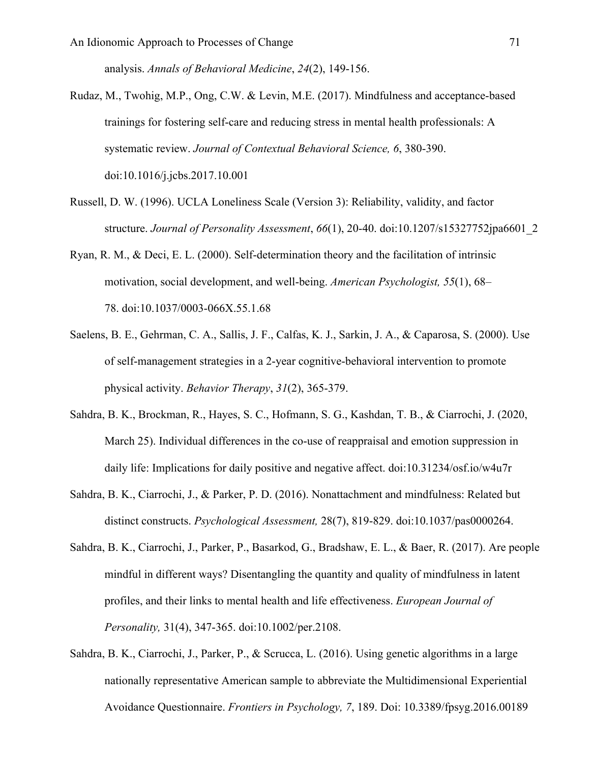analysis. *Annals of Behavioral Medicine*, *24*(2), 149-156.

Rudaz, M., Twohig, M.P., Ong, C.W. & Levin, M.E. (2017). Mindfulness and acceptance-based trainings for fostering self-care and reducing stress in mental health professionals: A systematic review. *Journal of Contextual Behavioral Science, 6*, 380-390. doi:10.1016/j.jcbs.2017.10.001

Russell, D. W. (1996). UCLA Loneliness Scale (Version 3): Reliability, validity, and factor structure. *Journal of Personality Assessment*, *66*(1), 20-40. doi:10.1207/s15327752jpa6601_2

Ryan, R. M., & Deci, E. L. (2000). Self-determination theory and the facilitation of intrinsic motivation, social development, and well-being. *American Psychologist, 55*(1), 68–78. doi:10.1037/0003-066X.55.1.68

Saelens, B. E., Gehrman, C. A., Sallis, J. F., Calfas, K. J., Sarkin, J. A., & Caparosa, S. (2000). Use of self-management strategies in a 2-year cognitive-behavioral intervention to promote physical activity. *Behavior Therapy*, *31*(2), 365-379.

Sahdra, B. K., Brockman, R., Hayes, S. C., Hofmann, S. G., Kashdan, T. B., & Ciarrochi, J. (2020, March 25). Individual differences in the co-use of reappraisal and emotion suppression in daily life: Implications for daily positive and negative affect. doi:10.31234/osf.io/w4u7r

Sahdra, B. K., Ciarrochi, J., & Parker, P. D. (2016). Nonattachment and mindfulness: Related but distinct constructs. *Psychological Assessment,* 28(7), 819-829. doi:10.1037/pas0000264.

Sahdra, B. K., Ciarrochi, J., Parker, P., Basarkod, G., Bradshaw, E. L., & Baer, R. (2017). Are people mindful in different ways? Disentangling the quantity and quality of mindfulness in latent profiles, and their links to mental health and life effectiveness. *European Journal of Personality,* 31(4), 347-365. doi:10.1002/per.2108.

Sahdra, B. K., Ciarrochi, J., Parker, P., & Scrucca, L. (2016). Using genetic algorithms in a large nationally representative American sample to abbreviate the Multidimensional Experiential Avoidance Questionnaire. *Frontiers in Psychology, 7*, 189. Doi: 10.3389/fpsyg.2016.00189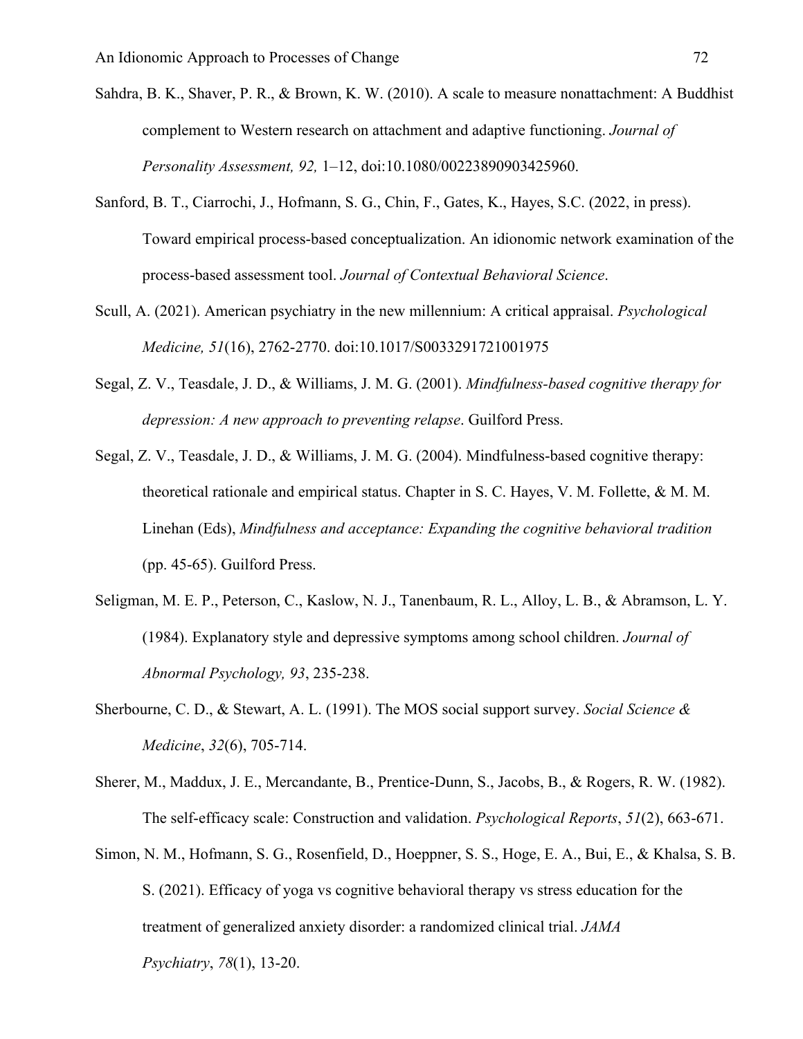Sahdra, B. K., Shaver, P. R., & Brown, K. W. (2010). A scale to measure nonattachment: A Buddhist complement to Western research on attachment and adaptive functioning. *Journal of Personality Assessment, 92,* 1–12, doi:10.1080/00223890903425960.

Sanford, B. T., Ciarrochi, J., Hofmann, S. G., Chin, F., Gates, K., Hayes, S.C. (2022, in press). Toward empirical process-based conceptualization. An idionomic network examination of the process-based assessment tool. *Journal of Contextual Behavioral Science*.

Scull, A. (2021). American psychiatry in the new millennium: A critical appraisal. *Psychological Medicine, 51*(16), 2762-2770. doi:10.1017/S0033291721001975

Segal, Z. V., Teasdale, J. D., & Williams, J. M. G. (2001). *Mindfulness-based cognitive therapy for depression: A new approach to preventing relapse*. Guilford Press.

Segal, Z. V., Teasdale, J. D., & Williams, J. M. G. (2004). Mindfulness-based cognitive therapy: theoretical rationale and empirical status. Chapter in S. C. Hayes, V. M. Follette, & M. M. Linehan (Eds), *Mindfulness and acceptance: Expanding the cognitive behavioral tradition* (pp. 45-65). Guilford Press.

Seligman, M. E. P., Peterson, C., Kaslow, N. J., Tanenbaum, R. L., Alloy, L. B., & Abramson, L. Y. (1984). Explanatory style and depressive symptoms among school children. *Journal of Abnormal Psychology, 93*, 235-238.

Sherbourne, C. D., & Stewart, A. L. (1991). The MOS social support survey. *Social Science & Medicine*, *32*(6), 705-714.

Sherer, M., Maddux, J. E., Mercandante, B., Prentice-Dunn, S., Jacobs, B., & Rogers, R. W. (1982). The self-efficacy scale: Construction and validation. *Psychological Reports*, *51*(2), 663-671.

Simon, N. M., Hofmann, S. G., Rosenfield, D., Hoeppner, S. S., Hoge, E. A., Bui, E., & Khalsa, S. B. S. (2021). Efficacy of yoga vs cognitive behavioral therapy vs stress education for the treatment of generalized anxiety disorder: a randomized clinical trial. *JAMA Psychiatry*, *78*(1), 13-20.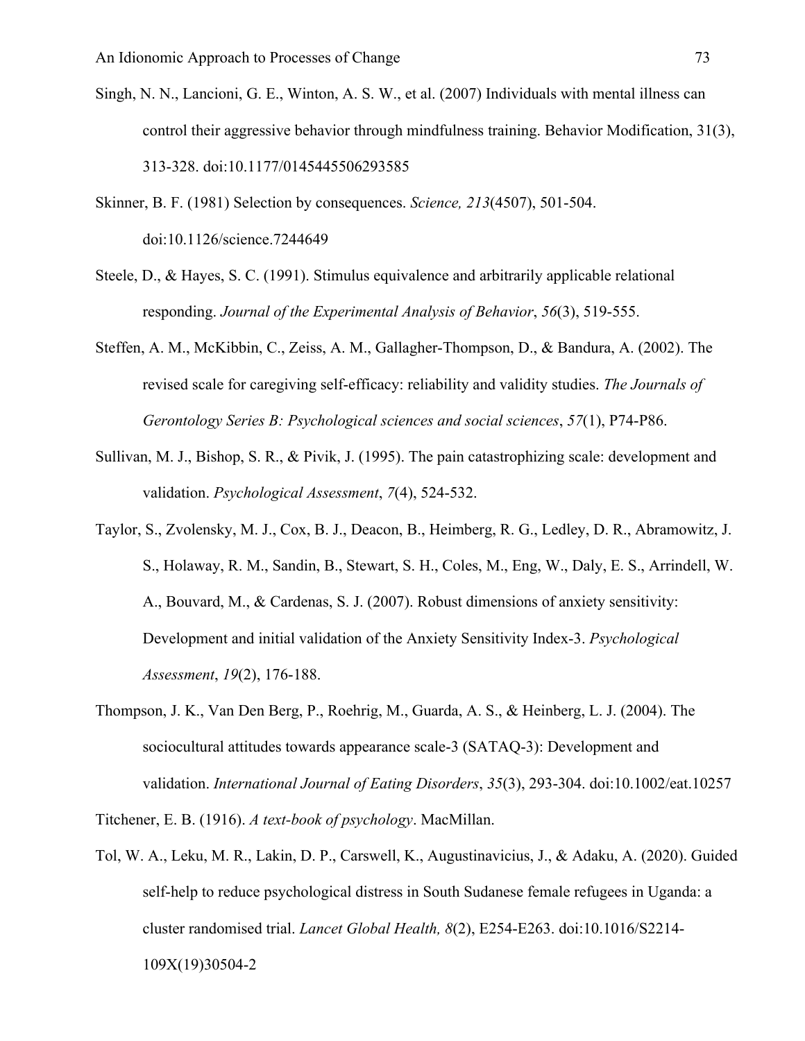Singh, N. N., Lancioni, G. E., Winton, A. S. W., et al. (2007) Individuals with mental illness can control their aggressive behavior through mindfulness training. Behavior Modification, 31(3), 313-328. doi:10.1177/0145445506293585

Skinner, B. F. (1981) Selection by consequences. *Science, 213*(4507), 501-504. doi:10.1126/science.7244649

Steele, D., & Hayes, S. C. (1991). Stimulus equivalence and arbitrarily applicable relational responding. *Journal of the Experimental Analysis of Behavior*, *56*(3), 519-555.

Steffen, A. M., McKibbin, C., Zeiss, A. M., Gallagher-Thompson, D., & Bandura, A. (2002). The revised scale for caregiving self-efficacy: reliability and validity studies. *The Journals of Gerontology Series B: Psychological sciences and social sciences*, *57*(1), P74-P86.

Sullivan, M. J., Bishop, S. R., & Pivik, J. (1995). The pain catastrophizing scale: development and validation. *Psychological Assessment*, *7*(4), 524-532.

Taylor, S., Zvolensky, M. J., Cox, B. J., Deacon, B., Heimberg, R. G., Ledley, D. R., Abramowitz, J. S., Holaway, R. M., Sandin, B., Stewart, S. H., Coles, M., Eng, W., Daly, E. S., Arrindell, W. A., Bouvard, M., & Cardenas, S. J. (2007). Robust dimensions of anxiety sensitivity: Development and initial validation of the Anxiety Sensitivity Index-3. *Psychological Assessment*, *19*(2), 176-188.

Thompson, J. K., Van Den Berg, P., Roehrig, M., Guarda, A. S., & Heinberg, L. J. (2004). The sociocultural attitudes towards appearance scale-3 (SATAQ-3): Development and validation. *International Journal of Eating Disorders*, *35*(3), 293-304. doi:10.1002/eat.10257

Titchener, E. B. (1916). *A text-book of psychology*. MacMillan.

Tol, W. A., Leku, M. R., Lakin, D. P., Carswell, K., Augustinavicius, J., & Adaku, A. (2020). Guided self-help to reduce psychological distress in South Sudanese female refugees in Uganda: a cluster randomised trial. *Lancet Global Health, 8*(2), E254-E263. doi:10.1016/S2214-109X(19)30504-2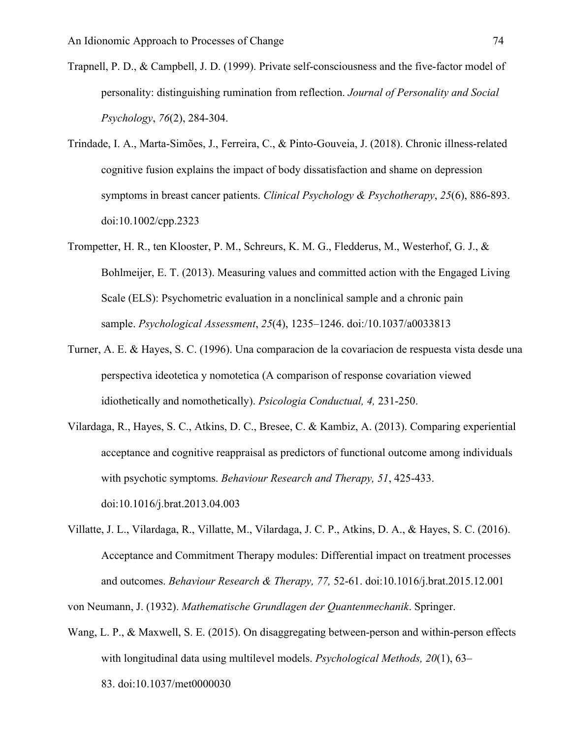Trapnell, P. D., & Campbell, J. D. (1999). Private self-consciousness and the five-factor model of personality: distinguishing rumination from reflection. *Journal of Personality and Social Psychology*, *76*(2), 284-304.

Trindade, I. A., Marta-Simões, J., Ferreira, C., & Pinto-Gouveia, J. (2018). Chronic illness-related cognitive fusion explains the impact of body dissatisfaction and shame on depression symptoms in breast cancer patients. *Clinical Psychology & Psychotherapy*, *25*(6), 886-893. doi:10.1002/cpp.2323

Trompetter, H. R., ten Klooster, P. M., Schreurs, K. M. G., Fledderus, M., Westerhof, G. J., & Bohlmeijer, E. T. (2013). Measuring values and committed action with the Engaged Living Scale (ELS): Psychometric evaluation in a nonclinical sample and a chronic pain sample. *Psychological Assessment*, *25*(4), 1235–1246. doi:/10.1037/a0033813

Turner, A. E. & Hayes, S. C. (1996). Una comparacion de la covariacion de respuesta vista desde una perspectiva ideotetica y nomotetica (A comparison of response covariation viewed idiothetically and nomothetically). *Psicologia Conductual, 4,* 231-250.

Vilardaga, R., Hayes, S. C., Atkins, D. C., Bresee, C. & Kambiz, A. (2013). Comparing experiential acceptance and cognitive reappraisal as predictors of functional outcome among individuals with psychotic symptoms. *Behaviour Research and Therapy, 51*, 425-433. doi:10.1016/j.brat.2013.04.003

Villatte, J. L., Vilardaga, R., Villatte, M., Vilardaga, J. C. P., Atkins, D. A., & Hayes, S. C. (2016). Acceptance and Commitment Therapy modules: Differential impact on treatment processes and outcomes. *Behaviour Research & Therapy, 77,* 52-61. doi:10.1016/j.brat.2015.12.001

von Neumann, J. (1932). *Mathematische Grundlagen der Quantenmechanik*. Springer.

Wang, L. P., & Maxwell, S. E. (2015). On disaggregating between-person and within-person effects with longitudinal data using multilevel models. *Psychological Methods, 20*(1), 63–83. doi:10.1037/met0000030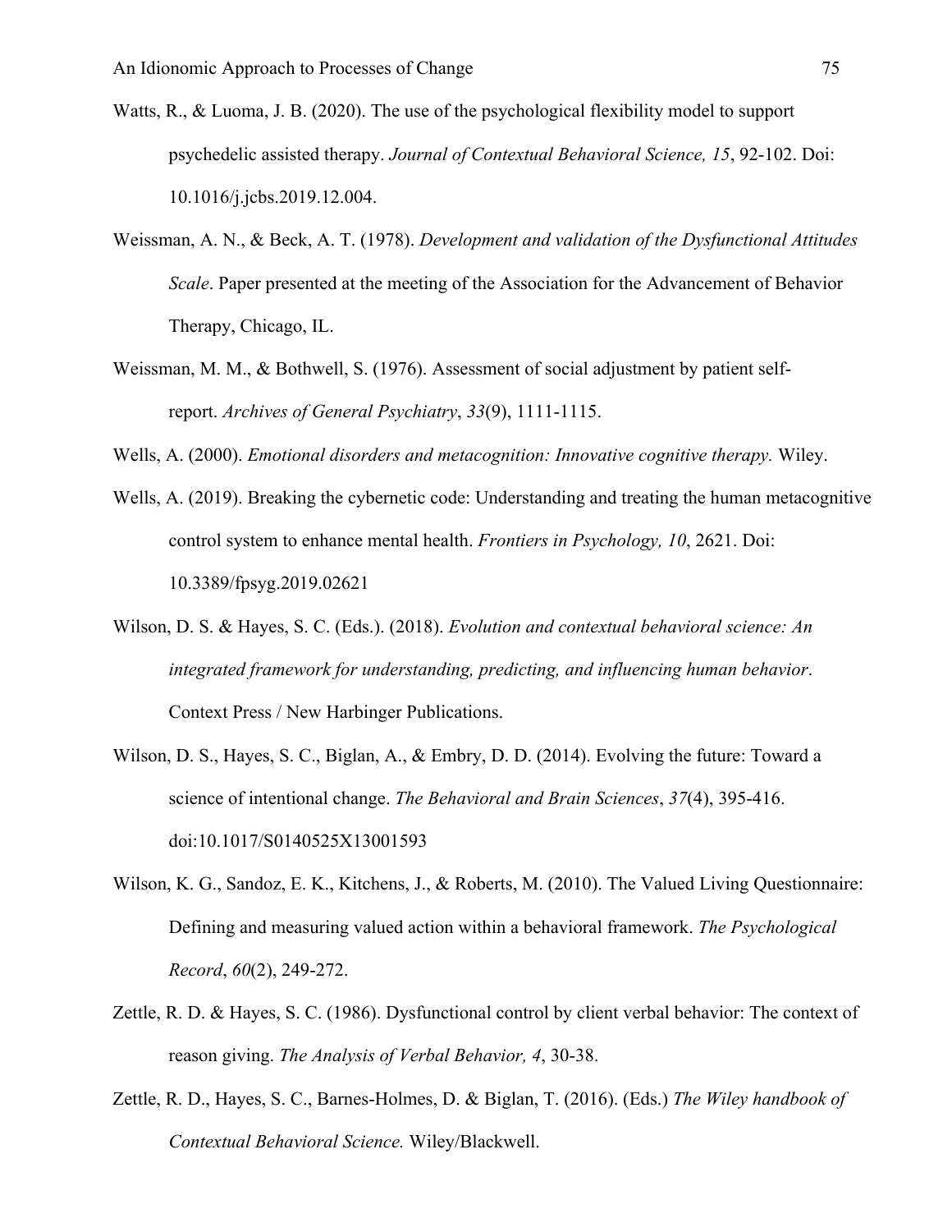Watts, R., & Luoma, J. B. (2020). The use of the psychological flexibility model to support psychedelic assisted therapy. *Journal of Contextual Behavioral Science, 15*, 92-102. Doi: 10.1016/j.jcbs.2019.12.004.

Weissman, A. N., & Beck, A. T. (1978). *Development and validation of the Dysfunctional Attitudes Scale*. Paper presented at the meeting of the Association for the Advancement of Behavior Therapy, Chicago, IL.

Weissman, M. M., & Bothwell, S. (1976). Assessment of social adjustment by patient self-report. *Archives of General Psychiatry*, *33*(9), 1111-1115.

Wells, A. (2000). *Emotional disorders and metacognition: Innovative cognitive therapy.* Wiley.

Wells, A. (2019). Breaking the cybernetic code: Understanding and treating the human metacognitive control system to enhance mental health. *Frontiers in Psychology, 10*, 2621. Doi: 10.3389/fpsyg.2019.02621

Wilson, D. S. & Hayes, S. C. (Eds.). (2018). *Evolution and contextual behavioral science: An integrated framework for understanding, predicting, and influencing human behavior*. Context Press / New Harbinger Publications.

Wilson, D. S., Hayes, S. C., Biglan, A., & Embry, D. D. (2014). Evolving the future: Toward a science of intentional change. *The Behavioral and Brain Sciences*, *37*(4), 395-416. doi:10.1017/S0140525X13001593

Wilson, K. G., Sandoz, E. K., Kitchens, J., & Roberts, M. (2010). The Valued Living Questionnaire: Defining and measuring valued action within a behavioral framework. *The Psychological Record*, *60*(2), 249-272.

Zettle, R. D. & Hayes, S. C. (1986). Dysfunctional control by client verbal behavior: The context of reason giving. *The Analysis of Verbal Behavior, 4*, 30-38.

Zettle, R. D., Hayes, S. C., Barnes-Holmes, D. & Biglan, T. (2016). (Eds.) *The Wiley handbook of Contextual Behavioral Science.* Wiley/Blackwell.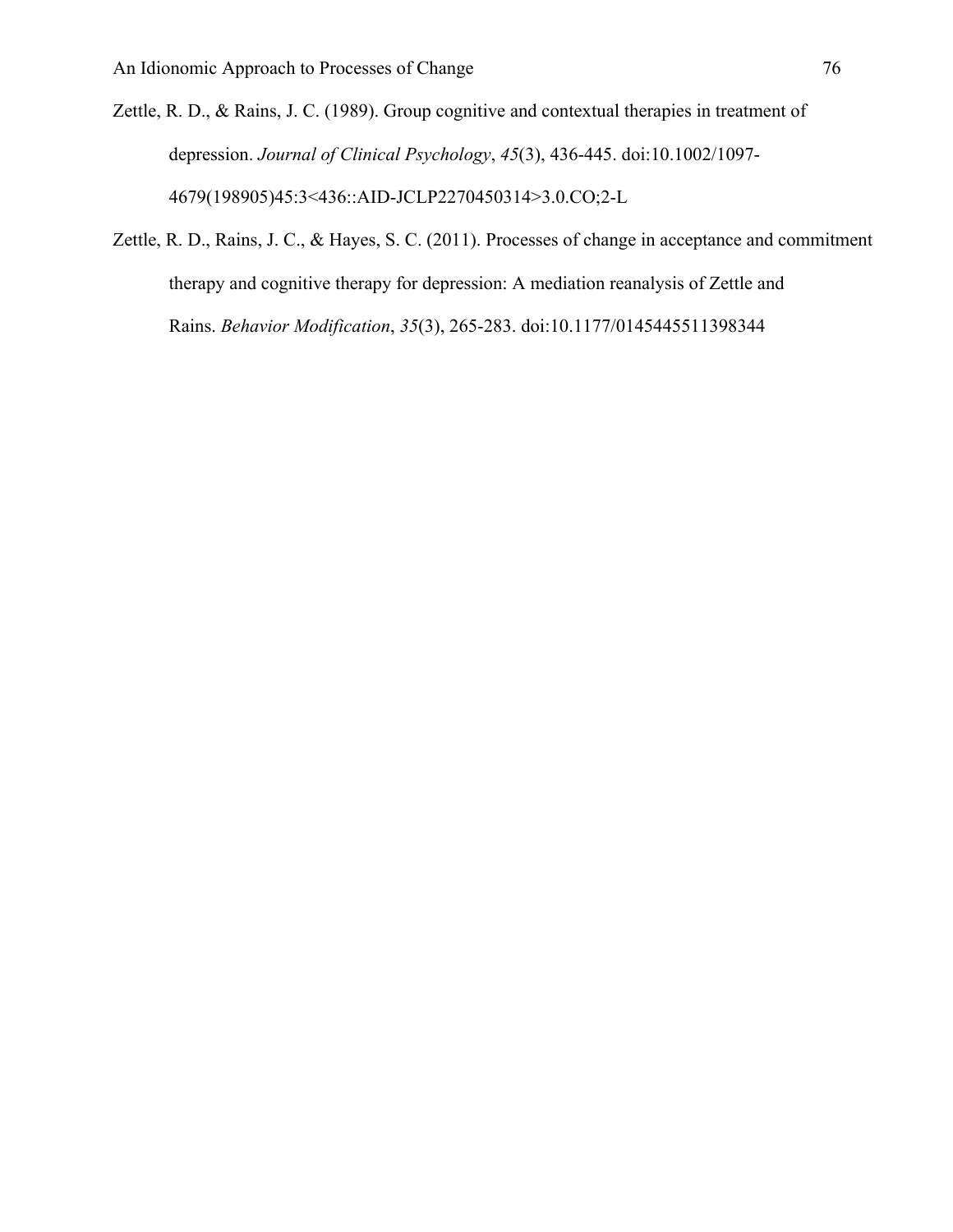Zettle, R. D., & Rains, J. C. (1989). Group cognitive and contextual therapies in treatment of depression. *Journal of Clinical Psychology*, *45*(3), 436-445. doi:10.1002/1097-4679(198905)45:3<436::AID-JCLP2270450314>3.0.CO;2-L

Zettle, R. D., Rains, J. C., & Hayes, S. C. (2011). Processes of change in acceptance and commitment therapy and cognitive therapy for depression: A mediation reanalysis of Zettle and Rains. *Behavior Modification*, *35*(3), 265-283. doi:10.1177/0145445511398344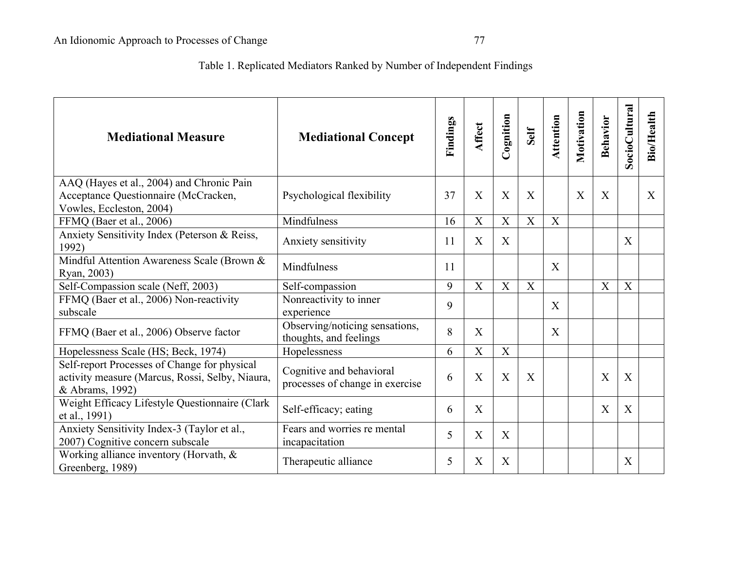Table 1. Replicated Mediators Ranked by Number of Independent Findings

| Mediational Measure | Mediational Concept | Findings | Affect | Cognition | Self | Attention | Motivation | Behavior | SocioCultural | Bio/Health |
|---|---|---|---|---|---|---|---|---|---|---|
| AAQ (Hayes et al., 2004) and Chronic Pain Acceptance Questionnaire (McCracken, Vowles, Eccleston, 2004) | Psychological flexibility | 37 | X | X | X | | X | X | | X |
| FFMQ (Baer et al., 2006) | Mindfulness | 16 | X | X | X | X | | | | |
| Anxiety Sensitivity Index (Peterson & Reiss, 1992) | Anxiety sensitivity | 11 | X | X | | | | | X | |
| Mindful Attention Awareness Scale (Brown & Ryan, 2003) | Mindfulness | 11 | | | | X | | | | |
| Self-Compassion scale (Neff, 2003) | Self-compassion | 9 | X | X | X | | | X | X | |
| FFMQ (Baer et al., 2006) Non-reactivity subscale | Nonreactivity to inner experience | 9 | | | | X | | | | |
| FFMQ (Baer et al., 2006) Observe factor | Observing/noticing sensations, thoughts, and feelings | 8 | X | | | X | | | | |
| Hopelessness Scale (HS; Beck, 1974) | Hopelessness | 6 | X | X | | | | | | |
| Self-report Processes of Change for physical activity measure (Marcus, Rossi, Selby, Niaura, & Abrams, 1992) | Cognitive and behavioral processes of change in exercise | 6 | X | X | X | | | X | X | |
| Weight Efficacy Lifestyle Questionnaire (Clark et al., 1991) | Self-efficacy; eating | 6 | X | | | | | X | X | |
| Anxiety Sensitivity Index-3 (Taylor et al., 2007) Cognitive concern subscale | Fears and worries re mental incapacitation | 5 | X | X | | | | | | |
| Working alliance inventory (Horvath, & Greenberg, 1989) | Therapeutic alliance | 5 | X | X | | | | | X | |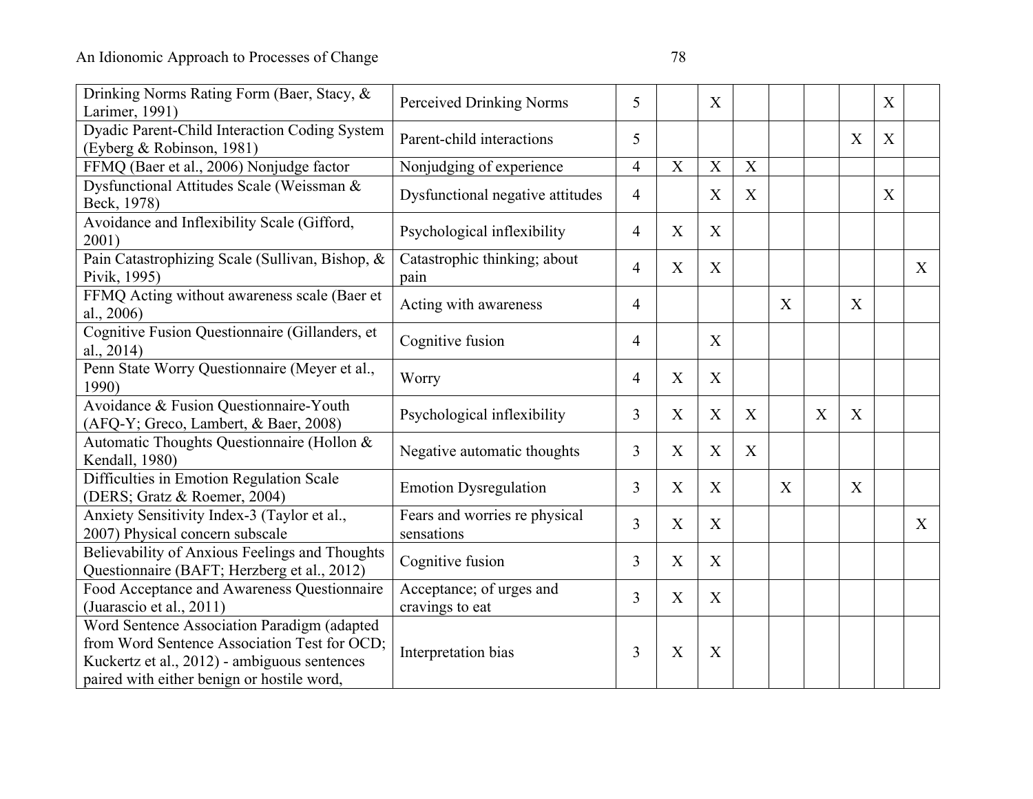| | | | | | | | | | | |
|---|---|---|---|---|---|---|---|---|---|---|
| Drinking Norms Rating Form (Baer, Stacy, & Larimer, 1991) | Perceived Drinking Norms | 5 | | X | | | | | X | |
| Dyadic Parent-Child Interaction Coding System (Eyberg & Robinson, 1981) | Parent-child interactions | 5 | | | | | | X | X | |
| FFMQ (Baer et al., 2006) Nonjudge factor | Nonjudging of experience | 4 | X | X | X | | | | | |
| Dysfunctional Attitudes Scale (Weissman & Beck, 1978) | Dysfunctional negative attitudes | 4 | | X | X | | | | X | |
| Avoidance and Inflexibility Scale (Gifford, 2001) | Psychological inflexibility | 4 | X | X | | | | | | |
| Pain Catastrophizing Scale (Sullivan, Bishop, & Pivik, 1995) | Catastrophic thinking; about pain | 4 | X | X | | | | | | X |
| FFMQ Acting without awareness scale (Baer et al., 2006) | Acting with awareness | 4 | | | | X | | X | | |
| Cognitive Fusion Questionnaire (Gillanders, et al., 2014) | Cognitive fusion | 4 | | X | | | | | | |
| Penn State Worry Questionnaire (Meyer et al., 1990) | Worry | 4 | X | X | | | | | | |
| Avoidance & Fusion Questionnaire-Youth (AFQ-Y; Greco, Lambert, & Baer, 2008) | Psychological inflexibility | 3 | X | X | X | | X | X | | |
| Automatic Thoughts Questionnaire (Hollon & Kendall, 1980) | Negative automatic thoughts | 3 | X | X | X | | | | | |
| Difficulties in Emotion Regulation Scale (DERS; Gratz & Roemer, 2004) | Emotion Dysregulation | 3 | X | X | | X | | X | | |
| Anxiety Sensitivity Index-3 (Taylor et al., 2007) Physical concern subscale | Fears and worries re physical sensations | 3 | X | X | | | | | | X |
| Believability of Anxious Feelings and Thoughts Questionnaire (BAFT; Herzberg et al., 2012) | Cognitive fusion | 3 | X | X | | | | | | |
| Food Acceptance and Awareness Questionnaire (Juarascio et al., 2011) | Acceptance; of urges and cravings to eat | 3 | X | X | | | | | | |
| Word Sentence Association Paradigm (adapted from Word Sentence Association Test for OCD; Kuckertz et al., 2012) - ambiguous sentences paired with either benign or hostile word, | Interpretation bias | 3 | X | X | | | | | | |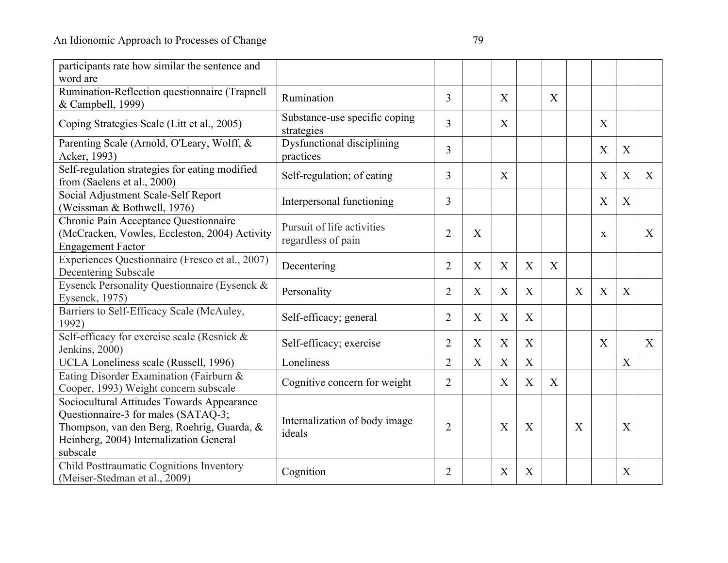| | | | | | | | | | | |
|---|---|---|---|---|---|---|---|---|---|---|
| participants rate how similar the sentence and word are | | | | | | | | | | |
| Rumination-Reflection questionnaire (Trapnell & Campbell, 1999) | Rumination | 3 | | X | | X | | | | |
| Coping Strategies Scale (Litt et al., 2005) | Substance-use specific coping strategies | 3 | | X | | | | X | | |
| Parenting Scale (Arnold, O'Leary, Wolff, & Acker, 1993) | Dysfunctional disciplining practices | 3 | | | | | | X | X | |
| Self-regulation strategies for eating modified from (Saelens et al., 2000) | Self-regulation; of eating | 3 | | X | | | | X | X | X |
| Social Adjustment Scale-Self Report (Weissman & Bothwell, 1976) | Interpersonal functioning | 3 | | | | | | X | X | |
| Chronic Pain Acceptance Questionnaire (McCracken, Vowles, Eccleston, 2004) Activity Engagement Factor | Pursuit of life activities regardless of pain | 2 | X | | | | | x | | X |
| Experiences Questionnaire (Fresco et al., 2007) Decentering Subscale | Decentering | 2 | X | X | X | X | | | | |
| Eysenck Personality Questionnaire (Eysenck & Eysenck, 1975) | Personality | 2 | X | X | X | | X | X | X | |
| Barriers to Self-Efficacy Scale (McAuley, 1992) | Self-efficacy; general | 2 | X | X | X | | | | | |
| Self-efficacy for exercise scale (Resnick & Jenkins, 2000) | Self-efficacy; exercise | 2 | X | X | X | | | X | | X |
| UCLA Loneliness scale (Russell, 1996) | Loneliness | 2 | X | X | X | | | | X | |
| Eating Disorder Examination (Fairburn & Cooper, 1993) Weight concern subscale | Cognitive concern for weight | 2 | | X | X | X | | | | |
| Sociocultural Attitudes Towards Appearance Questionnaire-3 for males (SATAQ-3; Thompson, van den Berg, Roehrig, Guarda, & Heinberg, 2004) Internalization General subscale | Internalization of body image ideals | 2 | | X | X | | X | | X | |
| Child Posttraumatic Cognitions Inventory (Meiser-Stedman et al., 2009) | Cognition | 2 | | X | X | | | | X | |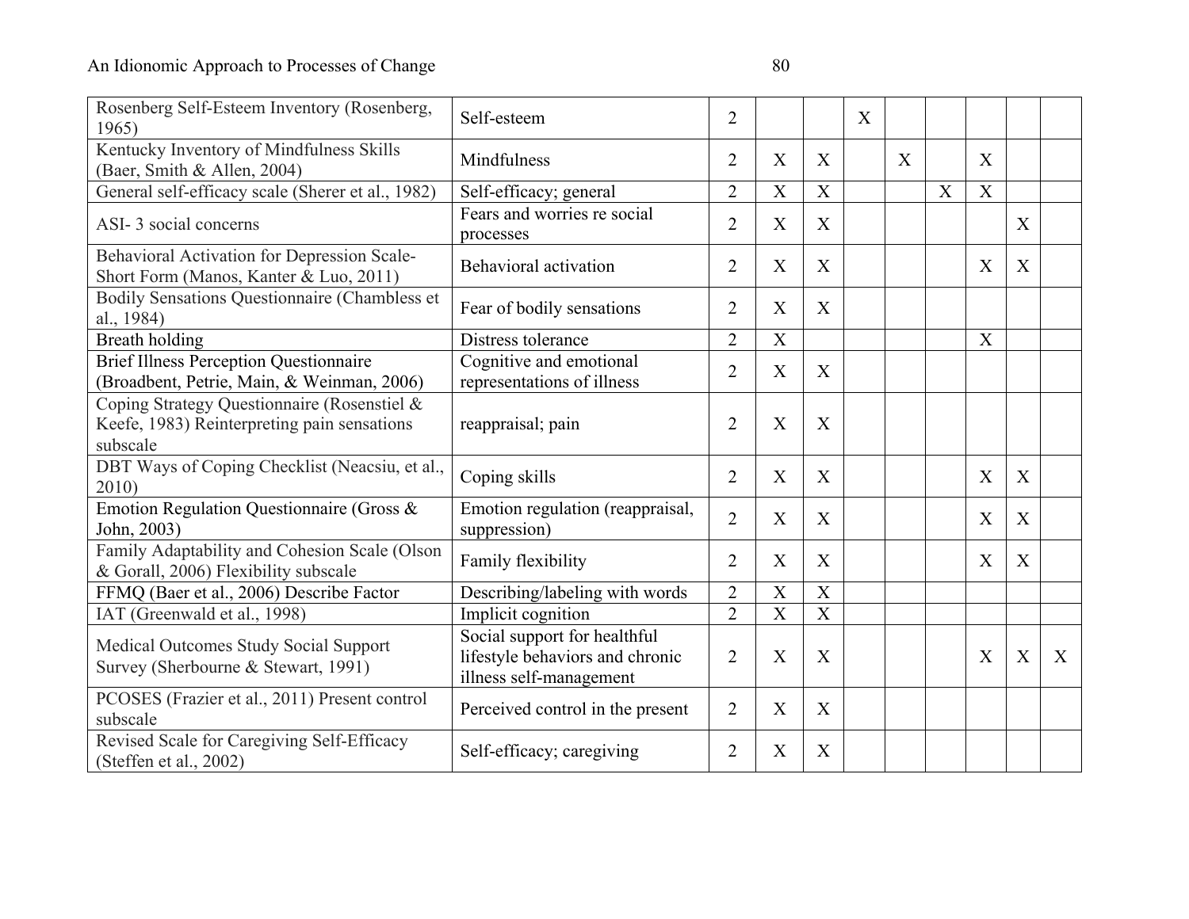| | | | | | | | | | | |
|---|---|---|---|---|---|---|---|---|---|---|
| Rosenberg Self-Esteem Inventory (Rosenberg, 1965) | Self-esteem | 2 | | | X | | | | | |
| Kentucky Inventory of Mindfulness Skills (Baer, Smith & Allen, 2004) | Mindfulness | 2 | X | X | | X | | X | | |
| General self-efficacy scale (Sherer et al., 1982) | Self-efficacy; general | 2 | X | X | | | X | X | | |
| ASI- 3 social concerns | Fears and worries re social processes | 2 | X | X | | | | | X | |
| Behavioral Activation for Depression Scale-Short Form (Manos, Kanter & Luo, 2011) | Behavioral activation | 2 | X | X | | | | X | X | |
| Bodily Sensations Questionnaire (Chambless et al., 1984) | Fear of bodily sensations | 2 | X | X | | | | | | |
| Breath holding | Distress tolerance | 2 | X | | | | | X | | |
| Brief Illness Perception Questionnaire (Broadbent, Petrie, Main, & Weinman, 2006) | Cognitive and emotional representations of illness | 2 | X | X | | | | | | |
| Coping Strategy Questionnaire (Rosenstiel & Keefe, 1983) Reinterpreting pain sensations subscale | reappraisal; pain | 2 | X | X | | | | | | |
| DBT Ways of Coping Checklist (Neacsiu, et al., 2010) | Coping skills | 2 | X | X | | | | X | X | |
| Emotion Regulation Questionnaire (Gross & John, 2003) | Emotion regulation (reappraisal, suppression) | 2 | X | X | | | | X | X | |
| Family Adaptability and Cohesion Scale (Olson & Gorall, 2006) Flexibility subscale | Family flexibility | 2 | X | X | | | | X | X | |
| FFMQ (Baer et al., 2006) Describe Factor | Describing/labeling with words | 2 | X | X | | | | | | |
| IAT (Greenwald et al., 1998) | Implicit cognition | 2 | X | X | | | | | | |
| Medical Outcomes Study Social Support Survey (Sherbourne & Stewart, 1991) | Social support for healthful lifestyle behaviors and chronic illness self-management | 2 | X | X | | | | X | X | X |
| PCOSES (Frazier et al., 2011) Present control subscale | Perceived control in the present | 2 | X | X | | | | | | |
| Revised Scale for Caregiving Self-Efficacy (Steffen et al., 2002) | Self-efficacy; caregiving | 2 | X | X | | | | | | |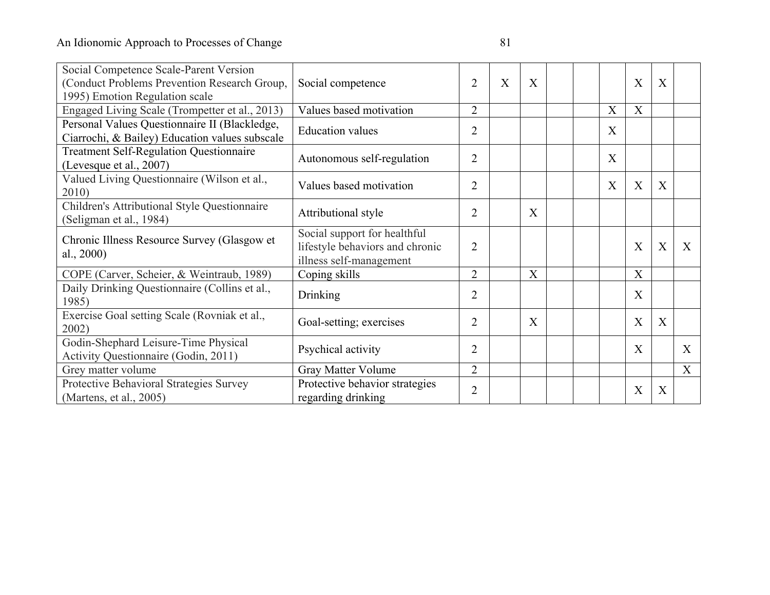| | | | | | | | | | | |
|---|---|---|---|---|---|---|---|---|---|---|
| Social Competence Scale-Parent Version (Conduct Problems Prevention Research Group, 1995) Emotion Regulation scale | Social competence | 2 | X | X | | | | X | X | |
| Engaged Living Scale (Trompetter et al., 2013) | Values based motivation | 2 | | | | | X | X | | |
| Personal Values Questionnaire II (Blackledge, Ciarrochi, & Bailey) Education values subscale | Education values | 2 | | | | | X | | | |
| Treatment Self-Regulation Questionnaire (Levesque et al., 2007) | Autonomous self-regulation | 2 | | | | | X | | | |
| Valued Living Questionnaire (Wilson et al., 2010) | Values based motivation | 2 | | | | | X | X | X | |
| Children's Attributional Style Questionnaire (Seligman et al., 1984) | Attributional style | 2 | | X | | | | | | |
| Chronic Illness Resource Survey (Glasgow et al., 2000) | Social support for healthful lifestyle behaviors and chronic illness self-management | 2 | | | | | | X | X | X |
| COPE (Carver, Scheier, & Weintraub, 1989) | Coping skills | 2 | | X | | | | X | | |
| Daily Drinking Questionnaire (Collins et al., 1985) | Drinking | 2 | | | | | | X | | |
| Exercise Goal setting Scale (Rovniak et al., 2002) | Goal-setting; exercises | 2 | | X | | | | X | X | |
| Godin-Shephard Leisure-Time Physical Activity Questionnaire (Godin, 2011) | Psychical activity | 2 | | | | | | X | | X |
| Grey matter volume | Gray Matter Volume | 2 | | | | | | | | X |
| Protective Behavioral Strategies Survey (Martens, et al., 2005) | Protective behavior strategies regarding drinking | 2 | | | | | | X | X | |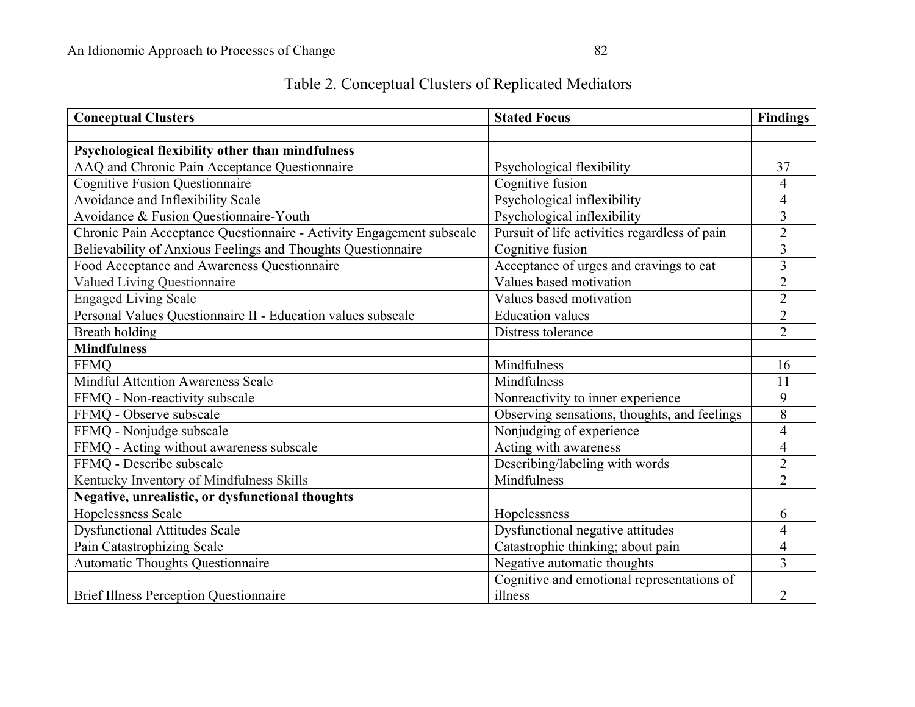Table 2. Conceptual Clusters of Replicated Mediators

| Conceptual Clusters | Stated Focus | Findings |
|---|---|---|
| | | |
| **Psychological flexibility other than mindfulness** | | |
| AAQ and Chronic Pain Acceptance Questionnaire | Psychological flexibility | 37 |
| Cognitive Fusion Questionnaire | Cognitive fusion | 4 |
| Avoidance and Inflexibility Scale | Psychological inflexibility | 4 |
| Avoidance & Fusion Questionnaire-Youth | Psychological inflexibility | 3 |
| Chronic Pain Acceptance Questionnaire - Activity Engagement subscale | Pursuit of life activities regardless of pain | 2 |
| Believability of Anxious Feelings and Thoughts Questionnaire | Cognitive fusion | 3 |
| Food Acceptance and Awareness Questionnaire | Acceptance of urges and cravings to eat | 3 |
| Valued Living Questionnaire | Values based motivation | 2 |
| Engaged Living Scale | Values based motivation | 2 |
| Personal Values Questionnaire II - Education values subscale | Education values | 2 |
| Breath holding | Distress tolerance | 2 |
| **Mindfulness** | | |
| FFMQ | Mindfulness | 16 |
| Mindful Attention Awareness Scale | Mindfulness | 11 |
| FFMQ - Non-reactivity subscale | Nonreactivity to inner experience | 9 |
| FFMQ - Observe subscale | Observing sensations, thoughts, and feelings | 8 |
| FFMQ - Nonjudge subscale | Nonjudging of experience | 4 |
| FFMQ - Acting without awareness subscale | Acting with awareness | 4 |
| FFMQ - Describe subscale | Describing/labeling with words | 2 |
| Kentucky Inventory of Mindfulness Skills | Mindfulness | 2 |
| **Negative, unrealistic, or dysfunctional thoughts** | | |
| Hopelessness Scale | Hopelessness | 6 |
| Dysfunctional Attitudes Scale | Dysfunctional negative attitudes | 4 |
| Pain Catastrophizing Scale | Catastrophic thinking; about pain | 4 |
| Automatic Thoughts Questionnaire | Negative automatic thoughts | 3 |
| Brief Illness Perception Questionnaire | Cognitive and emotional representations of illness | 2 |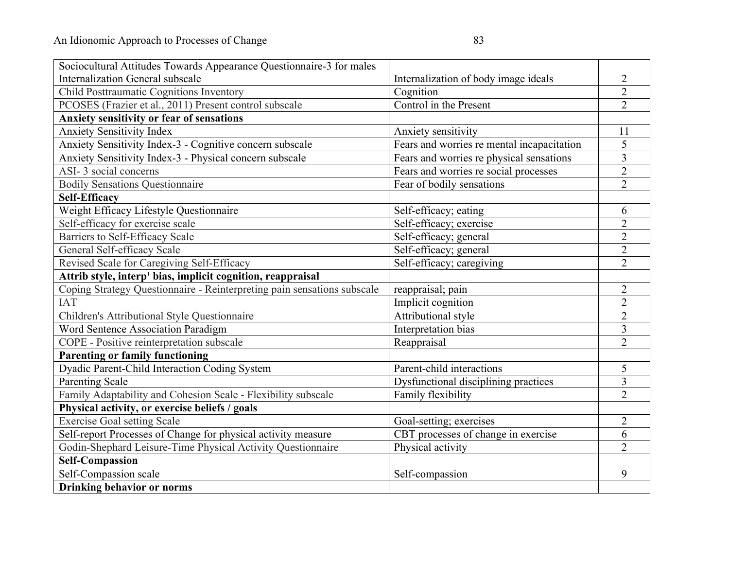| | | |
|---|---|---|
| Sociocultural Attitudes Towards Appearance Questionnaire-3 for males Internalization General subscale | Internalization of body image ideals | 2 |
| Child Posttraumatic Cognitions Inventory | Cognition | 2 |
| PCOSES (Frazier et al., 2011) Present control subscale | Control in the Present | 2 |
| **Anxiety sensitivity or fear of sensations** | | |
| Anxiety Sensitivity Index | Anxiety sensitivity | 11 |
| Anxiety Sensitivity Index-3 - Cognitive concern subscale | Fears and worries re mental incapacitation | 5 |
| Anxiety Sensitivity Index-3 - Physical concern subscale | Fears and worries re physical sensations | 3 |
| ASI- 3 social concerns | Fears and worries re social processes | 2 |
| Bodily Sensations Questionnaire | Fear of bodily sensations | 2 |
| **Self-Efficacy** | | |
| Weight Efficacy Lifestyle Questionnaire | Self-efficacy; eating | 6 |
| Self-efficacy for exercise scale | Self-efficacy; exercise | 2 |
| Barriers to Self-Efficacy Scale | Self-efficacy; general | 2 |
| General Self-efficacy Scale | Self-efficacy; general | 2 |
| Revised Scale for Caregiving Self-Efficacy | Self-efficacy; caregiving | 2 |
| **Attrib style, interp' bias, implicit cognition, reappraisal** | | |
| Coping Strategy Questionnaire - Reinterpreting pain sensations subscale | reappraisal; pain | 2 |
| IAT | Implicit cognition | 2 |
| Children's Attributional Style Questionnaire | Attributional style | 2 |
| Word Sentence Association Paradigm | Interpretation bias | 3 |
| COPE - Positive reinterpretation subscale | Reappraisal | 2 |
| **Parenting or family functioning** | | |
| Dyadic Parent-Child Interaction Coding System | Parent-child interactions | 5 |
| Parenting Scale | Dysfunctional disciplining practices | 3 |
| Family Adaptability and Cohesion Scale - Flexibility subscale | Family flexibility | 2 |
| **Physical activity, or exercise beliefs / goals** | | |
| Exercise Goal setting Scale | Goal-setting; exercises | 2 |
| Self-report Processes of Change for physical activity measure | CBT processes of change in exercise | 6 |
| Godin-Shephard Leisure-Time Physical Activity Questionnaire | Physical activity | 2 |
| **Self-Compassion** | | |
| Self-Compassion scale | Self-compassion | 9 |
| **Drinking behavior or norms** | | |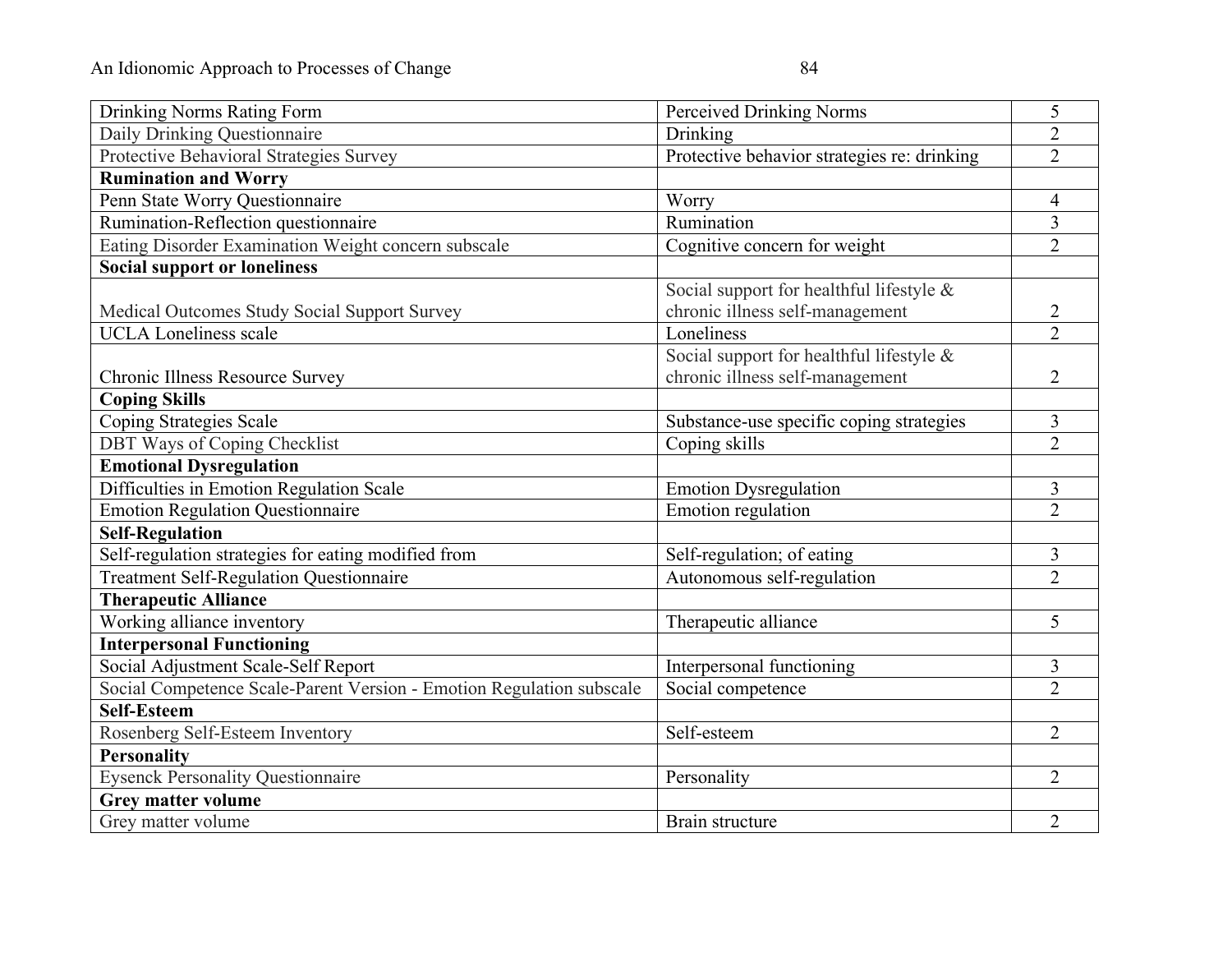| | | |
|---|---|---|
| Drinking Norms Rating Form | Perceived Drinking Norms | 5 |
| Daily Drinking Questionnaire | Drinking | 2 |
| Protective Behavioral Strategies Survey | Protective behavior strategies re: drinking | 2 |
| **Rumination and Worry** | | |
| Penn State Worry Questionnaire | Worry | 4 |
| Rumination-Reflection questionnaire | Rumination | 3 |
| Eating Disorder Examination Weight concern subscale | Cognitive concern for weight | 2 |
| **Social support or loneliness** | | |
| Medical Outcomes Study Social Support Survey | Social support for healthful lifestyle & chronic illness self-management | 2 |
| UCLA Loneliness scale | Loneliness | 2 |
| Chronic Illness Resource Survey | Social support for healthful lifestyle & chronic illness self-management | 2 |
| **Coping Skills** | | |
| Coping Strategies Scale | Substance-use specific coping strategies | 3 |
| DBT Ways of Coping Checklist | Coping skills | 2 |
| **Emotional Dysregulation** | | |
| Difficulties in Emotion Regulation Scale | Emotion Dysregulation | 3 |
| Emotion Regulation Questionnaire | Emotion regulation | 2 |
| **Self-Regulation** | | |
| Self-regulation strategies for eating modified from | Self-regulation; of eating | 3 |
| Treatment Self-Regulation Questionnaire | Autonomous self-regulation | 2 |
| **Therapeutic Alliance** | | |
| Working alliance inventory | Therapeutic alliance | 5 |
| **Interpersonal Functioning** | | |
| Social Adjustment Scale-Self Report | Interpersonal functioning | 3 |
| Social Competence Scale-Parent Version - Emotion Regulation subscale | Social competence | 2 |
| **Self-Esteem** | | |
| Rosenberg Self-Esteem Inventory | Self-esteem | 2 |
| **Personality** | | |
| Eysenck Personality Questionnaire | Personality | 2 |
| **Grey matter volume** | | |
| Grey matter volume | Brain structure | 2 |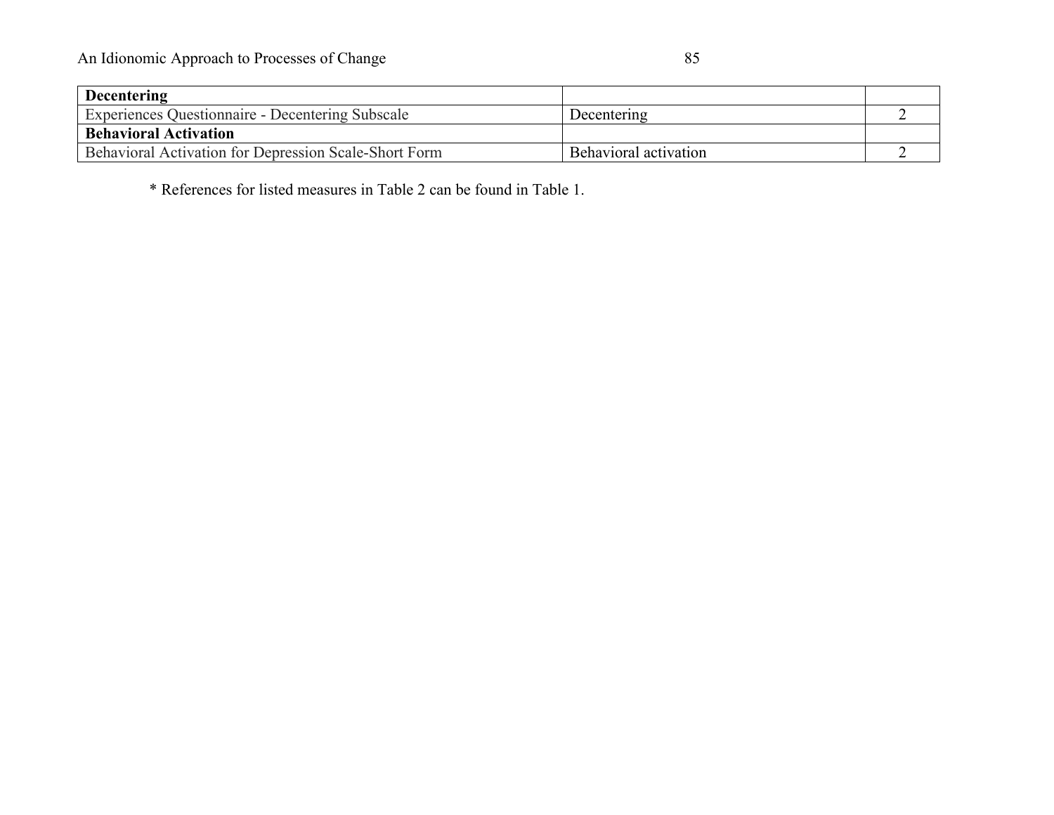| **Decentering** | | |
|---|---|---|
| Experiences Questionnaire - Decentering Subscale | Decentering | 2 |
| **Behavioral Activation** | | |
| Behavioral Activation for Depression Scale-Short Form | Behavioral activation | 2 |

* References for listed measures in Table 2 can be found in Table 1.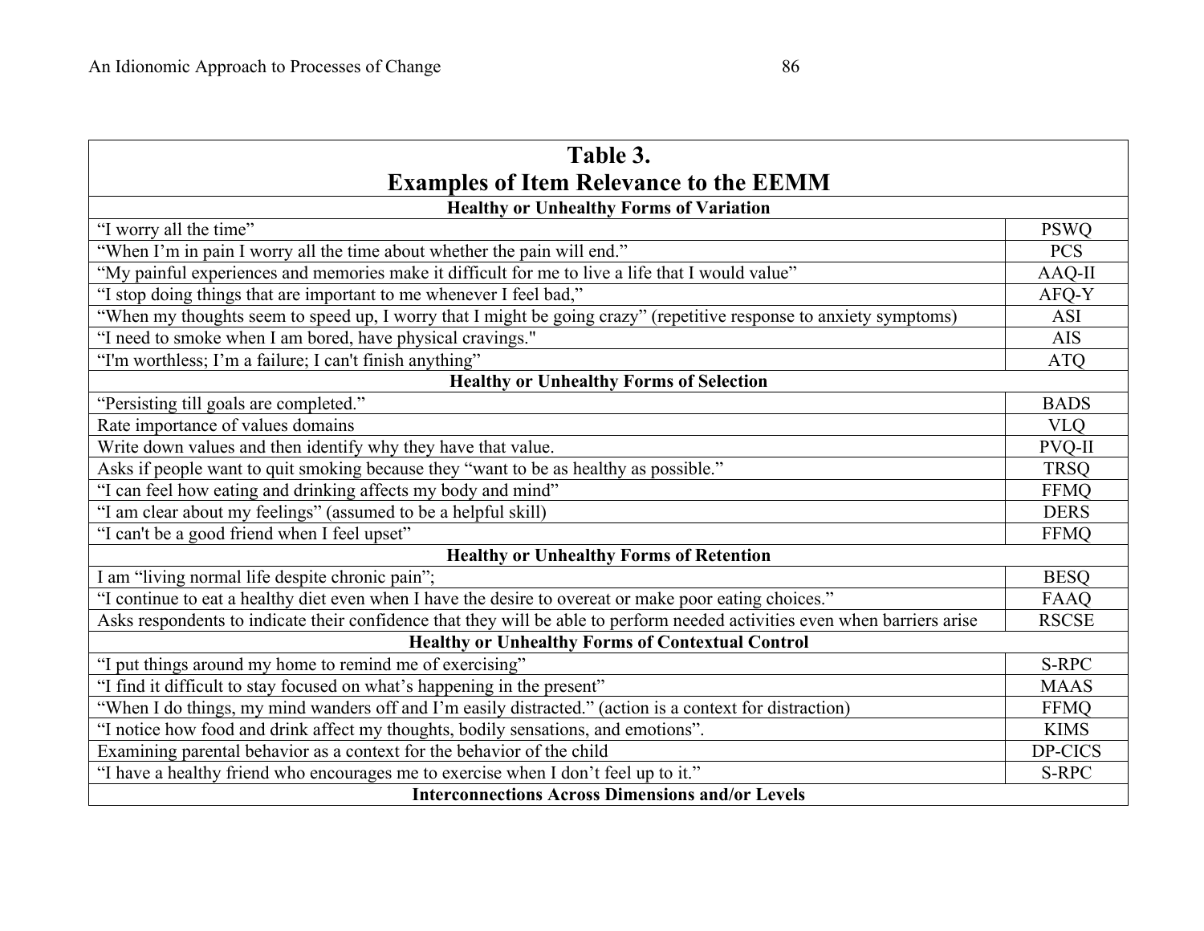**Table 3.**
**Examples of Item Relevance to the EEMM**

| Item | Measure |
|---|---|
| **Healthy or Unhealthy Forms of Variation** | |
| "I worry all the time" | PSWQ |
| "When I'm in pain I worry all the time about whether the pain will end." | PCS |
| "My painful experiences and memories make it difficult for me to live a life that I would value" | AAQ-II |
| "I stop doing things that are important to me whenever I feel bad," | AFQ-Y |
| "When my thoughts seem to speed up, I worry that I might be going crazy" (repetitive response to anxiety symptoms) | ASI |
| "I need to smoke when I am bored, have physical cravings." | AIS |
| "I'm worthless; I'm a failure; I can't finish anything" | ATQ |
| **Healthy or Unhealthy Forms of Selection** | |
| "Persisting till goals are completed." | BADS |
| Rate importance of values domains | VLQ |
| Write down values and then identify why they have that value. | PVQ-II |
| Asks if people want to quit smoking because they "want to be as healthy as possible." | TRSQ |
| "I can feel how eating and drinking affects my body and mind" | FFMQ |
| "I am clear about my feelings" (assumed to be a helpful skill) | DERS |
| "I can't be a good friend when I feel upset" | FFMQ |
| **Healthy or Unhealthy Forms of Retention** | |
| I am "living normal life despite chronic pain"; | BESQ |
| "I continue to eat a healthy diet even when I have the desire to overeat or make poor eating choices." | FAAQ |
| Asks respondents to indicate their confidence that they will be able to perform needed activities even when barriers arise | RSCSE |
| **Healthy or Unhealthy Forms of Contextual Control** | |
| "I put things around my home to remind me of exercising" | S-RPC |
| "I find it difficult to stay focused on what's happening in the present" | MAAS |
| "When I do things, my mind wanders off and I'm easily distracted." (action is a context for distraction) | FFMQ |
| "I notice how food and drink affect my thoughts, bodily sensations, and emotions". | KIMS |
| Examining parental behavior as a context for the behavior of the child | DP-CICS |
| "I have a healthy friend who encourages me to exercise when I don't feel up to it." | S-RPC |
| **Interconnections Across Dimensions and/or Levels** | |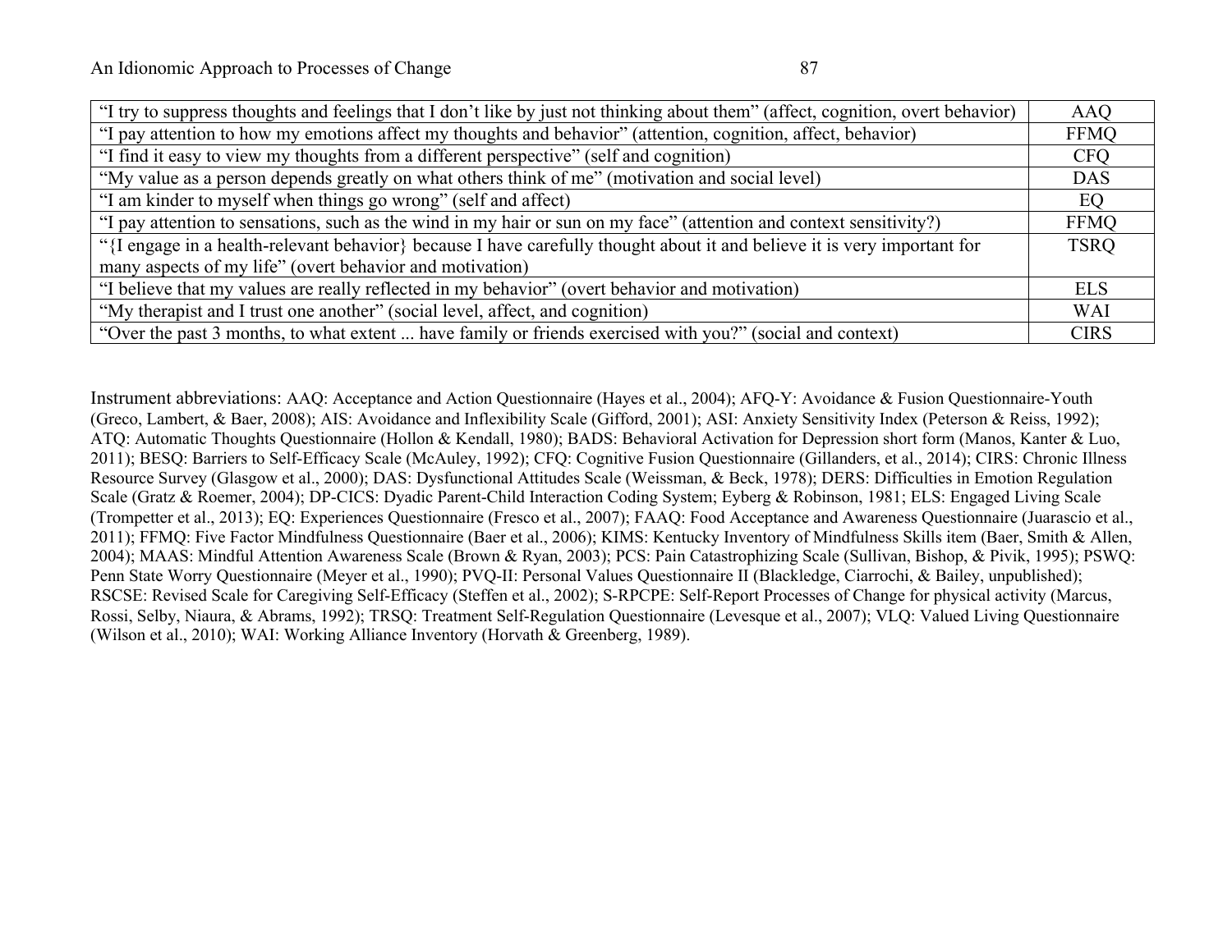| | |
|---|---|
| "I try to suppress thoughts and feelings that I don't like by just not thinking about them" (affect, cognition, overt behavior) | AAQ |
| "I pay attention to how my emotions affect my thoughts and behavior" (attention, cognition, affect, behavior) | FFMQ |
| "I find it easy to view my thoughts from a different perspective" (self and cognition) | CFQ |
| "My value as a person depends greatly on what others think of me" (motivation and social level) | DAS |
| "I am kinder to myself when things go wrong" (self and affect) | EQ |
| "I pay attention to sensations, such as the wind in my hair or sun on my face" (attention and context sensitivity?) | FFMQ |
| "{I engage in a health-relevant behavior} because I have carefully thought about it and believe it is very important for many aspects of my life" (overt behavior and motivation) | TSRQ |
| "I believe that my values are really reflected in my behavior" (overt behavior and motivation) | ELS |
| "My therapist and I trust one another" (social level, affect, and cognition) | WAI |
| "Over the past 3 months, to what extent ... have family or friends exercised with you?" (social and context) | CIRS |

Instrument abbreviations: AAQ: Acceptance and Action Questionnaire (Hayes et al., 2004); AFQ-Y: Avoidance & Fusion Questionnaire-Youth (Greco, Lambert, & Baer, 2008); AIS: Avoidance and Inflexibility Scale (Gifford, 2001); ASI: Anxiety Sensitivity Index (Peterson & Reiss, 1992); ATQ: Automatic Thoughts Questionnaire (Hollon & Kendall, 1980); BADS: Behavioral Activation for Depression short form (Manos, Kanter & Luo, 2011); BESQ: Barriers to Self-Efficacy Scale (McAuley, 1992); CFQ: Cognitive Fusion Questionnaire (Gillanders, et al., 2014); CIRS: Chronic Illness Resource Survey (Glasgow et al., 2000); DAS: Dysfunctional Attitudes Scale (Weissman, & Beck, 1978); DERS: Difficulties in Emotion Regulation Scale (Gratz & Roemer, 2004); DP-CICS: Dyadic Parent-Child Interaction Coding System; Eyberg & Robinson, 1981; ELS: Engaged Living Scale (Trompetter et al., 2013); EQ: Experiences Questionnaire (Fresco et al., 2007); FAAQ: Food Acceptance and Awareness Questionnaire (Juarascio et al., 2011); FFMQ: Five Factor Mindfulness Questionnaire (Baer et al., 2006); KIMS: Kentucky Inventory of Mindfulness Skills item (Baer, Smith & Allen, 2004); MAAS: Mindful Attention Awareness Scale (Brown & Ryan, 2003); PCS: Pain Catastrophizing Scale (Sullivan, Bishop, & Pivik, 1995); PSWQ: Penn State Worry Questionnaire (Meyer et al., 1990); PVQ-II: Personal Values Questionnaire II (Blackledge, Ciarrochi, & Bailey, unpublished); RSCSE: Revised Scale for Caregiving Self-Efficacy (Steffen et al., 2002); S-RPCPE: Self-Report Processes of Change for physical activity (Marcus, Rossi, Selby, Niaura, & Abrams, 1992); TRSQ: Treatment Self-Regulation Questionnaire (Levesque et al., 2007); VLQ: Valued Living Questionnaire (Wilson et al., 2010); WAI: Working Alliance Inventory (Horvath & Greenberg, 1989).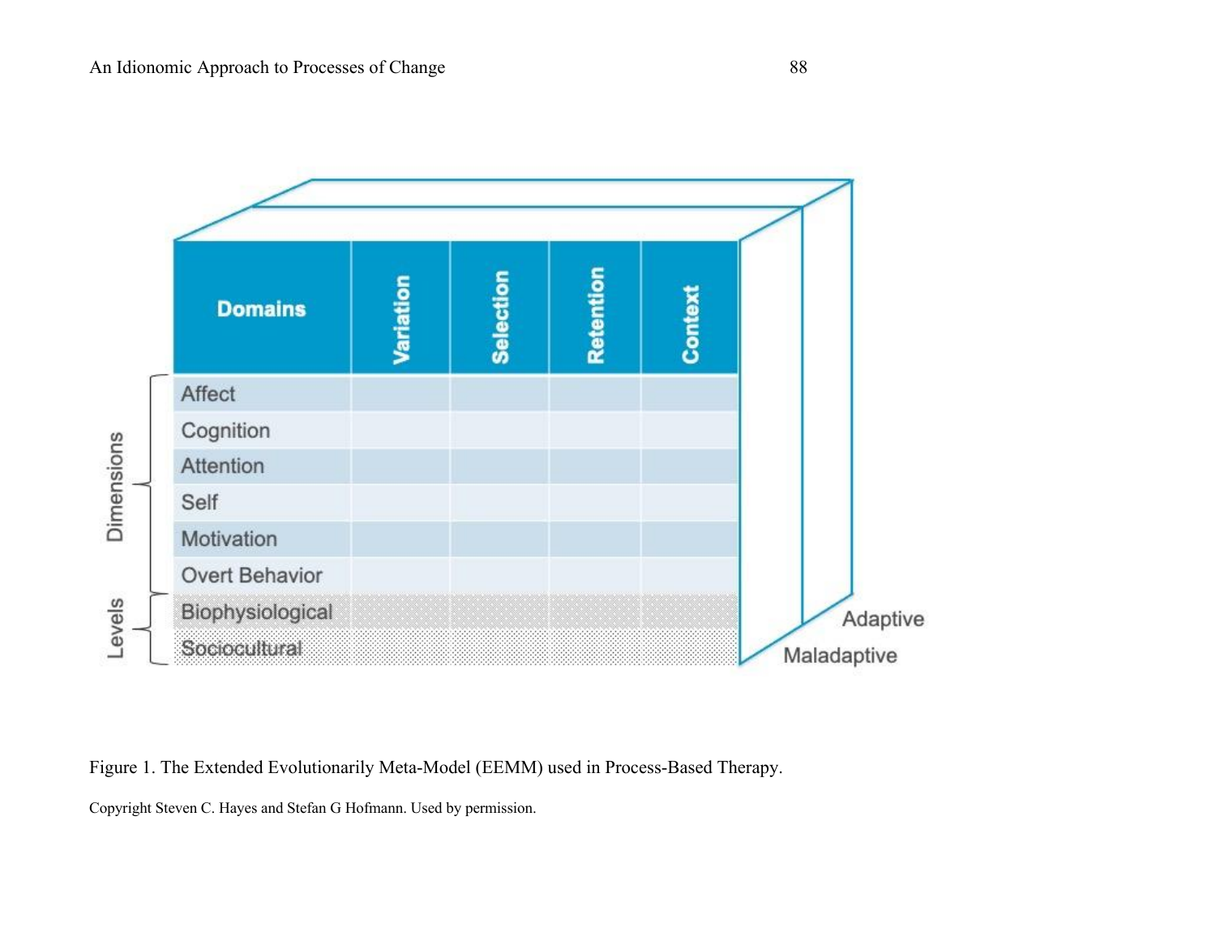| Domains | Variation | Selection | Retention | Context |
| --- | --- | --- | --- | --- |
| Affect | | | | |
| Cognition | | | | |
| Attention | | | | |
| Self | | | | |
| Motivation | | | | |
| Overt Behavior | | | | |
| Biophysiological | | | | |
| Sociocultural | | | | |

Dimensions: Affect, Cognition, Attention, Self, Motivation, Overt Behavior

Levels: Biophysiological, Sociocultural

Adaptive

Maladaptive

Figure 1. The Extended Evolutionarily Meta-Model (EEMM) used in Process-Based Therapy.

Copyright Steven C. Hayes and Stefan G Hofmann. Used by permission.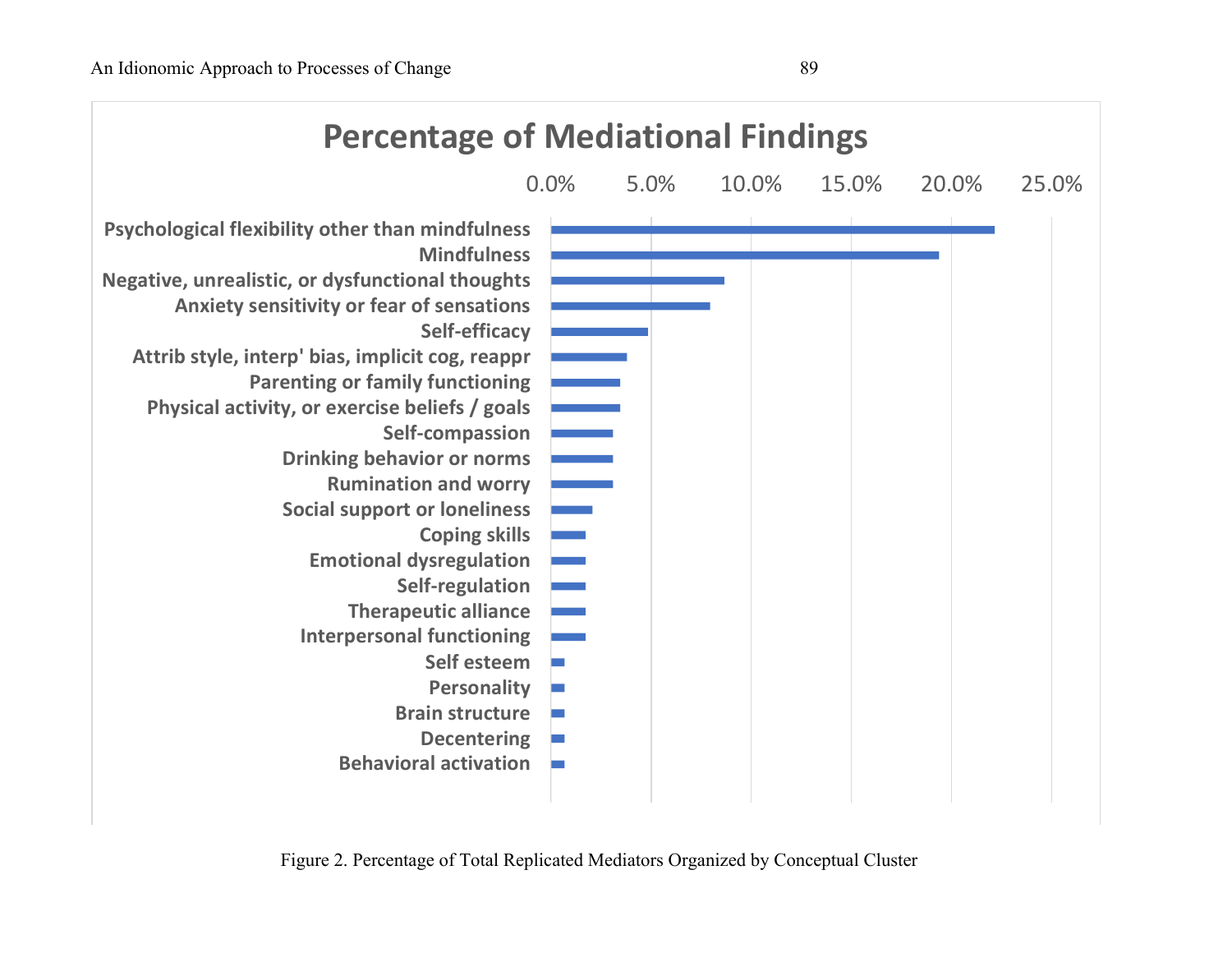**Percentage of Mediational Findings**

| Conceptual Cluster | Approx. % |
|---|---|
| Psychological flexibility other than mindfulness | ~22% |
| Mindfulness | ~19% |
| Negative, unrealistic, or dysfunctional thoughts | ~8.5% |
| Anxiety sensitivity or fear of sensations | ~8% |
| Self-efficacy | ~5% |
| Attrib style, interp' bias, implicit cog, reappr | ~4% |
| Parenting or family functioning | ~3.5% |
| Physical activity, or exercise beliefs / goals | ~3.5% |
| Self-compassion | ~3% |
| Drinking behavior or norms | ~3% |
| Rumination and worry | ~3% |
| Social support or loneliness | ~2% |
| Coping skills | ~1.5% |
| Emotional dysregulation | ~1.5% |
| Self-regulation | ~1.5% |
| Therapeutic alliance | ~1.5% |
| Interpersonal functioning | ~1.5% |
| Self esteem | ~0.5% |
| Personality | ~0.5% |
| Brain structure | ~0.5% |
| Decentering | ~0.5% |
| Behavioral activation | ~0.5% |

Figure 2. Percentage of Total Replicated Mediators Organized by Conceptual Cluster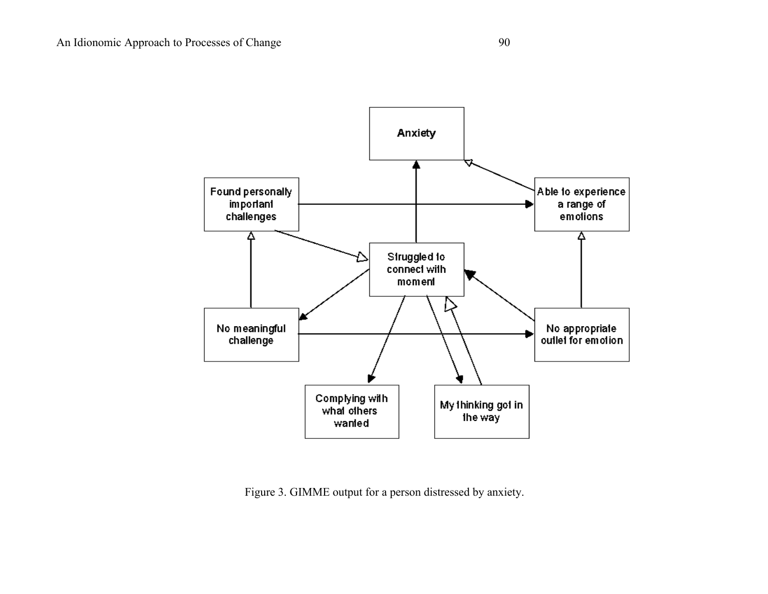Anxiety

Found personally important challenges

Able to experience a range of emotions

Struggled to connect with moment

No meaningful challenge

No appropriate outlet for emotion

Complying with what others wanted

My thinking got in the way

Figure 3. GIMME output for a person distressed by anxiety.